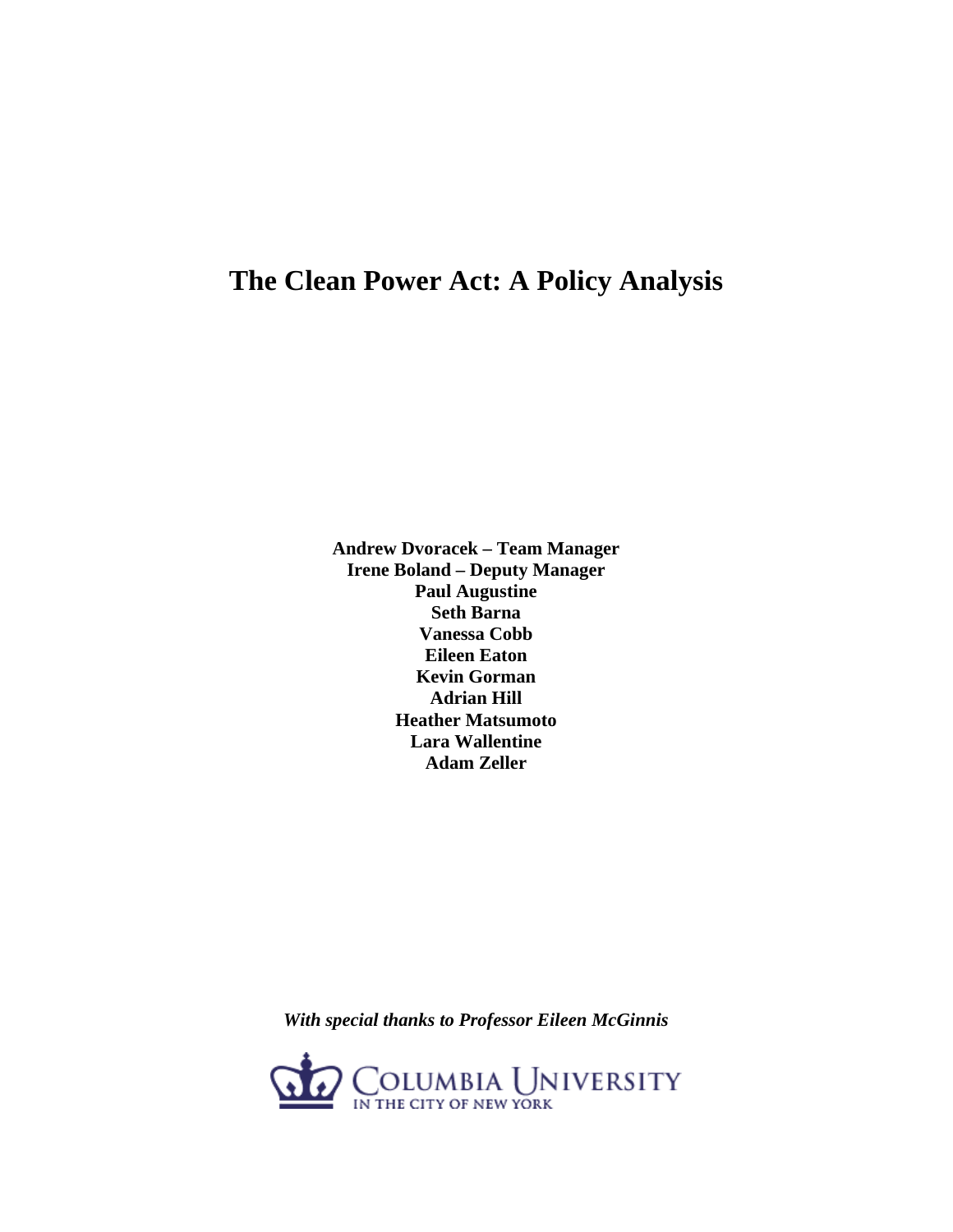# The Clean Power Act: A Policy Analysis

**Andrew Dvoracek – Team Manager**
**Irene Boland – Deputy Manager**
**Paul Augustine**
**Seth Barna**
**Vanessa Cobb**
**Eileen Eaton**
**Kevin Gorman**
**Adrian Hill**
**Heather Matsumoto**
**Lara Wallentine**
**Adam Zeller**

***With special thanks to Professor Eileen McGinnis***

COLUMBIA UNIVERSITY
IN THE CITY OF NEW YORK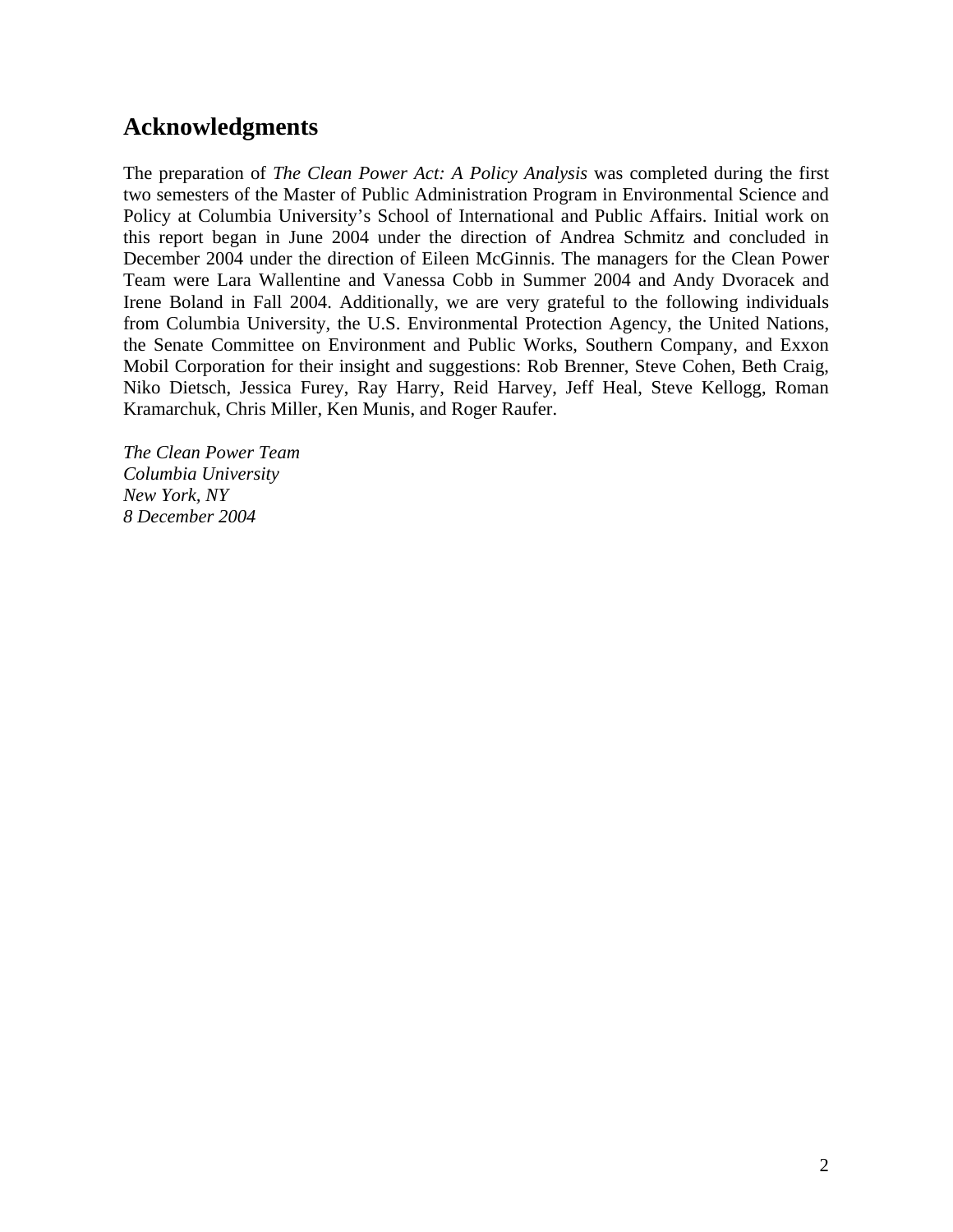## Acknowledgments

The preparation of *The Clean Power Act: A Policy Analysis* was completed during the first two semesters of the Master of Public Administration Program in Environmental Science and Policy at Columbia University's School of International and Public Affairs. Initial work on this report began in June 2004 under the direction of Andrea Schmitz and concluded in December 2004 under the direction of Eileen McGinnis. The managers for the Clean Power Team were Lara Wallentine and Vanessa Cobb in Summer 2004 and Andy Dvoracek and Irene Boland in Fall 2004. Additionally, we are very grateful to the following individuals from Columbia University, the U.S. Environmental Protection Agency, the United Nations, the Senate Committee on Environment and Public Works, Southern Company, and Exxon Mobil Corporation for their insight and suggestions: Rob Brenner, Steve Cohen, Beth Craig, Niko Dietsch, Jessica Furey, Ray Harry, Reid Harvey, Jeff Heal, Steve Kellogg, Roman Kramarchuk, Chris Miller, Ken Munis, and Roger Raufer.

*The Clean Power Team*
*Columbia University*
*New York, NY*
*8 December 2004*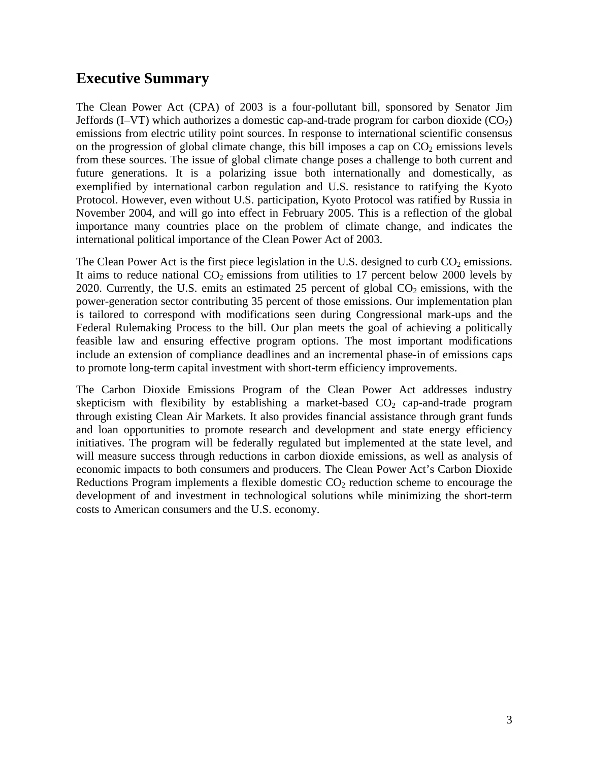## Executive Summary

The Clean Power Act (CPA) of 2003 is a four-pollutant bill, sponsored by Senator Jim Jeffords (I–VT) which authorizes a domestic cap-and-trade program for carbon dioxide ($CO_2$) emissions from electric utility point sources. In response to international scientific consensus on the progression of global climate change, this bill imposes a cap on $CO_2$ emissions levels from these sources. The issue of global climate change poses a challenge to both current and future generations. It is a polarizing issue both internationally and domestically, as exemplified by international carbon regulation and U.S. resistance to ratifying the Kyoto Protocol. However, even without U.S. participation, Kyoto Protocol was ratified by Russia in November 2004, and will go into effect in February 2005. This is a reflection of the global importance many countries place on the problem of climate change, and indicates the international political importance of the Clean Power Act of 2003.

The Clean Power Act is the first piece legislation in the U.S. designed to curb $CO_2$ emissions. It aims to reduce national $CO_2$ emissions from utilities to 17 percent below 2000 levels by 2020. Currently, the U.S. emits an estimated 25 percent of global $CO_2$ emissions, with the power-generation sector contributing 35 percent of those emissions. Our implementation plan is tailored to correspond with modifications seen during Congressional mark-ups and the Federal Rulemaking Process to the bill. Our plan meets the goal of achieving a politically feasible law and ensuring effective program options. The most important modifications include an extension of compliance deadlines and an incremental phase-in of emissions caps to promote long-term capital investment with short-term efficiency improvements.

The Carbon Dioxide Emissions Program of the Clean Power Act addresses industry skepticism with flexibility by establishing a market-based $CO_2$ cap-and-trade program through existing Clean Air Markets. It also provides financial assistance through grant funds and loan opportunities to promote research and development and state energy efficiency initiatives. The program will be federally regulated but implemented at the state level, and will measure success through reductions in carbon dioxide emissions, as well as analysis of economic impacts to both consumers and producers. The Clean Power Act's Carbon Dioxide Reductions Program implements a flexible domestic $CO_2$ reduction scheme to encourage the development of and investment in technological solutions while minimizing the short-term costs to American consumers and the U.S. economy.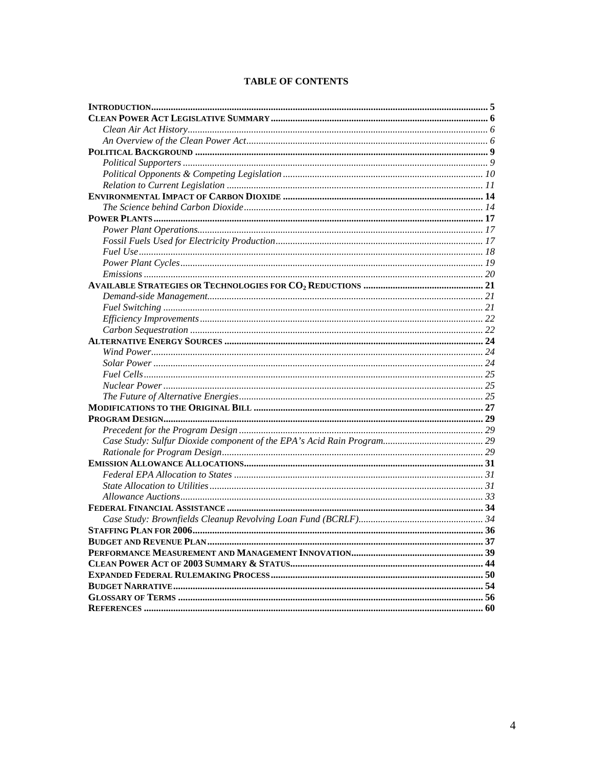# TABLE OF CONTENTS

**INTRODUCTION** ..... **5**
**CLEAN POWER ACT LEGISLATIVE SUMMARY** ..... **6**
- *Clean Air Act History* ..... *6*
- *An Overview of the Clean Power Act* ..... *6*

**POLITICAL BACKGROUND** ..... **9**
- *Political Supporters* ..... *9*
- *Political Opponents & Competing Legislation* ..... *10*
- *Relation to Current Legislation* ..... *11*

**ENVIRONMENTAL IMPACT OF CARBON DIOXIDE** ..... **14**
- *The Science behind Carbon Dioxide* ..... *14*

**POWER PLANTS** ..... **17**
- *Power Plant Operations* ..... *17*
- *Fossil Fuels Used for Electricity Production* ..... *17*
- *Fuel Use* ..... *18*
- *Power Plant Cycles* ..... *19*
- *Emissions* ..... *20*

**AVAILABLE STRATEGIES OR TECHNOLOGIES FOR $CO_2$ REDUCTIONS** ..... **21**
- *Demand-side Management* ..... *21*
- *Fuel Switching* ..... *21*
- *Efficiency Improvements* ..... *22*
- *Carbon Sequestration* ..... *22*

**ALTERNATIVE ENERGY SOURCES** ..... **24**
- *Wind Power* ..... *24*
- *Solar Power* ..... *24*
- *Fuel Cells* ..... *25*
- *Nuclear Power* ..... *25*
- *The Future of Alternative Energies* ..... *25*

**MODIFICATIONS TO THE ORIGINAL BILL** ..... **27**
**PROGRAM DESIGN** ..... **29**
- *Precedent for the Program Design* ..... *29*
- *Case Study: Sulfur Dioxide component of the EPA's Acid Rain Program* ..... *29*
- *Rationale for Program Design* ..... *29*

**EMISSION ALLOWANCE ALLOCATIONS** ..... **31**
- *Federal EPA Allocation to States* ..... *31*
- *State Allocation to Utilities* ..... *31*
- *Allowance Auctions* ..... *33*

**FEDERAL FINANCIAL ASSISTANCE** ..... **34**
- *Case Study: Brownfields Cleanup Revolving Loan Fund (BCRLF)* ..... *34*

**STAFFING PLAN FOR 2006** ..... **36**
**BUDGET AND REVENUE PLAN** ..... **37**
**PERFORMANCE MEASUREMENT AND MANAGEMENT INNOVATION** ..... **39**
**CLEAN POWER ACT OF 2003 SUMMARY & STATUS** ..... **44**
**EXPANDED FEDERAL RULEMAKING PROCESS** ..... **50**
**BUDGET NARRATIVE** ..... **54**
**GLOSSARY OF TERMS** ..... **56**
**REFERENCES** ..... **60**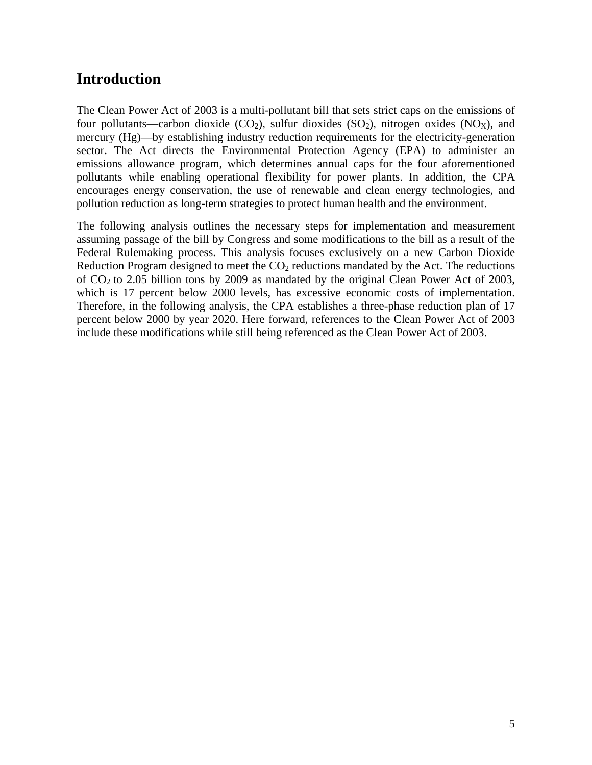## Introduction

The Clean Power Act of 2003 is a multi-pollutant bill that sets strict caps on the emissions of four pollutants—carbon dioxide ($CO_2$), sulfur dioxides ($SO_2$), nitrogen oxides ($NO_X$), and mercury (Hg)—by establishing industry reduction requirements for the electricity-generation sector. The Act directs the Environmental Protection Agency (EPA) to administer an emissions allowance program, which determines annual caps for the four aforementioned pollutants while enabling operational flexibility for power plants. In addition, the CPA encourages energy conservation, the use of renewable and clean energy technologies, and pollution reduction as long-term strategies to protect human health and the environment.

The following analysis outlines the necessary steps for implementation and measurement assuming passage of the bill by Congress and some modifications to the bill as a result of the Federal Rulemaking process. This analysis focuses exclusively on a new Carbon Dioxide Reduction Program designed to meet the $CO_2$ reductions mandated by the Act. The reductions of $CO_2$ to 2.05 billion tons by 2009 as mandated by the original Clean Power Act of 2003, which is 17 percent below 2000 levels, has excessive economic costs of implementation. Therefore, in the following analysis, the CPA establishes a three-phase reduction plan of 17 percent below 2000 by year 2020. Here forward, references to the Clean Power Act of 2003 include these modifications while still being referenced as the Clean Power Act of 2003.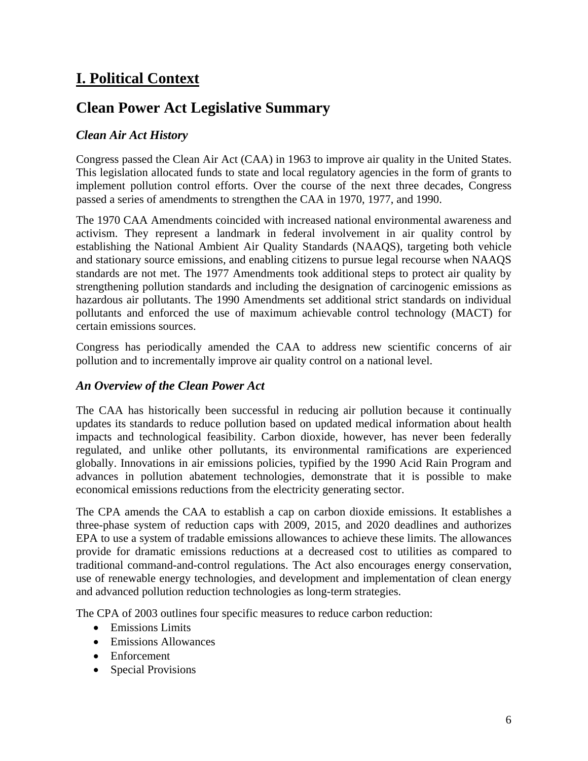# I. Political Context

## Clean Power Act Legislative Summary

### *Clean Air Act History*

Congress passed the Clean Air Act (CAA) in 1963 to improve air quality in the United States. This legislation allocated funds to state and local regulatory agencies in the form of grants to implement pollution control efforts. Over the course of the next three decades, Congress passed a series of amendments to strengthen the CAA in 1970, 1977, and 1990.

The 1970 CAA Amendments coincided with increased national environmental awareness and activism. They represent a landmark in federal involvement in air quality control by establishing the National Ambient Air Quality Standards (NAAQS), targeting both vehicle and stationary source emissions, and enabling citizens to pursue legal recourse when NAAQS standards are not met. The 1977 Amendments took additional steps to protect air quality by strengthening pollution standards and including the designation of carcinogenic emissions as hazardous air pollutants. The 1990 Amendments set additional strict standards on individual pollutants and enforced the use of maximum achievable control technology (MACT) for certain emissions sources.

Congress has periodically amended the CAA to address new scientific concerns of air pollution and to incrementally improve air quality control on a national level.

### *An Overview of the Clean Power Act*

The CAA has historically been successful in reducing air pollution because it continually updates its standards to reduce pollution based on updated medical information about health impacts and technological feasibility. Carbon dioxide, however, has never been federally regulated, and unlike other pollutants, its environmental ramifications are experienced globally. Innovations in air emissions policies, typified by the 1990 Acid Rain Program and advances in pollution abatement technologies, demonstrate that it is possible to make economical emissions reductions from the electricity generating sector.

The CPA amends the CAA to establish a cap on carbon dioxide emissions. It establishes a three-phase system of reduction caps with 2009, 2015, and 2020 deadlines and authorizes EPA to use a system of tradable emissions allowances to achieve these limits. The allowances provide for dramatic emissions reductions at a decreased cost to utilities as compared to traditional command-and-control regulations. The Act also encourages energy conservation, use of renewable energy technologies, and development and implementation of clean energy and advanced pollution reduction technologies as long-term strategies.

The CPA of 2003 outlines four specific measures to reduce carbon reduction:

- Emissions Limits
- Emissions Allowances
- Enforcement
- Special Provisions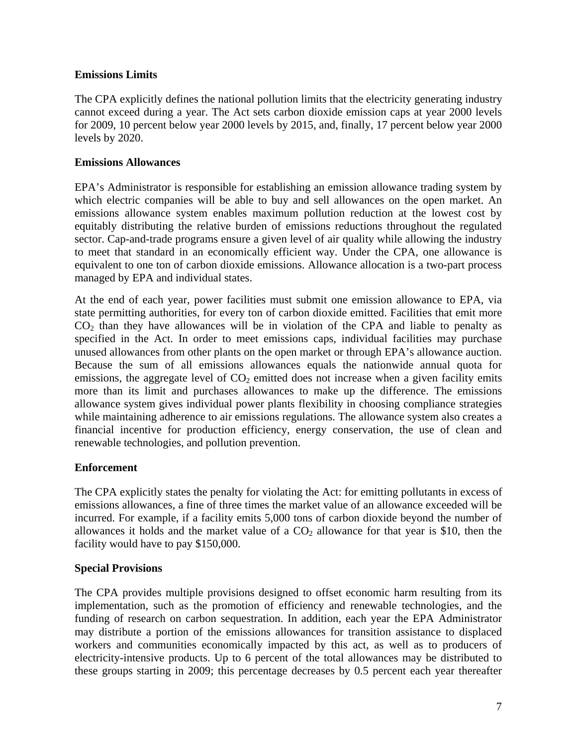### Emissions Limits

The CPA explicitly defines the national pollution limits that the electricity generating industry cannot exceed during a year. The Act sets carbon dioxide emission caps at year 2000 levels for 2009, 10 percent below year 2000 levels by 2015, and, finally, 17 percent below year 2000 levels by 2020.

### Emissions Allowances

EPA's Administrator is responsible for establishing an emission allowance trading system by which electric companies will be able to buy and sell allowances on the open market. An emissions allowance system enables maximum pollution reduction at the lowest cost by equitably distributing the relative burden of emissions reductions throughout the regulated sector. Cap-and-trade programs ensure a given level of air quality while allowing the industry to meet that standard in an economically efficient way. Under the CPA, one allowance is equivalent to one ton of carbon dioxide emissions. Allowance allocation is a two-part process managed by EPA and individual states.

At the end of each year, power facilities must submit one emission allowance to EPA, via state permitting authorities, for every ton of carbon dioxide emitted. Facilities that emit more $CO_2$ than they have allowances will be in violation of the CPA and liable to penalty as specified in the Act. In order to meet emissions caps, individual facilities may purchase unused allowances from other plants on the open market or through EPA's allowance auction. Because the sum of all emissions allowances equals the nationwide annual quota for emissions, the aggregate level of $CO_2$ emitted does not increase when a given facility emits more than its limit and purchases allowances to make up the difference. The emissions allowance system gives individual power plants flexibility in choosing compliance strategies while maintaining adherence to air emissions regulations. The allowance system also creates a financial incentive for production efficiency, energy conservation, the use of clean and renewable technologies, and pollution prevention.

### Enforcement

The CPA explicitly states the penalty for violating the Act: for emitting pollutants in excess of emissions allowances, a fine of three times the market value of an allowance exceeded will be incurred. For example, if a facility emits 5,000 tons of carbon dioxide beyond the number of allowances it holds and the market value of a $CO_2$ allowance for that year is \$10, then the facility would have to pay \$150,000.

### Special Provisions

The CPA provides multiple provisions designed to offset economic harm resulting from its implementation, such as the promotion of efficiency and renewable technologies, and the funding of research on carbon sequestration. In addition, each year the EPA Administrator may distribute a portion of the emissions allowances for transition assistance to displaced workers and communities economically impacted by this act, as well as to producers of electricity-intensive products. Up to 6 percent of the total allowances may be distributed to these groups starting in 2009; this percentage decreases by 0.5 percent each year thereafter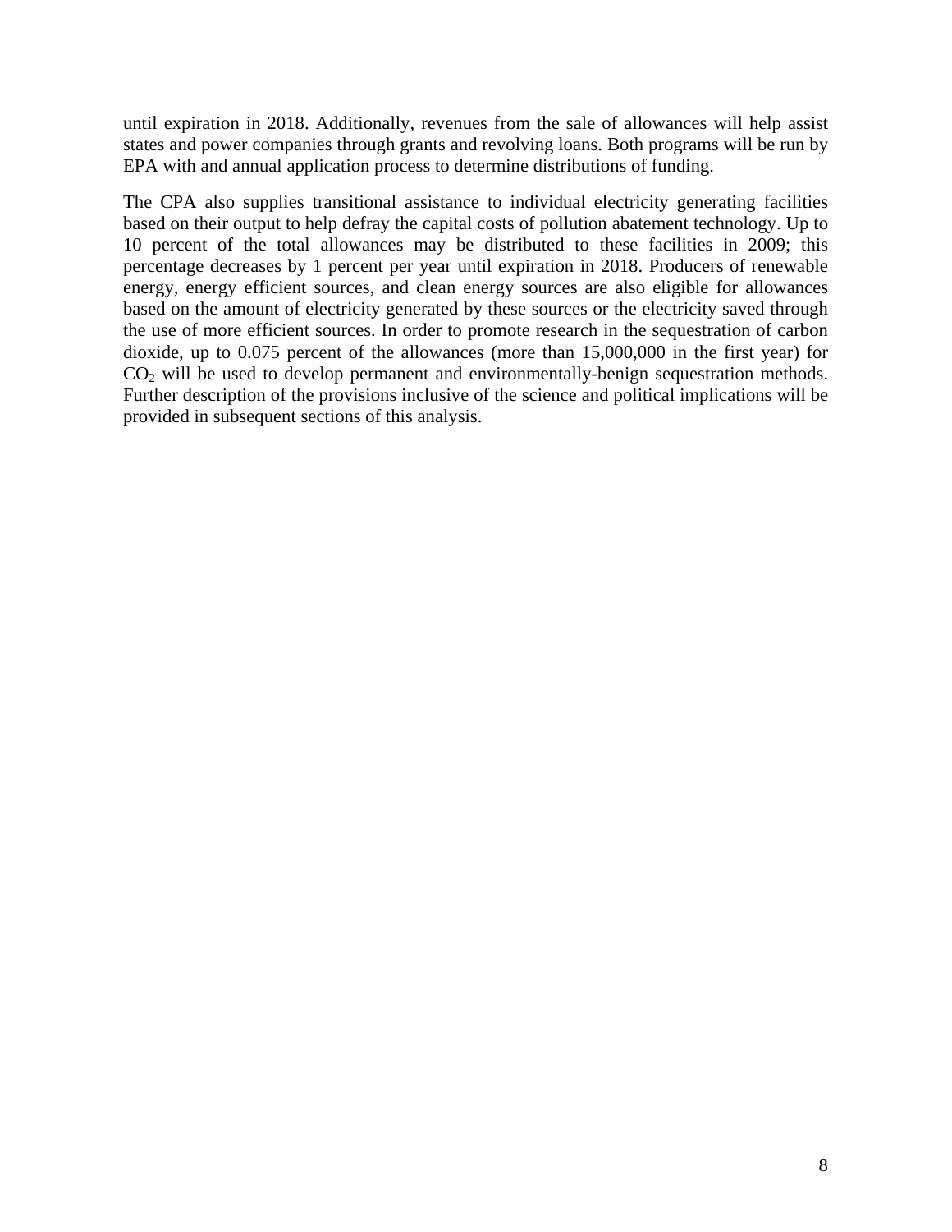until expiration in 2018. Additionally, revenues from the sale of allowances will help assist states and power companies through grants and revolving loans. Both programs will be run by EPA with and annual application process to determine distributions of funding.

The CPA also supplies transitional assistance to individual electricity generating facilities based on their output to help defray the capital costs of pollution abatement technology. Up to 10 percent of the total allowances may be distributed to these facilities in 2009; this percentage decreases by 1 percent per year until expiration in 2018. Producers of renewable energy, energy efficient sources, and clean energy sources are also eligible for allowances based on the amount of electricity generated by these sources or the electricity saved through the use of more efficient sources. In order to promote research in the sequestration of carbon dioxide, up to 0.075 percent of the allowances (more than 15,000,000 in the first year) for $CO_2$ will be used to develop permanent and environmentally-benign sequestration methods. Further description of the provisions inclusive of the science and political implications will be provided in subsequent sections of this analysis.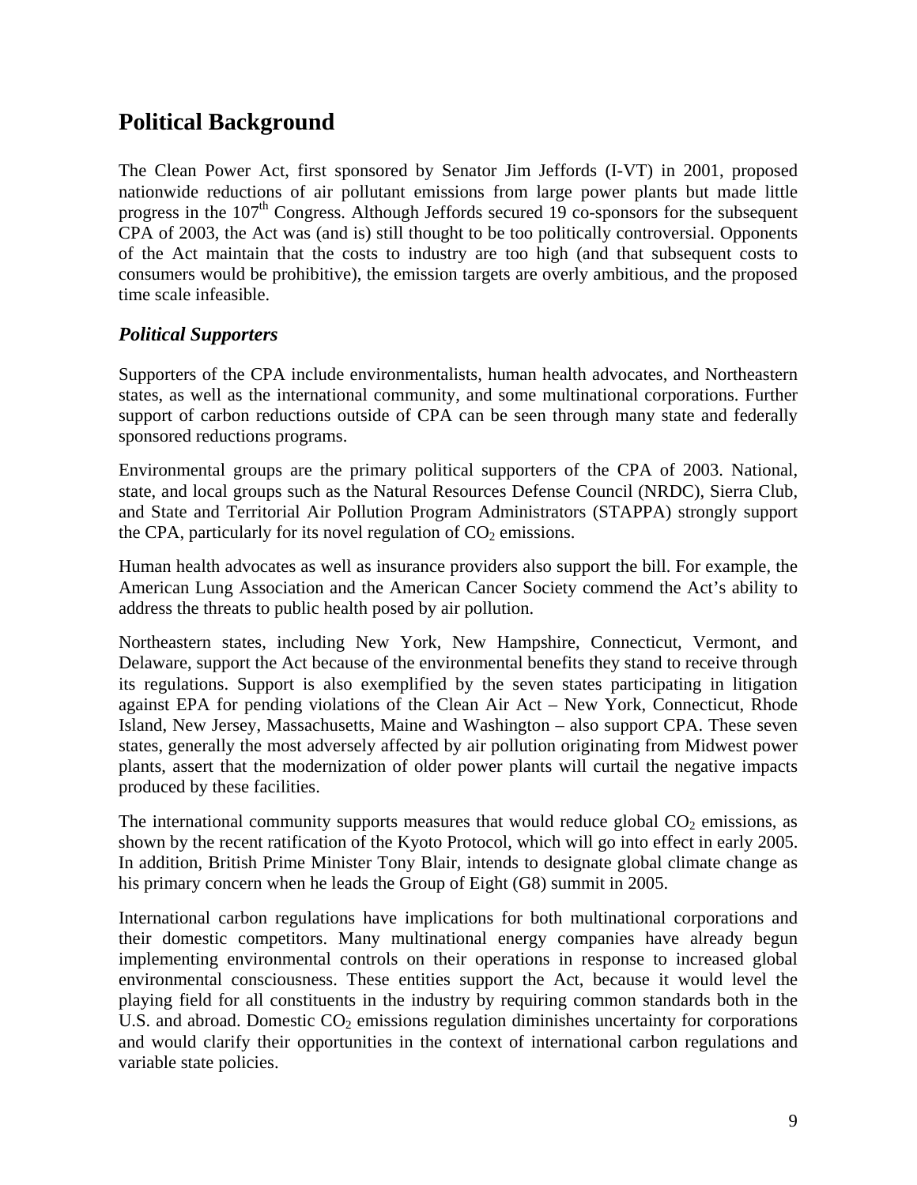## Political Background

The Clean Power Act, first sponsored by Senator Jim Jeffords (I-VT) in 2001, proposed nationwide reductions of air pollutant emissions from large power plants but made little progress in the 107th Congress. Although Jeffords secured 19 co-sponsors for the subsequent CPA of 2003, the Act was (and is) still thought to be too politically controversial. Opponents of the Act maintain that the costs to industry are too high (and that subsequent costs to consumers would be prohibitive), the emission targets are overly ambitious, and the proposed time scale infeasible.

### *Political Supporters*

Supporters of the CPA include environmentalists, human health advocates, and Northeastern states, as well as the international community, and some multinational corporations. Further support of carbon reductions outside of CPA can be seen through many state and federally sponsored reductions programs.

Environmental groups are the primary political supporters of the CPA of 2003. National, state, and local groups such as the Natural Resources Defense Council (NRDC), Sierra Club, and State and Territorial Air Pollution Program Administrators (STAPPA) strongly support the CPA, particularly for its novel regulation of $CO_2$ emissions.

Human health advocates as well as insurance providers also support the bill. For example, the American Lung Association and the American Cancer Society commend the Act's ability to address the threats to public health posed by air pollution.

Northeastern states, including New York, New Hampshire, Connecticut, Vermont, and Delaware, support the Act because of the environmental benefits they stand to receive through its regulations. Support is also exemplified by the seven states participating in litigation against EPA for pending violations of the Clean Air Act – New York, Connecticut, Rhode Island, New Jersey, Massachusetts, Maine and Washington – also support CPA. These seven states, generally the most adversely affected by air pollution originating from Midwest power plants, assert that the modernization of older power plants will curtail the negative impacts produced by these facilities.

The international community supports measures that would reduce global $CO_2$ emissions, as shown by the recent ratification of the Kyoto Protocol, which will go into effect in early 2005. In addition, British Prime Minister Tony Blair, intends to designate global climate change as his primary concern when he leads the Group of Eight (G8) summit in 2005.

International carbon regulations have implications for both multinational corporations and their domestic competitors. Many multinational energy companies have already begun implementing environmental controls on their operations in response to increased global environmental consciousness. These entities support the Act, because it would level the playing field for all constituents in the industry by requiring common standards both in the U.S. and abroad. Domestic $CO_2$ emissions regulation diminishes uncertainty for corporations and would clarify their opportunities in the context of international carbon regulations and variable state policies.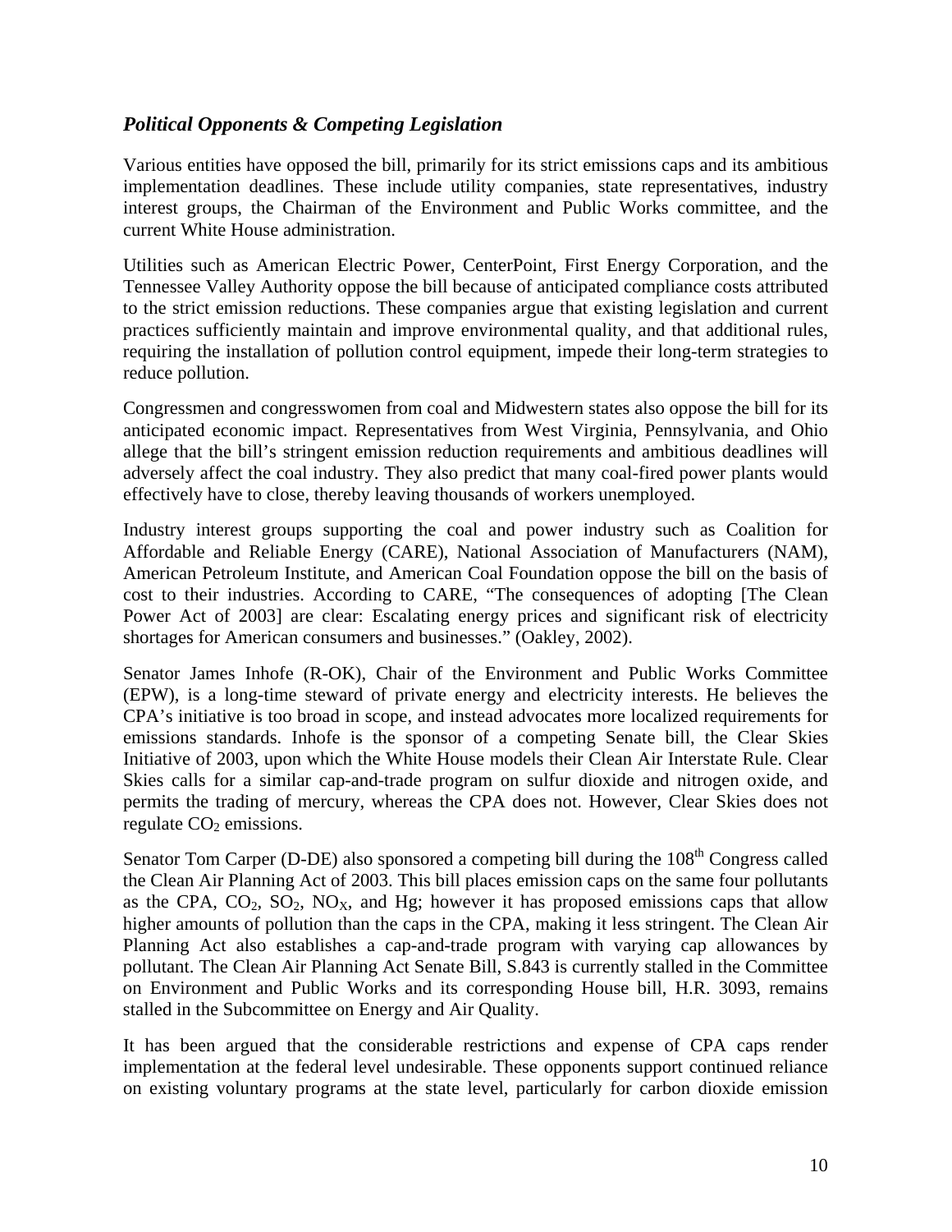### *Political Opponents & Competing Legislation*

Various entities have opposed the bill, primarily for its strict emissions caps and its ambitious implementation deadlines. These include utility companies, state representatives, industry interest groups, the Chairman of the Environment and Public Works committee, and the current White House administration.

Utilities such as American Electric Power, CenterPoint, First Energy Corporation, and the Tennessee Valley Authority oppose the bill because of anticipated compliance costs attributed to the strict emission reductions. These companies argue that existing legislation and current practices sufficiently maintain and improve environmental quality, and that additional rules, requiring the installation of pollution control equipment, impede their long-term strategies to reduce pollution.

Congressmen and congresswomen from coal and Midwestern states also oppose the bill for its anticipated economic impact. Representatives from West Virginia, Pennsylvania, and Ohio allege that the bill's stringent emission reduction requirements and ambitious deadlines will adversely affect the coal industry. They also predict that many coal-fired power plants would effectively have to close, thereby leaving thousands of workers unemployed.

Industry interest groups supporting the coal and power industry such as Coalition for Affordable and Reliable Energy (CARE), National Association of Manufacturers (NAM), American Petroleum Institute, and American Coal Foundation oppose the bill on the basis of cost to their industries. According to CARE, "The consequences of adopting [The Clean Power Act of 2003] are clear: Escalating energy prices and significant risk of electricity shortages for American consumers and businesses." (Oakley, 2002).

Senator James Inhofe (R-OK), Chair of the Environment and Public Works Committee (EPW), is a long-time steward of private energy and electricity interests. He believes the CPA's initiative is too broad in scope, and instead advocates more localized requirements for emissions standards. Inhofe is the sponsor of a competing Senate bill, the Clear Skies Initiative of 2003, upon which the White House models their Clean Air Interstate Rule. Clear Skies calls for a similar cap-and-trade program on sulfur dioxide and nitrogen oxide, and permits the trading of mercury, whereas the CPA does not. However, Clear Skies does not regulate $CO_2$ emissions.

Senator Tom Carper (D-DE) also sponsored a competing bill during the 108th Congress called the Clean Air Planning Act of 2003. This bill places emission caps on the same four pollutants as the CPA, $CO_2$, $SO_2$, $NO_X$, and Hg; however it has proposed emissions caps that allow higher amounts of pollution than the caps in the CPA, making it less stringent. The Clean Air Planning Act also establishes a cap-and-trade program with varying cap allowances by pollutant. The Clean Air Planning Act Senate Bill, S.843 is currently stalled in the Committee on Environment and Public Works and its corresponding House bill, H.R. 3093, remains stalled in the Subcommittee on Energy and Air Quality.

It has been argued that the considerable restrictions and expense of CPA caps render implementation at the federal level undesirable. These opponents support continued reliance on existing voluntary programs at the state level, particularly for carbon dioxide emission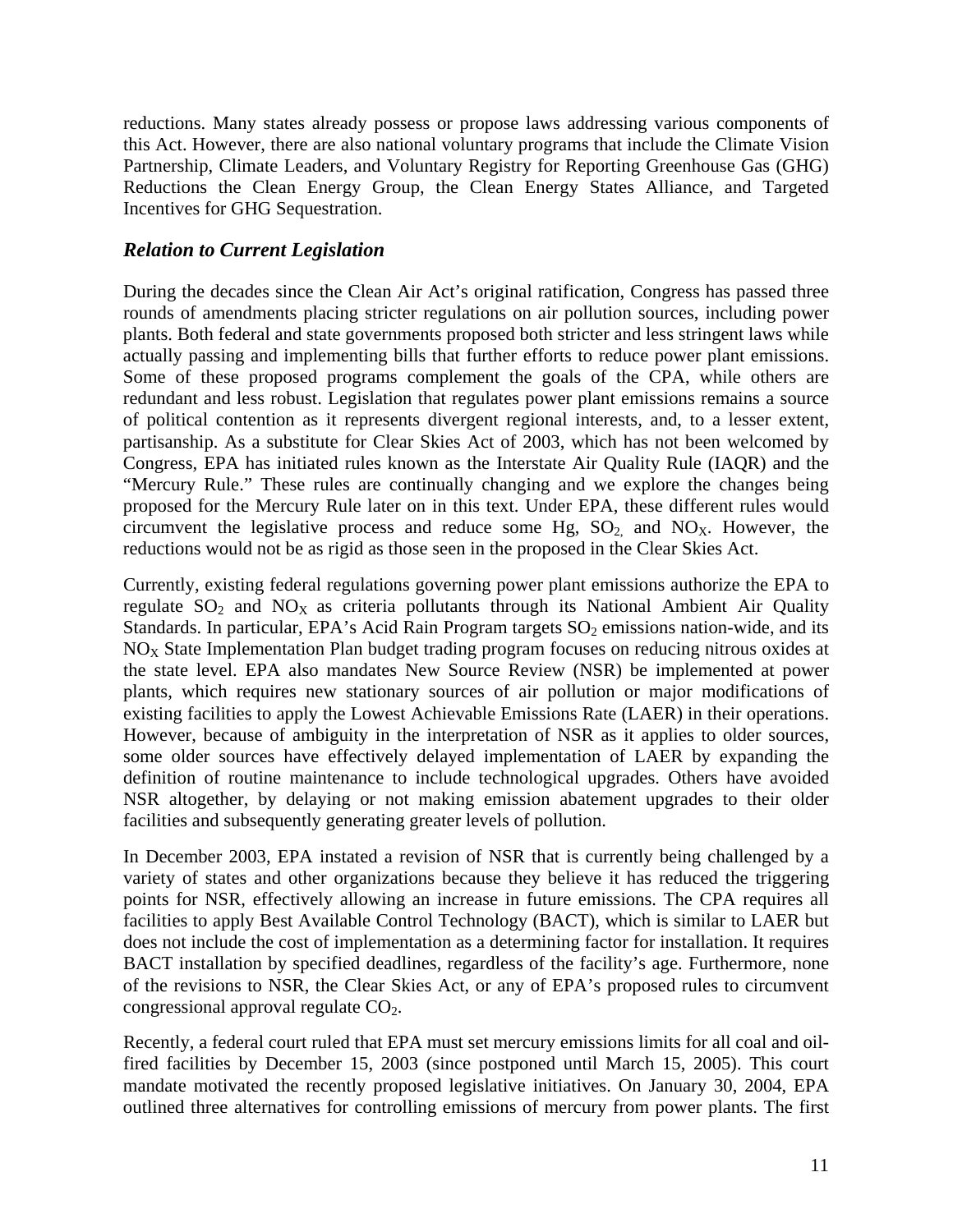reductions. Many states already possess or propose laws addressing various components of this Act. However, there are also national voluntary programs that include the Climate Vision Partnership, Climate Leaders, and Voluntary Registry for Reporting Greenhouse Gas (GHG) Reductions the Clean Energy Group, the Clean Energy States Alliance, and Targeted Incentives for GHG Sequestration.

### *Relation to Current Legislation*

During the decades since the Clean Air Act's original ratification, Congress has passed three rounds of amendments placing stricter regulations on air pollution sources, including power plants. Both federal and state governments proposed both stricter and less stringent laws while actually passing and implementing bills that further efforts to reduce power plant emissions. Some of these proposed programs complement the goals of the CPA, while others are redundant and less robust. Legislation that regulates power plant emissions remains a source of political contention as it represents divergent regional interests, and, to a lesser extent, partisanship. As a substitute for Clear Skies Act of 2003, which has not been welcomed by Congress, EPA has initiated rules known as the Interstate Air Quality Rule (IAQR) and the "Mercury Rule." These rules are continually changing and we explore the changes being proposed for the Mercury Rule later on in this text. Under EPA, these different rules would circumvent the legislative process and reduce some Hg, $SO_2$, and $NO_X$. However, the reductions would not be as rigid as those seen in the proposed in the Clear Skies Act.

Currently, existing federal regulations governing power plant emissions authorize the EPA to regulate $SO_2$ and $NO_X$ as criteria pollutants through its National Ambient Air Quality Standards. In particular, EPA's Acid Rain Program targets $SO_2$ emissions nation-wide, and its $NO_X$ State Implementation Plan budget trading program focuses on reducing nitrous oxides at the state level. EPA also mandates New Source Review (NSR) be implemented at power plants, which requires new stationary sources of air pollution or major modifications of existing facilities to apply the Lowest Achievable Emissions Rate (LAER) in their operations. However, because of ambiguity in the interpretation of NSR as it applies to older sources, some older sources have effectively delayed implementation of LAER by expanding the definition of routine maintenance to include technological upgrades. Others have avoided NSR altogether, by delaying or not making emission abatement upgrades to their older facilities and subsequently generating greater levels of pollution.

In December 2003, EPA instated a revision of NSR that is currently being challenged by a variety of states and other organizations because they believe it has reduced the triggering points for NSR, effectively allowing an increase in future emissions. The CPA requires all facilities to apply Best Available Control Technology (BACT), which is similar to LAER but does not include the cost of implementation as a determining factor for installation. It requires BACT installation by specified deadlines, regardless of the facility's age. Furthermore, none of the revisions to NSR, the Clear Skies Act, or any of EPA's proposed rules to circumvent congressional approval regulate $CO_2$.

Recently, a federal court ruled that EPA must set mercury emissions limits for all coal and oil-fired facilities by December 15, 2003 (since postponed until March 15, 2005). This court mandate motivated the recently proposed legislative initiatives. On January 30, 2004, EPA outlined three alternatives for controlling emissions of mercury from power plants. The first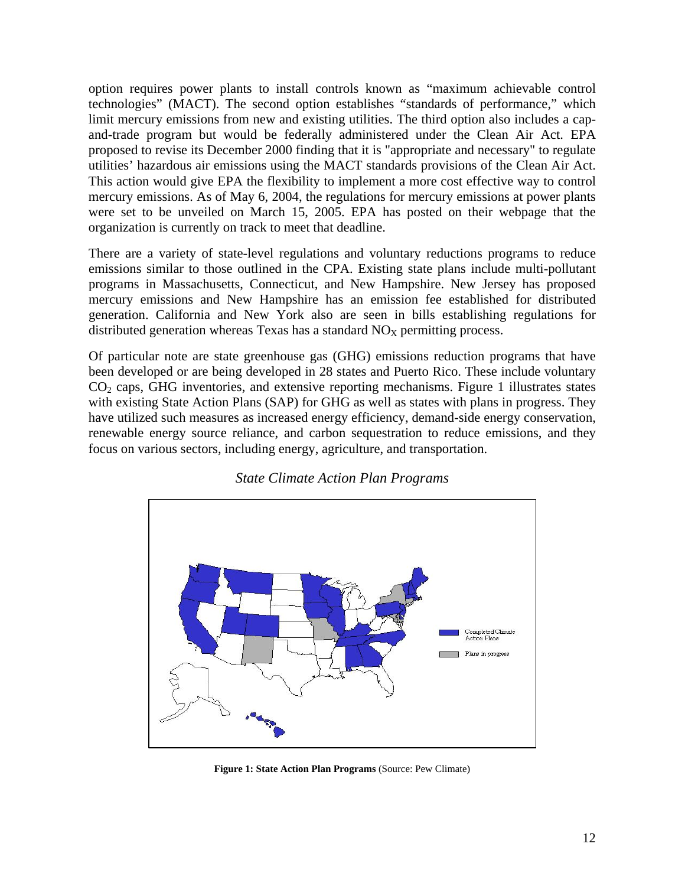option requires power plants to install controls known as "maximum achievable control technologies" (MACT). The second option establishes "standards of performance," which limit mercury emissions from new and existing utilities. The third option also includes a cap-and-trade program but would be federally administered under the Clean Air Act. EPA proposed to revise its December 2000 finding that it is "appropriate and necessary" to regulate utilities' hazardous air emissions using the MACT standards provisions of the Clean Air Act. This action would give EPA the flexibility to implement a more cost effective way to control mercury emissions. As of May 6, 2004, the regulations for mercury emissions at power plants were set to be unveiled on March 15, 2005. EPA has posted on their webpage that the organization is currently on track to meet that deadline.

There are a variety of state-level regulations and voluntary reductions programs to reduce emissions similar to those outlined in the CPA. Existing state plans include multi-pollutant programs in Massachusetts, Connecticut, and New Hampshire. New Jersey has proposed mercury emissions and New Hampshire has an emission fee established for distributed generation. California and New York also are seen in bills establishing regulations for distributed generation whereas Texas has a standard $NO_X$ permitting process.

Of particular note are state greenhouse gas (GHG) emissions reduction programs that have been developed or are being developed in 28 states and Puerto Rico. These include voluntary $CO_2$ caps, GHG inventories, and extensive reporting mechanisms. Figure 1 illustrates states with existing State Action Plans (SAP) for GHG as well as states with plans in progress. They have utilized such measures as increased energy efficiency, demand-side energy conservation, renewable energy source reliance, and carbon sequestration to reduce emissions, and they focus on various sectors, including energy, agriculture, and transportation.

*State Climate Action Plan Programs*

Completed Climate Action Plans

Plans in progress

**Figure 1: State Action Plan Programs** (Source: Pew Climate)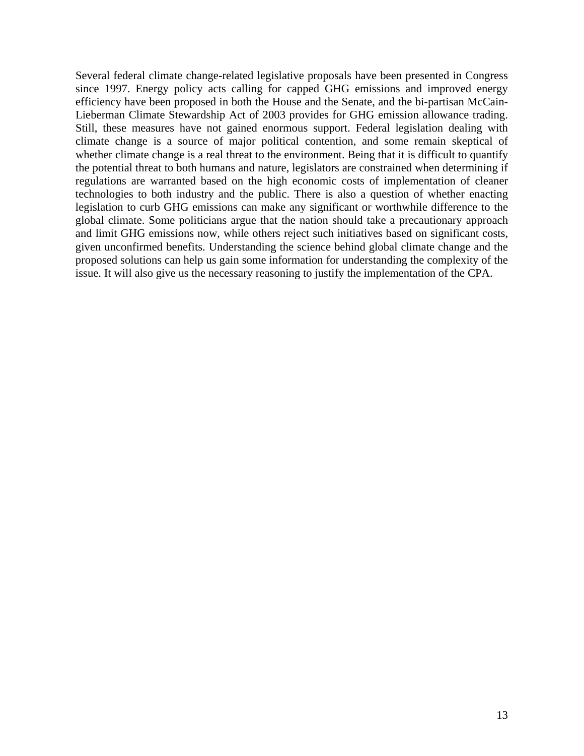Several federal climate change-related legislative proposals have been presented in Congress since 1997. Energy policy acts calling for capped GHG emissions and improved energy efficiency have been proposed in both the House and the Senate, and the bi-partisan McCain-Lieberman Climate Stewardship Act of 2003 provides for GHG emission allowance trading. Still, these measures have not gained enormous support. Federal legislation dealing with climate change is a source of major political contention, and some remain skeptical of whether climate change is a real threat to the environment. Being that it is difficult to quantify the potential threat to both humans and nature, legislators are constrained when determining if regulations are warranted based on the high economic costs of implementation of cleaner technologies to both industry and the public. There is also a question of whether enacting legislation to curb GHG emissions can make any significant or worthwhile difference to the global climate. Some politicians argue that the nation should take a precautionary approach and limit GHG emissions now, while others reject such initiatives based on significant costs, given unconfirmed benefits. Understanding the science behind global climate change and the proposed solutions can help us gain some information for understanding the complexity of the issue. It will also give us the necessary reasoning to justify the implementation of the CPA.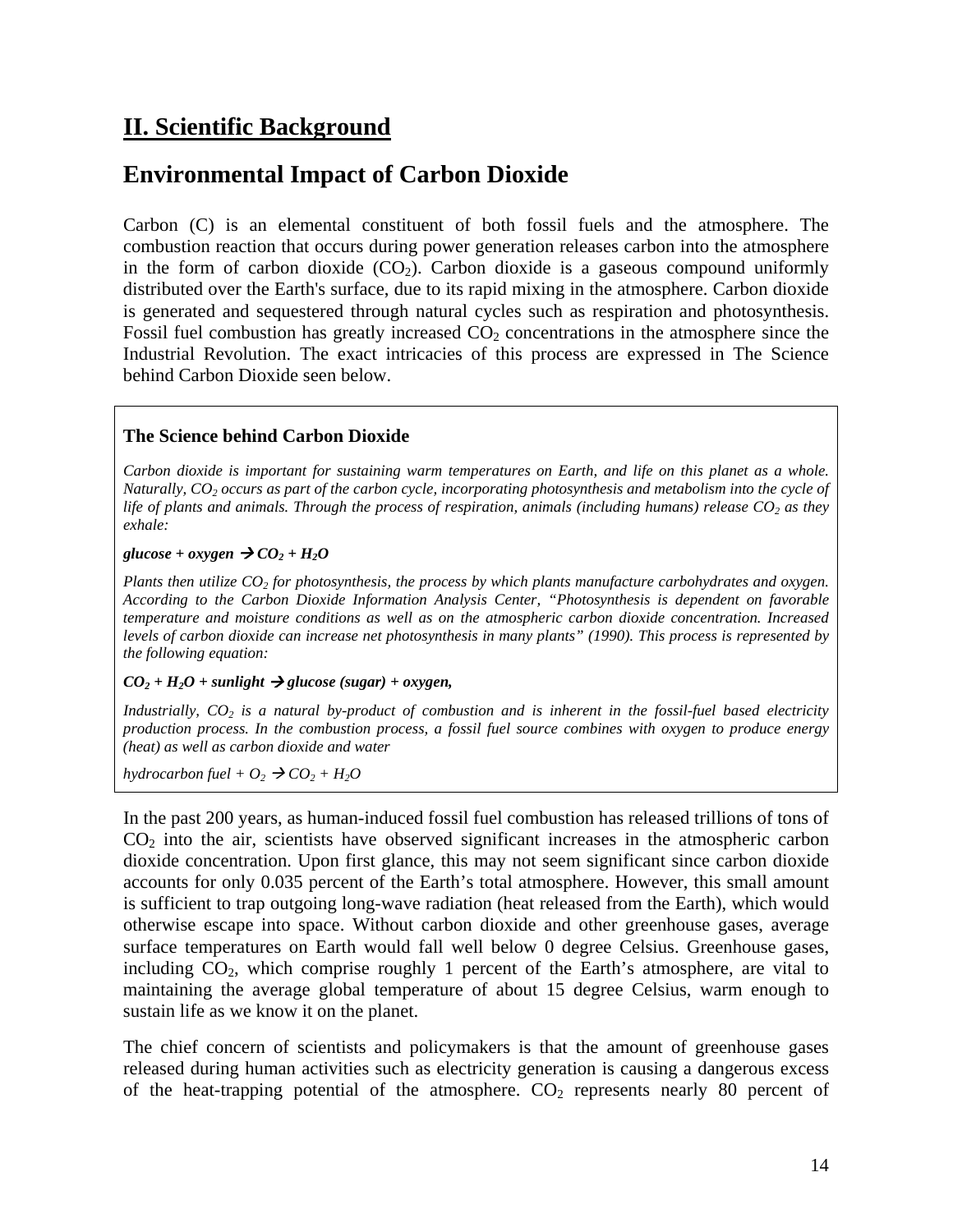# II. Scientific Background

## Environmental Impact of Carbon Dioxide

Carbon (C) is an elemental constituent of both fossil fuels and the atmosphere. The combustion reaction that occurs during power generation releases carbon into the atmosphere in the form of carbon dioxide ($CO_2$). Carbon dioxide is a gaseous compound uniformly distributed over the Earth's surface, due to its rapid mixing in the atmosphere. Carbon dioxide is generated and sequestered through natural cycles such as respiration and photosynthesis. Fossil fuel combustion has greatly increased $CO_2$ concentrations in the atmosphere since the Industrial Revolution. The exact intricacies of this process are expressed in The Science behind Carbon Dioxide seen below.

### The Science behind Carbon Dioxide

*Carbon dioxide is important for sustaining warm temperatures on Earth, and life on this planet as a whole. Naturally, $CO_2$ occurs as part of the carbon cycle, incorporating photosynthesis and metabolism into the cycle of life of plants and animals. Through the process of respiration, animals (including humans) release $CO_2$ as they exhale:*

***glucose + oxygen → $CO_2$ + $H_2O$***

*Plants then utilize $CO_2$ for photosynthesis, the process by which plants manufacture carbohydrates and oxygen. According to the Carbon Dioxide Information Analysis Center, "Photosynthesis is dependent on favorable temperature and moisture conditions as well as on the atmospheric carbon dioxide concentration. Increased levels of carbon dioxide can increase net photosynthesis in many plants" (1990). This process is represented by the following equation:*

***$CO_2$ + $H_2O$ + sunlight → glucose (sugar) + oxygen,***

*Industrially, $CO_2$ is a natural by-product of combustion and is inherent in the fossil-fuel based electricity production process. In the combustion process, a fossil fuel source combines with oxygen to produce energy (heat) as well as carbon dioxide and water*

*hydrocarbon fuel + $O_2$ → $CO_2$ + $H_2O$*

In the past 200 years, as human-induced fossil fuel combustion has released trillions of tons of $CO_2$ into the air, scientists have observed significant increases in the atmospheric carbon dioxide concentration. Upon first glance, this may not seem significant since carbon dioxide accounts for only 0.035 percent of the Earth's total atmosphere. However, this small amount is sufficient to trap outgoing long-wave radiation (heat released from the Earth), which would otherwise escape into space. Without carbon dioxide and other greenhouse gases, average surface temperatures on Earth would fall well below 0 degree Celsius. Greenhouse gases, including $CO_2$, which comprise roughly 1 percent of the Earth's atmosphere, are vital to maintaining the average global temperature of about 15 degree Celsius, warm enough to sustain life as we know it on the planet.

The chief concern of scientists and policymakers is that the amount of greenhouse gases released during human activities such as electricity generation is causing a dangerous excess of the heat-trapping potential of the atmosphere. $CO_2$ represents nearly 80 percent of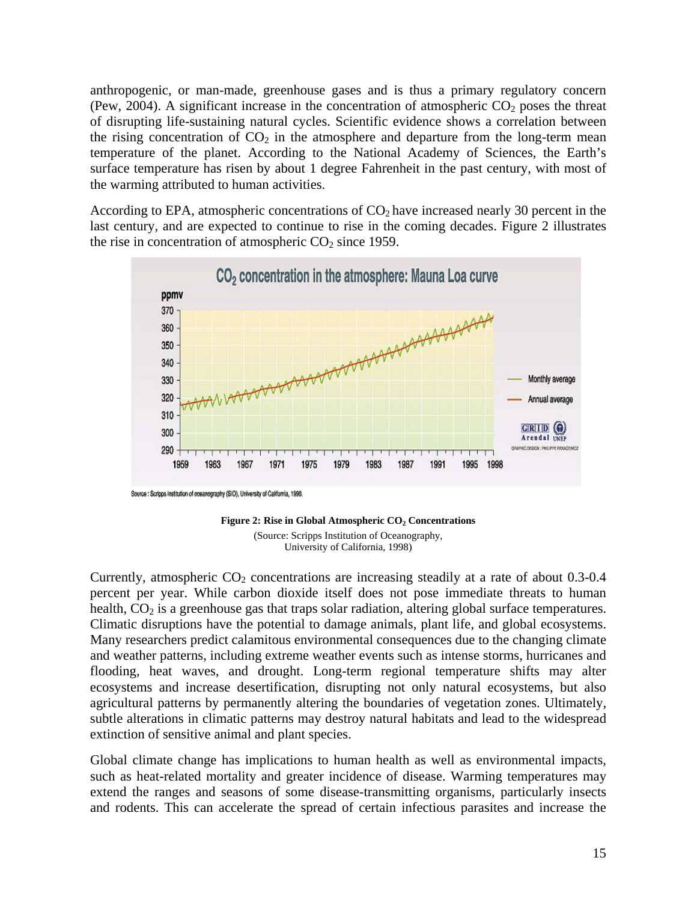anthropogenic, or man-made, greenhouse gases and is thus a primary regulatory concern (Pew, 2004). A significant increase in the concentration of atmospheric $CO_2$ poses the threat of disrupting life-sustaining natural cycles. Scientific evidence shows a correlation between the rising concentration of $CO_2$ in the atmosphere and departure from the long-term mean temperature of the planet. According to the National Academy of Sciences, the Earth's surface temperature has risen by about 1 degree Fahrenheit in the past century, with most of the warming attributed to human activities.

According to EPA, atmospheric concentrations of $CO_2$ have increased nearly 30 percent in the last century, and are expected to continue to rise in the coming decades. Figure 2 illustrates the rise in concentration of atmospheric $CO_2$ since 1959.

**Figure 2: Rise in Global Atmospheric $CO_2$ Concentrations**
(Source: Scripps Institution of Oceanography, University of California, 1998)

Currently, atmospheric $CO_2$ concentrations are increasing steadily at a rate of about 0.3-0.4 percent per year. While carbon dioxide itself does not pose immediate threats to human health, $CO_2$ is a greenhouse gas that traps solar radiation, altering global surface temperatures. Climatic disruptions have the potential to damage animals, plant life, and global ecosystems. Many researchers predict calamitous environmental consequences due to the changing climate and weather patterns, including extreme weather events such as intense storms, hurricanes and flooding, heat waves, and drought. Long-term regional temperature shifts may alter ecosystems and increase desertification, disrupting not only natural ecosystems, but also agricultural patterns by permanently altering the boundaries of vegetation zones. Ultimately, subtle alterations in climatic patterns may destroy natural habitats and lead to the widespread extinction of sensitive animal and plant species.

Global climate change has implications to human health as well as environmental impacts, such as heat-related mortality and greater incidence of disease. Warming temperatures may extend the ranges and seasons of some disease-transmitting organisms, particularly insects and rodents. This can accelerate the spread of certain infectious parasites and increase the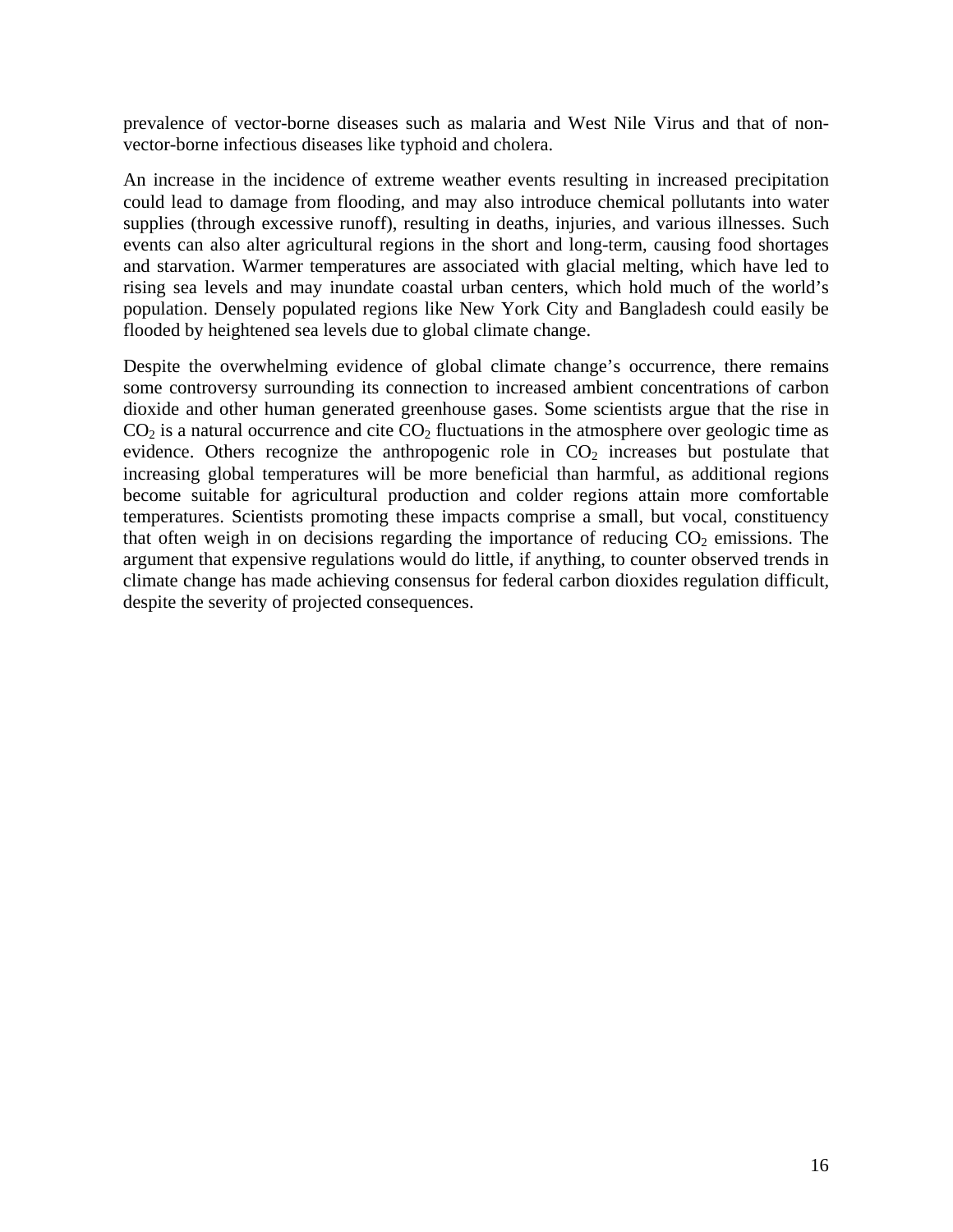prevalence of vector-borne diseases such as malaria and West Nile Virus and that of non-vector-borne infectious diseases like typhoid and cholera.

An increase in the incidence of extreme weather events resulting in increased precipitation could lead to damage from flooding, and may also introduce chemical pollutants into water supplies (through excessive runoff), resulting in deaths, injuries, and various illnesses. Such events can also alter agricultural regions in the short and long-term, causing food shortages and starvation. Warmer temperatures are associated with glacial melting, which have led to rising sea levels and may inundate coastal urban centers, which hold much of the world's population. Densely populated regions like New York City and Bangladesh could easily be flooded by heightened sea levels due to global climate change.

Despite the overwhelming evidence of global climate change's occurrence, there remains some controversy surrounding its connection to increased ambient concentrations of carbon dioxide and other human generated greenhouse gases. Some scientists argue that the rise in $CO_2$ is a natural occurrence and cite $CO_2$ fluctuations in the atmosphere over geologic time as evidence. Others recognize the anthropogenic role in $CO_2$ increases but postulate that increasing global temperatures will be more beneficial than harmful, as additional regions become suitable for agricultural production and colder regions attain more comfortable temperatures. Scientists promoting these impacts comprise a small, but vocal, constituency that often weigh in on decisions regarding the importance of reducing $CO_2$ emissions. The argument that expensive regulations would do little, if anything, to counter observed trends in climate change has made achieving consensus for federal carbon dioxides regulation difficult, despite the severity of projected consequences.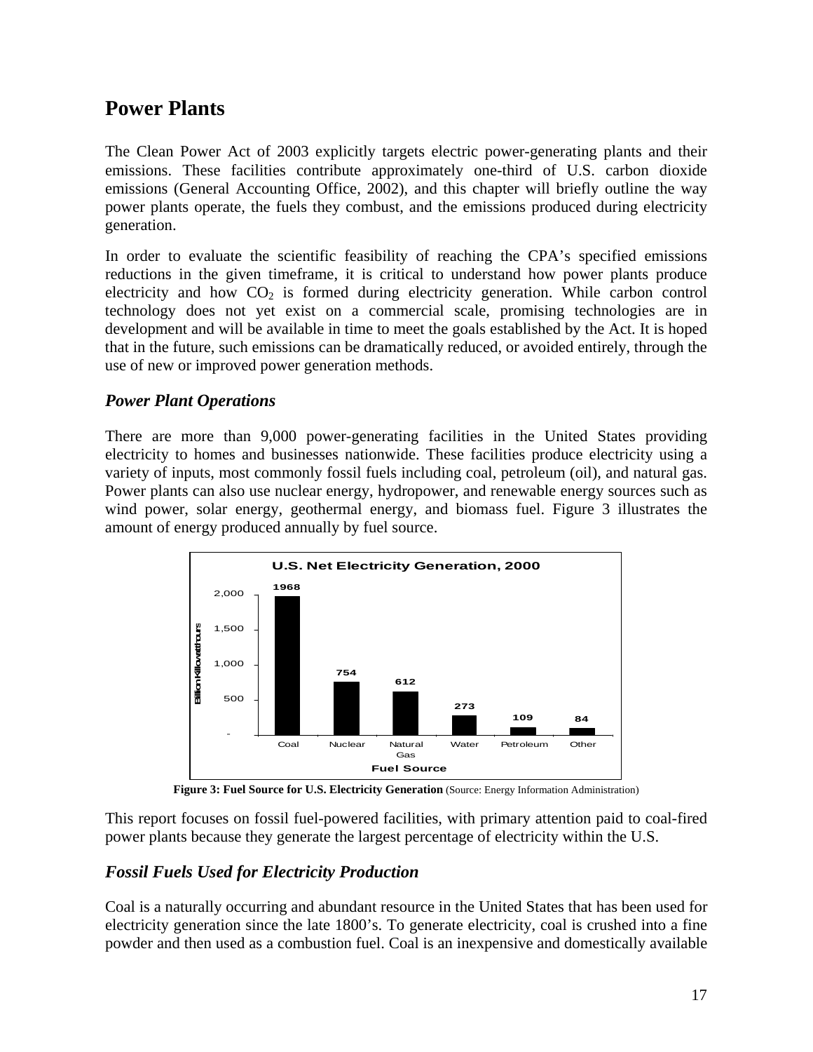# Power Plants

The Clean Power Act of 2003 explicitly targets electric power-generating plants and their emissions. These facilities contribute approximately one-third of U.S. carbon dioxide emissions (General Accounting Office, 2002), and this chapter will briefly outline the way power plants operate, the fuels they combust, and the emissions produced during electricity generation.

In order to evaluate the scientific feasibility of reaching the CPA's specified emissions reductions in the given timeframe, it is critical to understand how power plants produce electricity and how $CO_2$ is formed during electricity generation. While carbon control technology does not yet exist on a commercial scale, promising technologies are in development and will be available in time to meet the goals established by the Act. It is hoped that in the future, such emissions can be dramatically reduced, or avoided entirely, through the use of new or improved power generation methods.

## *Power Plant Operations*

There are more than 9,000 power-generating facilities in the United States providing electricity to homes and businesses nationwide. These facilities produce electricity using a variety of inputs, most commonly fossil fuels including coal, petroleum (oil), and natural gas. Power plants can also use nuclear energy, hydropower, and renewable energy sources such as wind power, solar energy, geothermal energy, and biomass fuel. Figure 3 illustrates the amount of energy produced annually by fuel source.

**U.S. Net Electricity Generation, 2000**

| Fuel Source | Billion Kilowatt-hours |
| --- | --- |
| Coal | 1968 |
| Nuclear | 754 |
| Natural Gas | 612 |
| Water | 273 |
| Petroleum | 109 |
| Other | 84 |

**Figure 3: Fuel Source for U.S. Electricity Generation** (Source: Energy Information Administration)

This report focuses on fossil fuel-powered facilities, with primary attention paid to coal-fired power plants because they generate the largest percentage of electricity within the U.S.

## *Fossil Fuels Used for Electricity Production*

Coal is a naturally occurring and abundant resource in the United States that has been used for electricity generation since the late 1800's. To generate electricity, coal is crushed into a fine powder and then used as a combustion fuel. Coal is an inexpensive and domestically available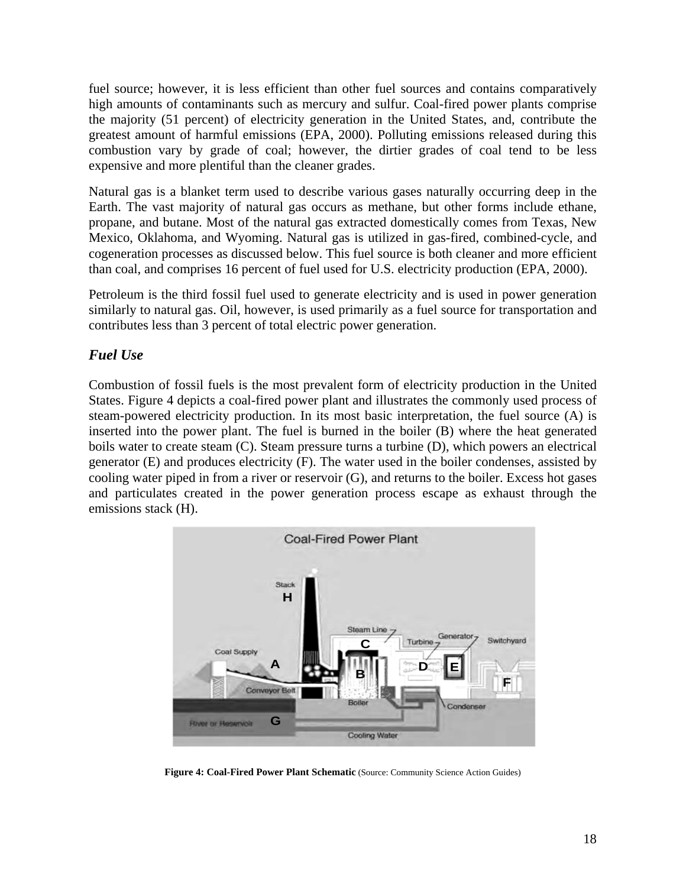fuel source; however, it is less efficient than other fuel sources and contains comparatively high amounts of contaminants such as mercury and sulfur. Coal-fired power plants comprise the majority (51 percent) of electricity generation in the United States, and, contribute the greatest amount of harmful emissions (EPA, 2000). Polluting emissions released during this combustion vary by grade of coal; however, the dirtier grades of coal tend to be less expensive and more plentiful than the cleaner grades.

Natural gas is a blanket term used to describe various gases naturally occurring deep in the Earth. The vast majority of natural gas occurs as methane, but other forms include ethane, propane, and butane. Most of the natural gas extracted domestically comes from Texas, New Mexico, Oklahoma, and Wyoming. Natural gas is utilized in gas-fired, combined-cycle, and cogeneration processes as discussed below. This fuel source is both cleaner and more efficient than coal, and comprises 16 percent of fuel used for U.S. electricity production (EPA, 2000).

Petroleum is the third fossil fuel used to generate electricity and is used in power generation similarly to natural gas. Oil, however, is used primarily as a fuel source for transportation and contributes less than 3 percent of total electric power generation.

### *Fuel Use*

Combustion of fossil fuels is the most prevalent form of electricity production in the United States. Figure 4 depicts a coal-fired power plant and illustrates the commonly used process of steam-powered electricity production. In its most basic interpretation, the fuel source (A) is inserted into the power plant. The fuel is burned in the boiler (B) where the heat generated boils water to create steam (C). Steam pressure turns a turbine (D), which powers an electrical generator (E) and produces electricity (F). The water used in the boiler condenses, assisted by cooling water piped in from a river or reservoir (G), and returns to the boiler. Excess hot gases and particulates created in the power generation process escape as exhaust through the emissions stack (H).

**Figure 4: Coal-Fired Power Plant Schematic** (Source: Community Science Action Guides)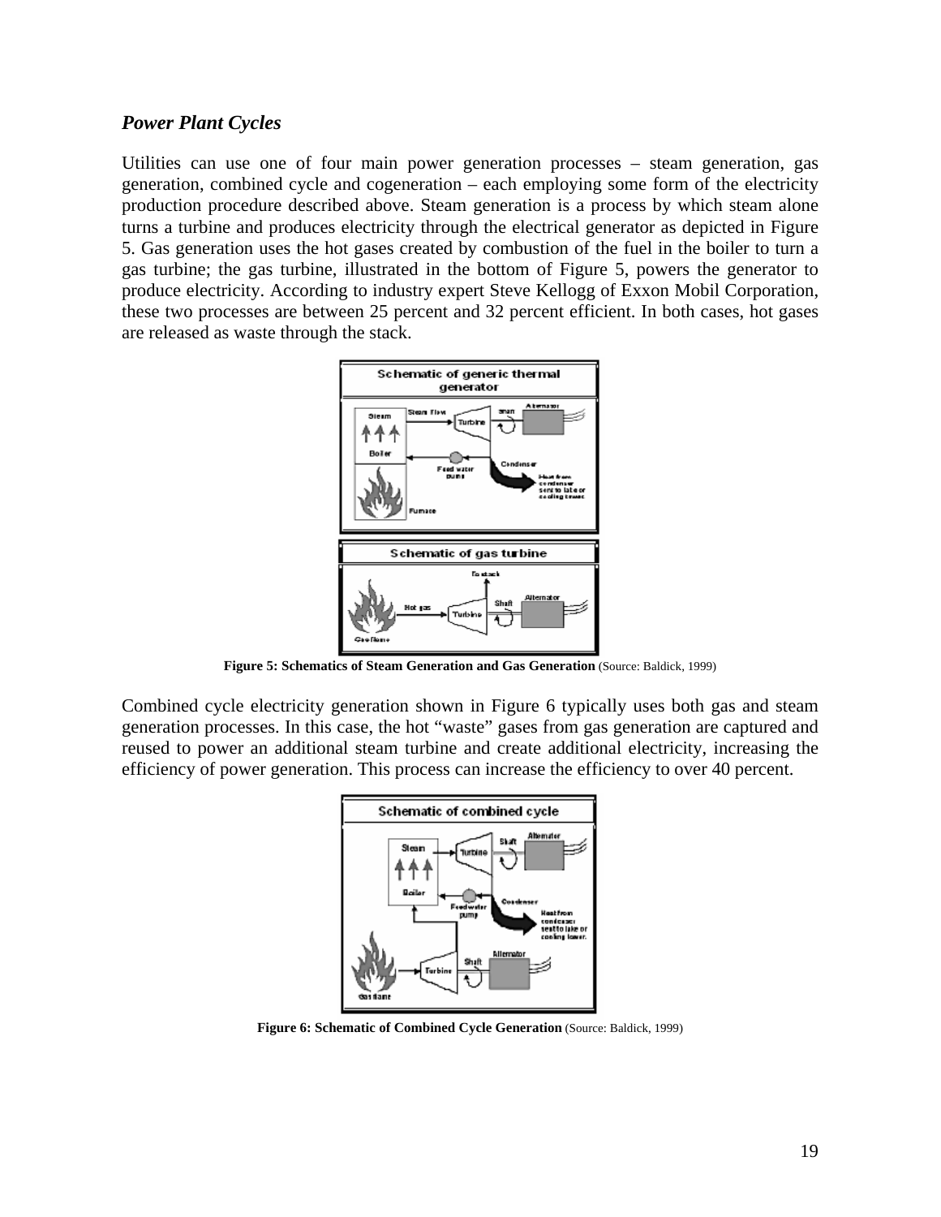### *Power Plant Cycles*

Utilities can use one of four main power generation processes – steam generation, gas generation, combined cycle and cogeneration – each employing some form of the electricity production procedure described above. Steam generation is a process by which steam alone turns a turbine and produces electricity through the electrical generator as depicted in Figure 5. Gas generation uses the hot gases created by combustion of the fuel in the boiler to turn a gas turbine; the gas turbine, illustrated in the bottom of Figure 5, powers the generator to produce electricity. According to industry expert Steve Kellogg of Exxon Mobil Corporation, these two processes are between 25 percent and 32 percent efficient. In both cases, hot gases are released as waste through the stack.

**Figure 5: Schematics of Steam Generation and Gas Generation** (Source: Baldick, 1999)

Combined cycle electricity generation shown in Figure 6 typically uses both gas and steam generation processes. In this case, the hot "waste" gases from gas generation are captured and reused to power an additional steam turbine and create additional electricity, increasing the efficiency of power generation. This process can increase the efficiency to over 40 percent.

**Figure 6: Schematic of Combined Cycle Generation** (Source: Baldick, 1999)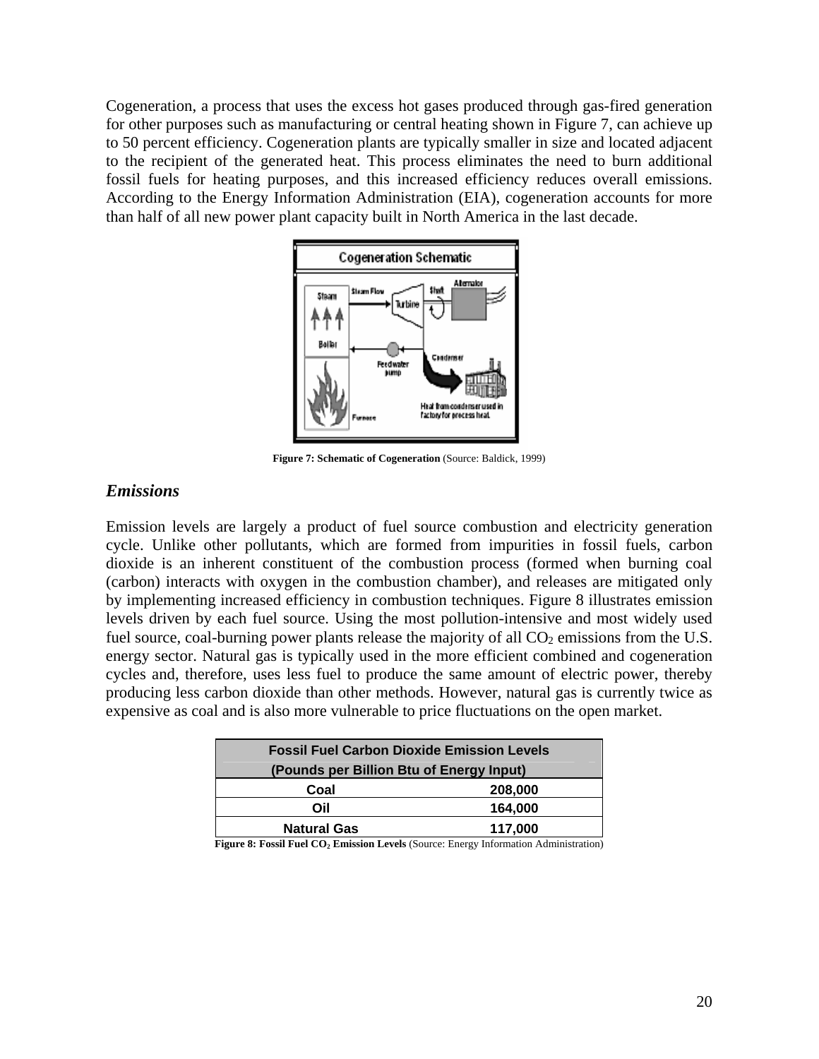Cogeneration, a process that uses the excess hot gases produced through gas-fired generation for other purposes such as manufacturing or central heating shown in Figure 7, can achieve up to 50 percent efficiency. Cogeneration plants are typically smaller in size and located adjacent to the recipient of the generated heat. This process eliminates the need to burn additional fossil fuels for heating purposes, and this increased efficiency reduces overall emissions. According to the Energy Information Administration (EIA), cogeneration accounts for more than half of all new power plant capacity built in North America in the last decade.

**Figure 7: Schematic of Cogeneration** (Source: Baldick, 1999)

### *Emissions*

Emission levels are largely a product of fuel source combustion and electricity generation cycle. Unlike other pollutants, which are formed from impurities in fossil fuels, carbon dioxide is an inherent constituent of the combustion process (formed when burning coal (carbon) interacts with oxygen in the combustion chamber), and releases are mitigated only by implementing increased efficiency in combustion techniques. Figure 8 illustrates emission levels driven by each fuel source. Using the most pollution-intensive and most widely used fuel source, coal-burning power plants release the majority of all $CO_2$ emissions from the U.S. energy sector. Natural gas is typically used in the more efficient combined and cogeneration cycles and, therefore, uses less fuel to produce the same amount of electric power, thereby producing less carbon dioxide than other methods. However, natural gas is currently twice as expensive as coal and is also more vulnerable to price fluctuations on the open market.

| Fossil Fuel Carbon Dioxide Emission Levels (Pounds per Billion Btu of Energy Input) | |
|---|---|
| Coal | 208,000 |
| Oil | 164,000 |
| Natural Gas | 117,000 |

**Figure 8: Fossil Fuel $CO_2$ Emission Levels** (Source: Energy Information Administration)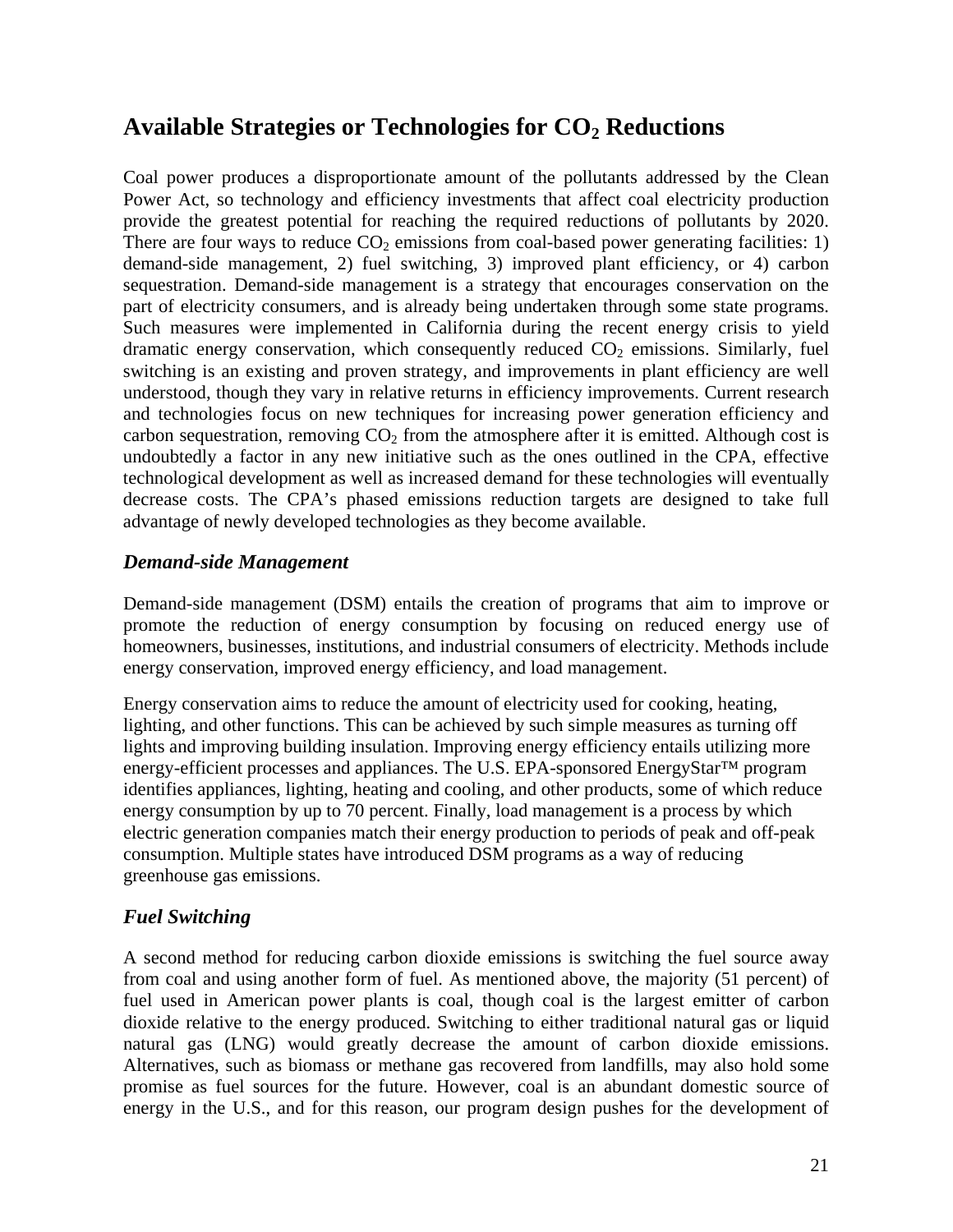## Available Strategies or Technologies for $CO_2$ Reductions

Coal power produces a disproportionate amount of the pollutants addressed by the Clean Power Act, so technology and efficiency investments that affect coal electricity production provide the greatest potential for reaching the required reductions of pollutants by 2020. There are four ways to reduce $CO_2$ emissions from coal-based power generating facilities: 1) demand-side management, 2) fuel switching, 3) improved plant efficiency, or 4) carbon sequestration. Demand-side management is a strategy that encourages conservation on the part of electricity consumers, and is already being undertaken through some state programs. Such measures were implemented in California during the recent energy crisis to yield dramatic energy conservation, which consequently reduced $CO_2$ emissions. Similarly, fuel switching is an existing and proven strategy, and improvements in plant efficiency are well understood, though they vary in relative returns in efficiency improvements. Current research and technologies focus on new techniques for increasing power generation efficiency and carbon sequestration, removing $CO_2$ from the atmosphere after it is emitted. Although cost is undoubtedly a factor in any new initiative such as the ones outlined in the CPA, effective technological development as well as increased demand for these technologies will eventually decrease costs. The CPA's phased emissions reduction targets are designed to take full advantage of newly developed technologies as they become available.

### *Demand-side Management*

Demand-side management (DSM) entails the creation of programs that aim to improve or promote the reduction of energy consumption by focusing on reduced energy use of homeowners, businesses, institutions, and industrial consumers of electricity. Methods include energy conservation, improved energy efficiency, and load management.

Energy conservation aims to reduce the amount of electricity used for cooking, heating, lighting, and other functions. This can be achieved by such simple measures as turning off lights and improving building insulation. Improving energy efficiency entails utilizing more energy-efficient processes and appliances. The U.S. EPA-sponsored EnergyStar™ program identifies appliances, lighting, heating and cooling, and other products, some of which reduce energy consumption by up to 70 percent. Finally, load management is a process by which electric generation companies match their energy production to periods of peak and off-peak consumption. Multiple states have introduced DSM programs as a way of reducing greenhouse gas emissions.

### *Fuel Switching*

A second method for reducing carbon dioxide emissions is switching the fuel source away from coal and using another form of fuel. As mentioned above, the majority (51 percent) of fuel used in American power plants is coal, though coal is the largest emitter of carbon dioxide relative to the energy produced. Switching to either traditional natural gas or liquid natural gas (LNG) would greatly decrease the amount of carbon dioxide emissions. Alternatives, such as biomass or methane gas recovered from landfills, may also hold some promise as fuel sources for the future. However, coal is an abundant domestic source of energy in the U.S., and for this reason, our program design pushes for the development of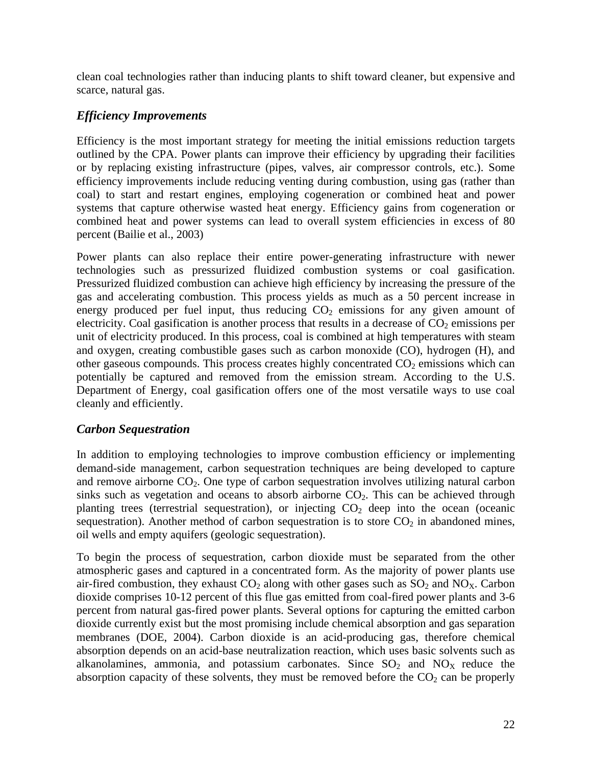clean coal technologies rather than inducing plants to shift toward cleaner, but expensive and scarce, natural gas.

### *Efficiency Improvements*

Efficiency is the most important strategy for meeting the initial emissions reduction targets outlined by the CPA. Power plants can improve their efficiency by upgrading their facilities or by replacing existing infrastructure (pipes, valves, air compressor controls, etc.). Some efficiency improvements include reducing venting during combustion, using gas (rather than coal) to start and restart engines, employing cogeneration or combined heat and power systems that capture otherwise wasted heat energy. Efficiency gains from cogeneration or combined heat and power systems can lead to overall system efficiencies in excess of 80 percent (Bailie et al., 2003)

Power plants can also replace their entire power-generating infrastructure with newer technologies such as pressurized fluidized combustion systems or coal gasification. Pressurized fluidized combustion can achieve high efficiency by increasing the pressure of the gas and accelerating combustion. This process yields as much as a 50 percent increase in energy produced per fuel input, thus reducing $CO_2$ emissions for any given amount of electricity. Coal gasification is another process that results in a decrease of $CO_2$ emissions per unit of electricity produced. In this process, coal is combined at high temperatures with steam and oxygen, creating combustible gases such as carbon monoxide (CO), hydrogen (H), and other gaseous compounds. This process creates highly concentrated $CO_2$ emissions which can potentially be captured and removed from the emission stream. According to the U.S. Department of Energy, coal gasification offers one of the most versatile ways to use coal cleanly and efficiently.

### *Carbon Sequestration*

In addition to employing technologies to improve combustion efficiency or implementing demand-side management, carbon sequestration techniques are being developed to capture and remove airborne $CO_2$. One type of carbon sequestration involves utilizing natural carbon sinks such as vegetation and oceans to absorb airborne $CO_2$. This can be achieved through planting trees (terrestrial sequestration), or injecting $CO_2$ deep into the ocean (oceanic sequestration). Another method of carbon sequestration is to store $CO_2$ in abandoned mines, oil wells and empty aquifers (geologic sequestration).

To begin the process of sequestration, carbon dioxide must be separated from the other atmospheric gases and captured in a concentrated form. As the majority of power plants use air-fired combustion, they exhaust $CO_2$ along with other gases such as $SO_2$ and $NO_X$. Carbon dioxide comprises 10-12 percent of this flue gas emitted from coal-fired power plants and 3-6 percent from natural gas-fired power plants. Several options for capturing the emitted carbon dioxide currently exist but the most promising include chemical absorption and gas separation membranes (DOE, 2004). Carbon dioxide is an acid-producing gas, therefore chemical absorption depends on an acid-base neutralization reaction, which uses basic solvents such as alkanolamines, ammonia, and potassium carbonates. Since $SO_2$ and $NO_X$ reduce the absorption capacity of these solvents, they must be removed before the $CO_2$ can be properly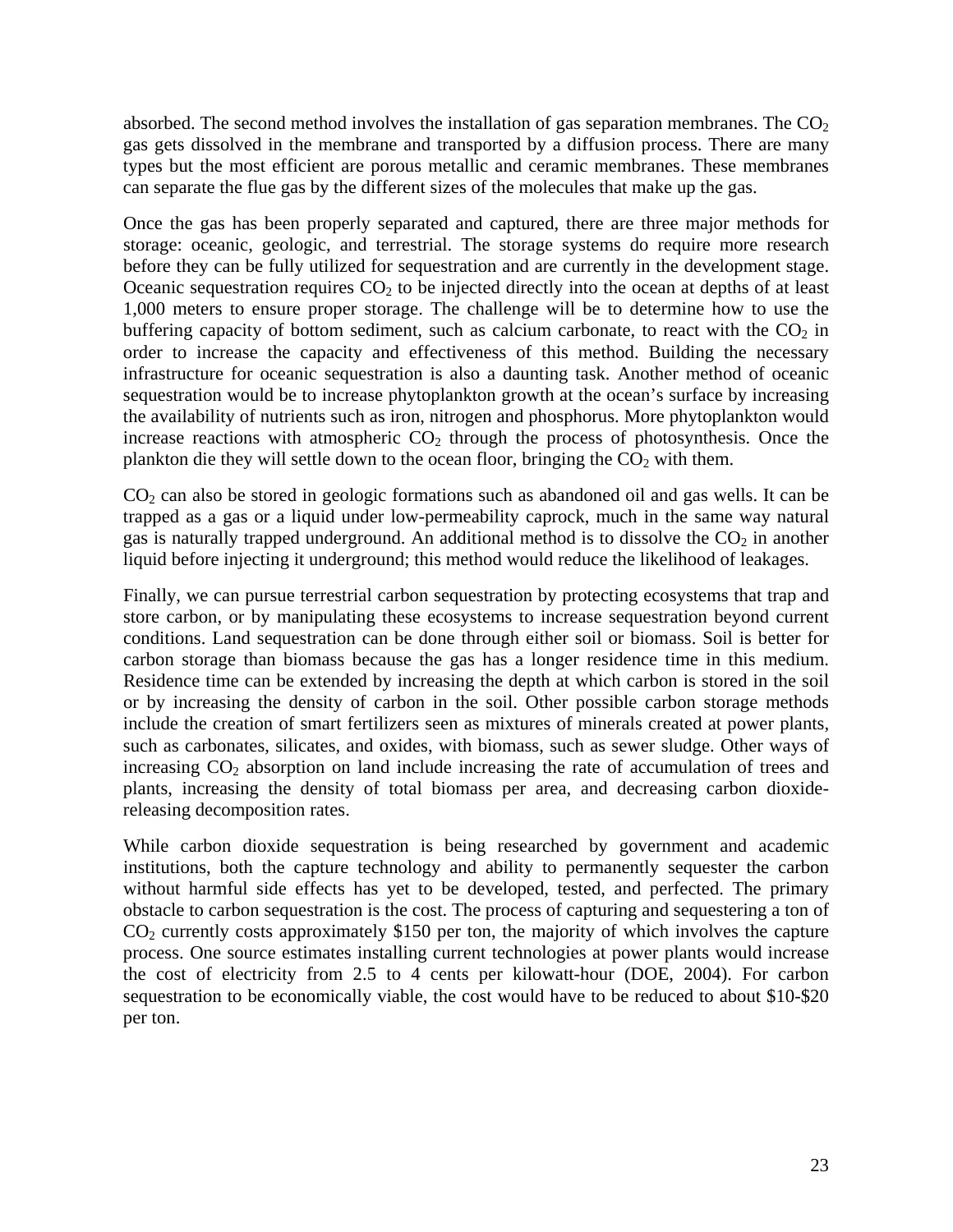absorbed. The second method involves the installation of gas separation membranes. The $CO_2$ gas gets dissolved in the membrane and transported by a diffusion process. There are many types but the most efficient are porous metallic and ceramic membranes. These membranes can separate the flue gas by the different sizes of the molecules that make up the gas.

Once the gas has been properly separated and captured, there are three major methods for storage: oceanic, geologic, and terrestrial. The storage systems do require more research before they can be fully utilized for sequestration and are currently in the development stage. Oceanic sequestration requires $CO_2$ to be injected directly into the ocean at depths of at least 1,000 meters to ensure proper storage. The challenge will be to determine how to use the buffering capacity of bottom sediment, such as calcium carbonate, to react with the $CO_2$ in order to increase the capacity and effectiveness of this method. Building the necessary infrastructure for oceanic sequestration is also a daunting task. Another method of oceanic sequestration would be to increase phytoplankton growth at the ocean's surface by increasing the availability of nutrients such as iron, nitrogen and phosphorus. More phytoplankton would increase reactions with atmospheric $CO_2$ through the process of photosynthesis. Once the plankton die they will settle down to the ocean floor, bringing the $CO_2$ with them.

$CO_2$ can also be stored in geologic formations such as abandoned oil and gas wells. It can be trapped as a gas or a liquid under low-permeability caprock, much in the same way natural gas is naturally trapped underground. An additional method is to dissolve the $CO_2$ in another liquid before injecting it underground; this method would reduce the likelihood of leakages.

Finally, we can pursue terrestrial carbon sequestration by protecting ecosystems that trap and store carbon, or by manipulating these ecosystems to increase sequestration beyond current conditions. Land sequestration can be done through either soil or biomass. Soil is better for carbon storage than biomass because the gas has a longer residence time in this medium. Residence time can be extended by increasing the depth at which carbon is stored in the soil or by increasing the density of carbon in the soil. Other possible carbon storage methods include the creation of smart fertilizers seen as mixtures of minerals created at power plants, such as carbonates, silicates, and oxides, with biomass, such as sewer sludge. Other ways of increasing $CO_2$ absorption on land include increasing the rate of accumulation of trees and plants, increasing the density of total biomass per area, and decreasing carbon dioxide-releasing decomposition rates.

While carbon dioxide sequestration is being researched by government and academic institutions, both the capture technology and ability to permanently sequester the carbon without harmful side effects has yet to be developed, tested, and perfected. The primary obstacle to carbon sequestration is the cost. The process of capturing and sequestering a ton of $CO_2$ currently costs approximately $150 per ton, the majority of which involves the capture process. One source estimates installing current technologies at power plants would increase the cost of electricity from 2.5 to 4 cents per kilowatt-hour (DOE, 2004). For carbon sequestration to be economically viable, the cost would have to be reduced to about $10-$20 per ton.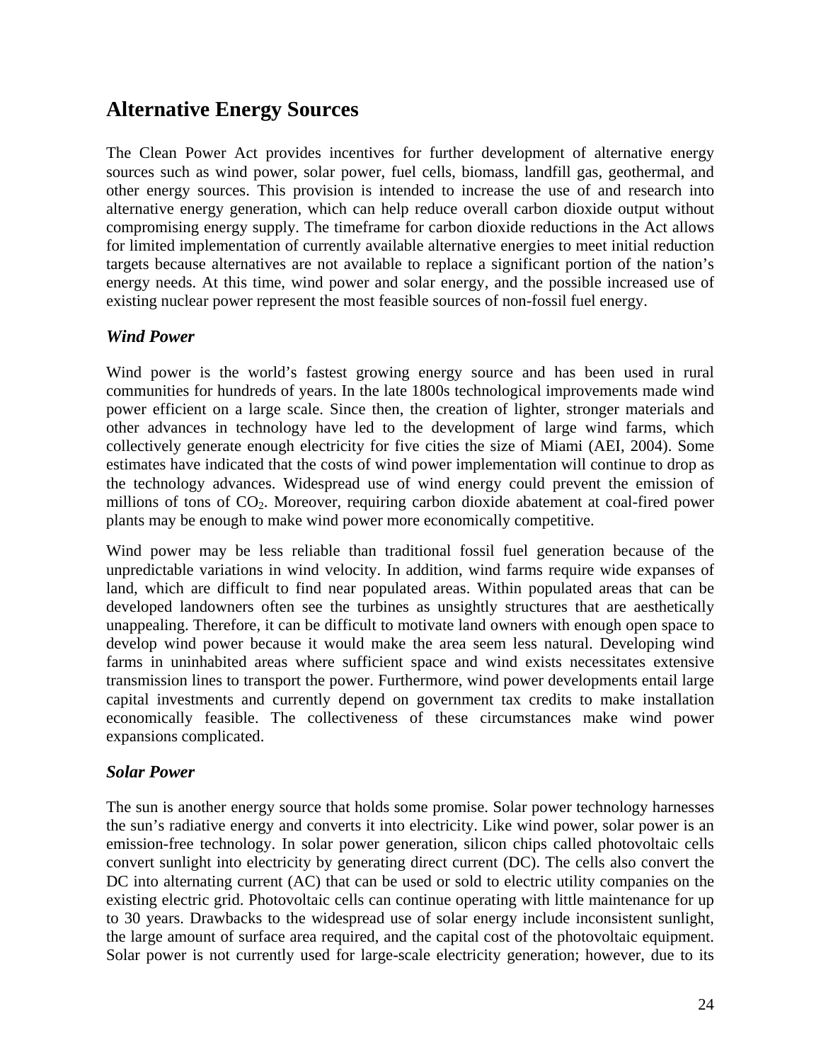## Alternative Energy Sources

The Clean Power Act provides incentives for further development of alternative energy sources such as wind power, solar power, fuel cells, biomass, landfill gas, geothermal, and other energy sources. This provision is intended to increase the use of and research into alternative energy generation, which can help reduce overall carbon dioxide output without compromising energy supply. The timeframe for carbon dioxide reductions in the Act allows for limited implementation of currently available alternative energies to meet initial reduction targets because alternatives are not available to replace a significant portion of the nation's energy needs. At this time, wind power and solar energy, and the possible increased use of existing nuclear power represent the most feasible sources of non-fossil fuel energy.

### *Wind Power*

Wind power is the world's fastest growing energy source and has been used in rural communities for hundreds of years. In the late 1800s technological improvements made wind power efficient on a large scale. Since then, the creation of lighter, stronger materials and other advances in technology have led to the development of large wind farms, which collectively generate enough electricity for five cities the size of Miami (AEI, 2004). Some estimates have indicated that the costs of wind power implementation will continue to drop as the technology advances. Widespread use of wind energy could prevent the emission of millions of tons of $CO_2$. Moreover, requiring carbon dioxide abatement at coal-fired power plants may be enough to make wind power more economically competitive.

Wind power may be less reliable than traditional fossil fuel generation because of the unpredictable variations in wind velocity. In addition, wind farms require wide expanses of land, which are difficult to find near populated areas. Within populated areas that can be developed landowners often see the turbines as unsightly structures that are aesthetically unappealing. Therefore, it can be difficult to motivate land owners with enough open space to develop wind power because it would make the area seem less natural. Developing wind farms in uninhabited areas where sufficient space and wind exists necessitates extensive transmission lines to transport the power. Furthermore, wind power developments entail large capital investments and currently depend on government tax credits to make installation economically feasible. The collectiveness of these circumstances make wind power expansions complicated.

### *Solar Power*

The sun is another energy source that holds some promise. Solar power technology harnesses the sun's radiative energy and converts it into electricity. Like wind power, solar power is an emission-free technology. In solar power generation, silicon chips called photovoltaic cells convert sunlight into electricity by generating direct current (DC). The cells also convert the DC into alternating current (AC) that can be used or sold to electric utility companies on the existing electric grid. Photovoltaic cells can continue operating with little maintenance for up to 30 years. Drawbacks to the widespread use of solar energy include inconsistent sunlight, the large amount of surface area required, and the capital cost of the photovoltaic equipment. Solar power is not currently used for large-scale electricity generation; however, due to its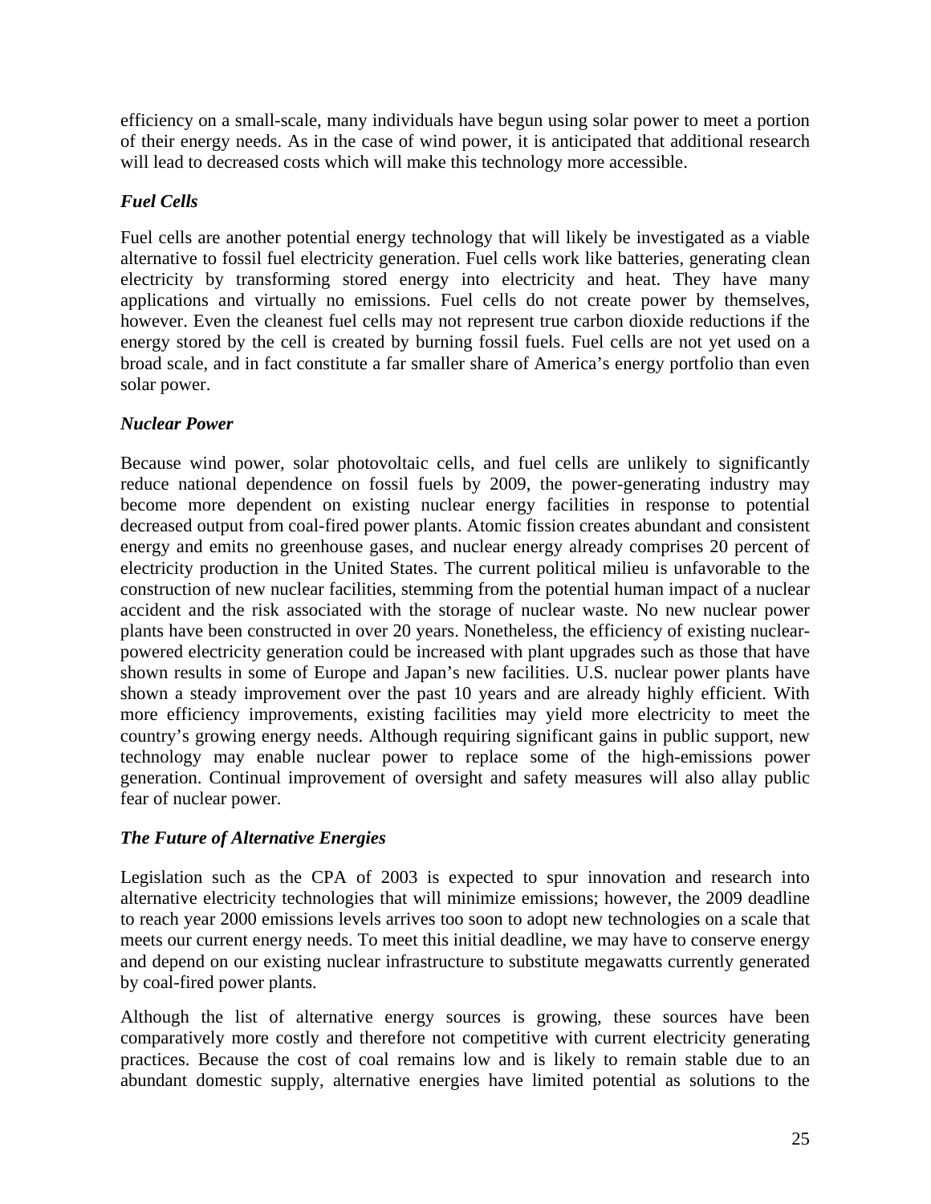efficiency on a small-scale, many individuals have begun using solar power to meet a portion of their energy needs. As in the case of wind power, it is anticipated that additional research will lead to decreased costs which will make this technology more accessible.

### *Fuel Cells*

Fuel cells are another potential energy technology that will likely be investigated as a viable alternative to fossil fuel electricity generation. Fuel cells work like batteries, generating clean electricity by transforming stored energy into electricity and heat. They have many applications and virtually no emissions. Fuel cells do not create power by themselves, however. Even the cleanest fuel cells may not represent true carbon dioxide reductions if the energy stored by the cell is created by burning fossil fuels. Fuel cells are not yet used on a broad scale, and in fact constitute a far smaller share of America's energy portfolio than even solar power.

### *Nuclear Power*

Because wind power, solar photovoltaic cells, and fuel cells are unlikely to significantly reduce national dependence on fossil fuels by 2009, the power-generating industry may become more dependent on existing nuclear energy facilities in response to potential decreased output from coal-fired power plants. Atomic fission creates abundant and consistent energy and emits no greenhouse gases, and nuclear energy already comprises 20 percent of electricity production in the United States. The current political milieu is unfavorable to the construction of new nuclear facilities, stemming from the potential human impact of a nuclear accident and the risk associated with the storage of nuclear waste. No new nuclear power plants have been constructed in over 20 years. Nonetheless, the efficiency of existing nuclear-powered electricity generation could be increased with plant upgrades such as those that have shown results in some of Europe and Japan's new facilities. U.S. nuclear power plants have shown a steady improvement over the past 10 years and are already highly efficient. With more efficiency improvements, existing facilities may yield more electricity to meet the country's growing energy needs. Although requiring significant gains in public support, new technology may enable nuclear power to replace some of the high-emissions power generation. Continual improvement of oversight and safety measures will also allay public fear of nuclear power.

### *The Future of Alternative Energies*

Legislation such as the CPA of 2003 is expected to spur innovation and research into alternative electricity technologies that will minimize emissions; however, the 2009 deadline to reach year 2000 emissions levels arrives too soon to adopt new technologies on a scale that meets our current energy needs. To meet this initial deadline, we may have to conserve energy and depend on our existing nuclear infrastructure to substitute megawatts currently generated by coal-fired power plants.

Although the list of alternative energy sources is growing, these sources have been comparatively more costly and therefore not competitive with current electricity generating practices. Because the cost of coal remains low and is likely to remain stable due to an abundant domestic supply, alternative energies have limited potential as solutions to the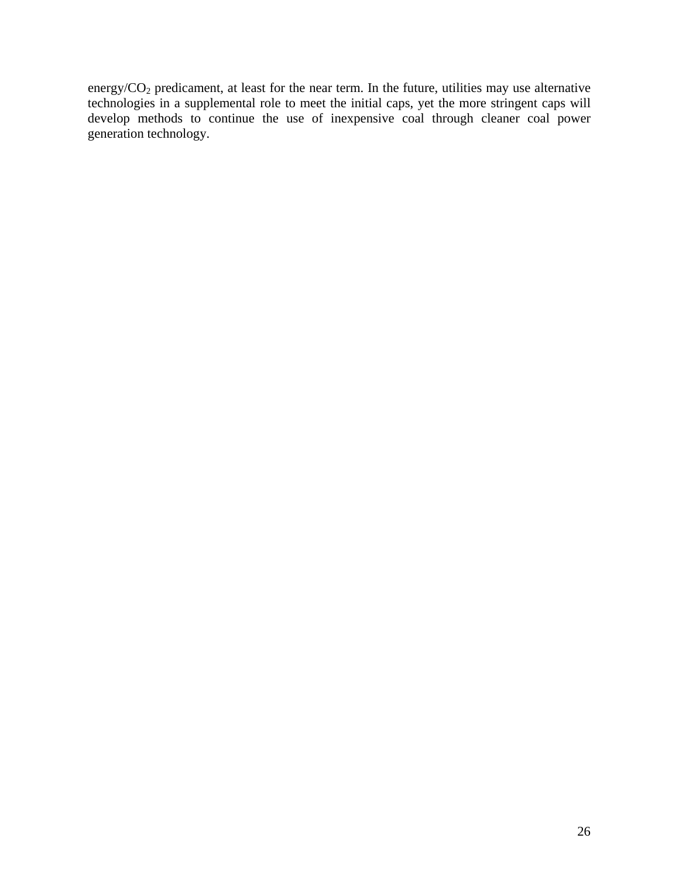energy/$CO_2$ predicament, at least for the near term. In the future, utilities may use alternative technologies in a supplemental role to meet the initial caps, yet the more stringent caps will develop methods to continue the use of inexpensive coal through cleaner coal power generation technology.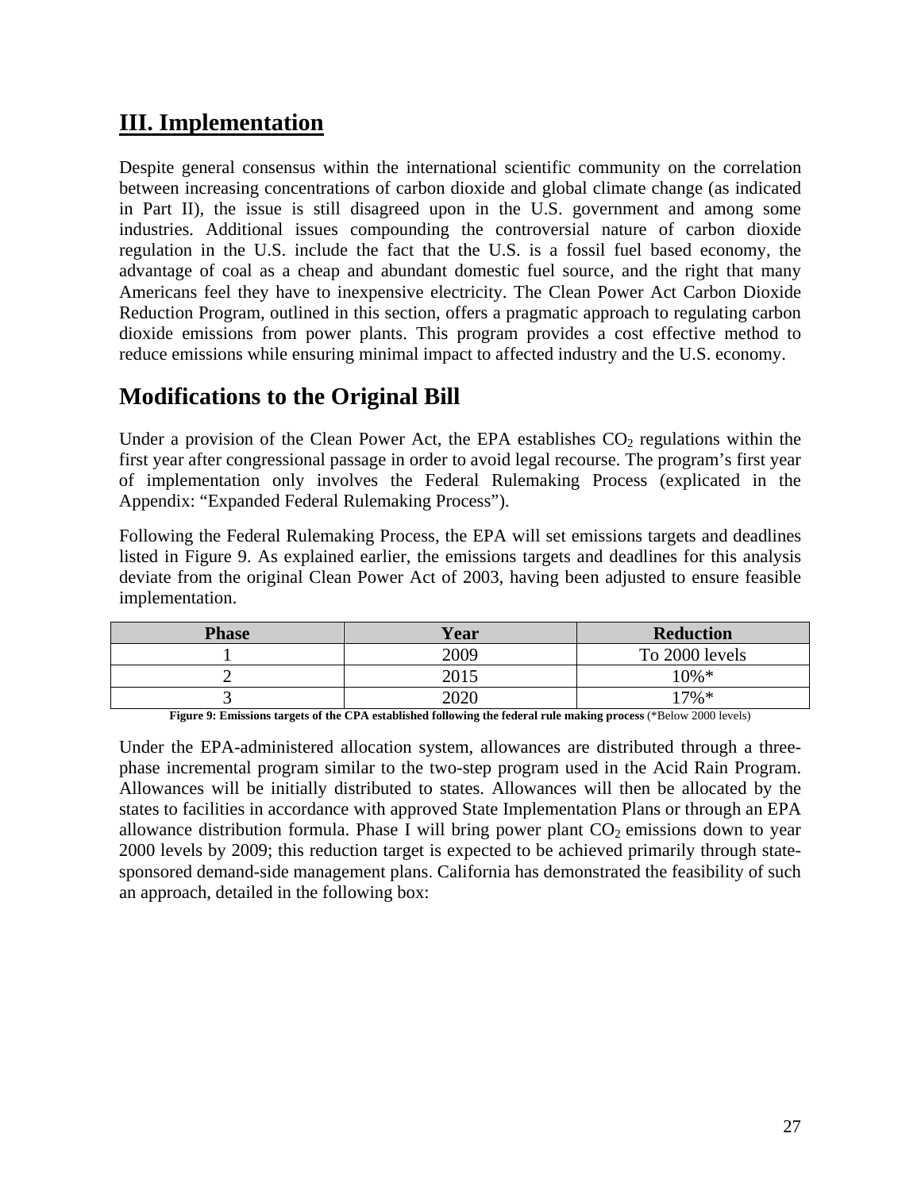# III. Implementation

Despite general consensus within the international scientific community on the correlation between increasing concentrations of carbon dioxide and global climate change (as indicated in Part II), the issue is still disagreed upon in the U.S. government and among some industries. Additional issues compounding the controversial nature of carbon dioxide regulation in the U.S. include the fact that the U.S. is a fossil fuel based economy, the advantage of coal as a cheap and abundant domestic fuel source, and the right that many Americans feel they have to inexpensive electricity. The Clean Power Act Carbon Dioxide Reduction Program, outlined in this section, offers a pragmatic approach to regulating carbon dioxide emissions from power plants. This program provides a cost effective method to reduce emissions while ensuring minimal impact to affected industry and the U.S. economy.

## Modifications to the Original Bill

Under a provision of the Clean Power Act, the EPA establishes $CO_2$ regulations within the first year after congressional passage in order to avoid legal recourse. The program's first year of implementation only involves the Federal Rulemaking Process (explicated in the Appendix: "Expanded Federal Rulemaking Process").

Following the Federal Rulemaking Process, the EPA will set emissions targets and deadlines listed in Figure 9. As explained earlier, the emissions targets and deadlines for this analysis deviate from the original Clean Power Act of 2003, having been adjusted to ensure feasible implementation.

| Phase | Year | Reduction |
|---|---|---|
| 1 | 2009 | To 2000 levels |
| 2 | 2015 | 10%* |
| 3 | 2020 | 17%* |

**Figure 9: Emissions targets of the CPA established following the federal rule making process** (*Below 2000 levels)

Under the EPA-administered allocation system, allowances are distributed through a three-phase incremental program similar to the two-step program used in the Acid Rain Program. Allowances will be initially distributed to states. Allowances will then be allocated by the states to facilities in accordance with approved State Implementation Plans or through an EPA allowance distribution formula. Phase I will bring power plant $CO_2$ emissions down to year 2000 levels by 2009; this reduction target is expected to be achieved primarily through state-sponsored demand-side management plans. California has demonstrated the feasibility of such an approach, detailed in the following box: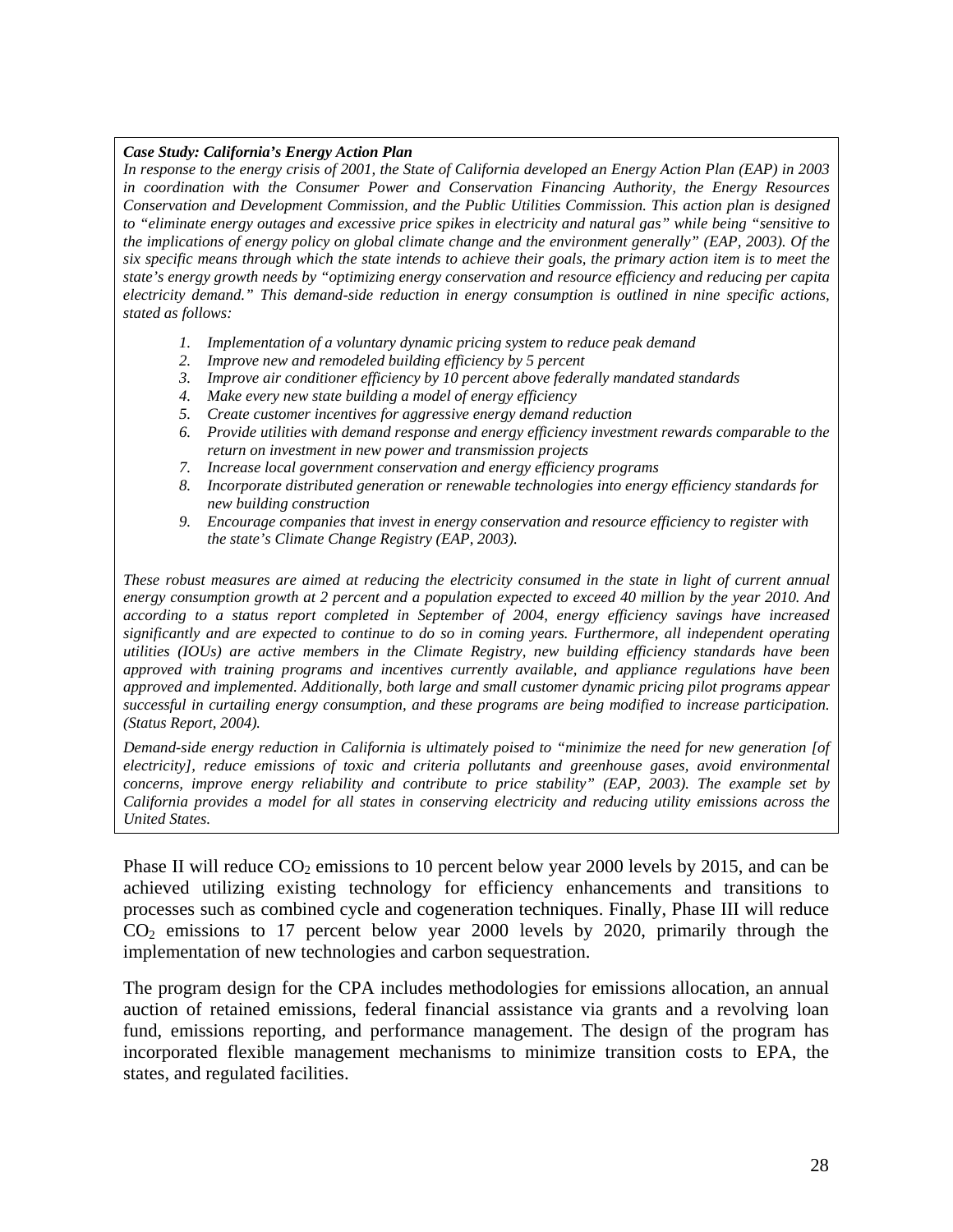***Case Study: California's Energy Action Plan***

*In response to the energy crisis of 2001, the State of California developed an Energy Action Plan (EAP) in 2003 in coordination with the Consumer Power and Conservation Financing Authority, the Energy Resources Conservation and Development Commission, and the Public Utilities Commission. This action plan is designed to "eliminate energy outages and excessive price spikes in electricity and natural gas" while being "sensitive to the implications of energy policy on global climate change and the environment generally" (EAP, 2003). Of the six specific means through which the state intends to achieve their goals, the primary action item is to meet the state's energy growth needs by "optimizing energy conservation and resource efficiency and reducing per capita electricity demand." This demand-side reduction in energy consumption is outlined in nine specific actions, stated as follows:*

1. *Implementation of a voluntary dynamic pricing system to reduce peak demand*
2. *Improve new and remodeled building efficiency by 5 percent*
3. *Improve air conditioner efficiency by 10 percent above federally mandated standards*
4. *Make every new state building a model of energy efficiency*
5. *Create customer incentives for aggressive energy demand reduction*
6. *Provide utilities with demand response and energy efficiency investment rewards comparable to the return on investment in new power and transmission projects*
7. *Increase local government conservation and energy efficiency programs*
8. *Incorporate distributed generation or renewable technologies into energy efficiency standards for new building construction*
9. *Encourage companies that invest in energy conservation and resource efficiency to register with the state's Climate Change Registry (EAP, 2003).*

*These robust measures are aimed at reducing the electricity consumed in the state in light of current annual energy consumption growth at 2 percent and a population expected to exceed 40 million by the year 2010. And according to a status report completed in September of 2004, energy efficiency savings have increased significantly and are expected to continue to do so in coming years. Furthermore, all independent operating utilities (IOUs) are active members in the Climate Registry, new building efficiency standards have been approved with training programs and incentives currently available, and appliance regulations have been approved and implemented. Additionally, both large and small customer dynamic pricing pilot programs appear successful in curtailing energy consumption, and these programs are being modified to increase participation. (Status Report, 2004).*

*Demand-side energy reduction in California is ultimately poised to "minimize the need for new generation [of electricity], reduce emissions of toxic and criteria pollutants and greenhouse gases, avoid environmental concerns, improve energy reliability and contribute to price stability" (EAP, 2003). The example set by California provides a model for all states in conserving electricity and reducing utility emissions across the United States.*

Phase II will reduce $CO_2$ emissions to 10 percent below year 2000 levels by 2015, and can be achieved utilizing existing technology for efficiency enhancements and transitions to processes such as combined cycle and cogeneration techniques. Finally, Phase III will reduce $CO_2$ emissions to 17 percent below year 2000 levels by 2020, primarily through the implementation of new technologies and carbon sequestration.

The program design for the CPA includes methodologies for emissions allocation, an annual auction of retained emissions, federal financial assistance via grants and a revolving loan fund, emissions reporting, and performance management. The design of the program has incorporated flexible management mechanisms to minimize transition costs to EPA, the states, and regulated facilities.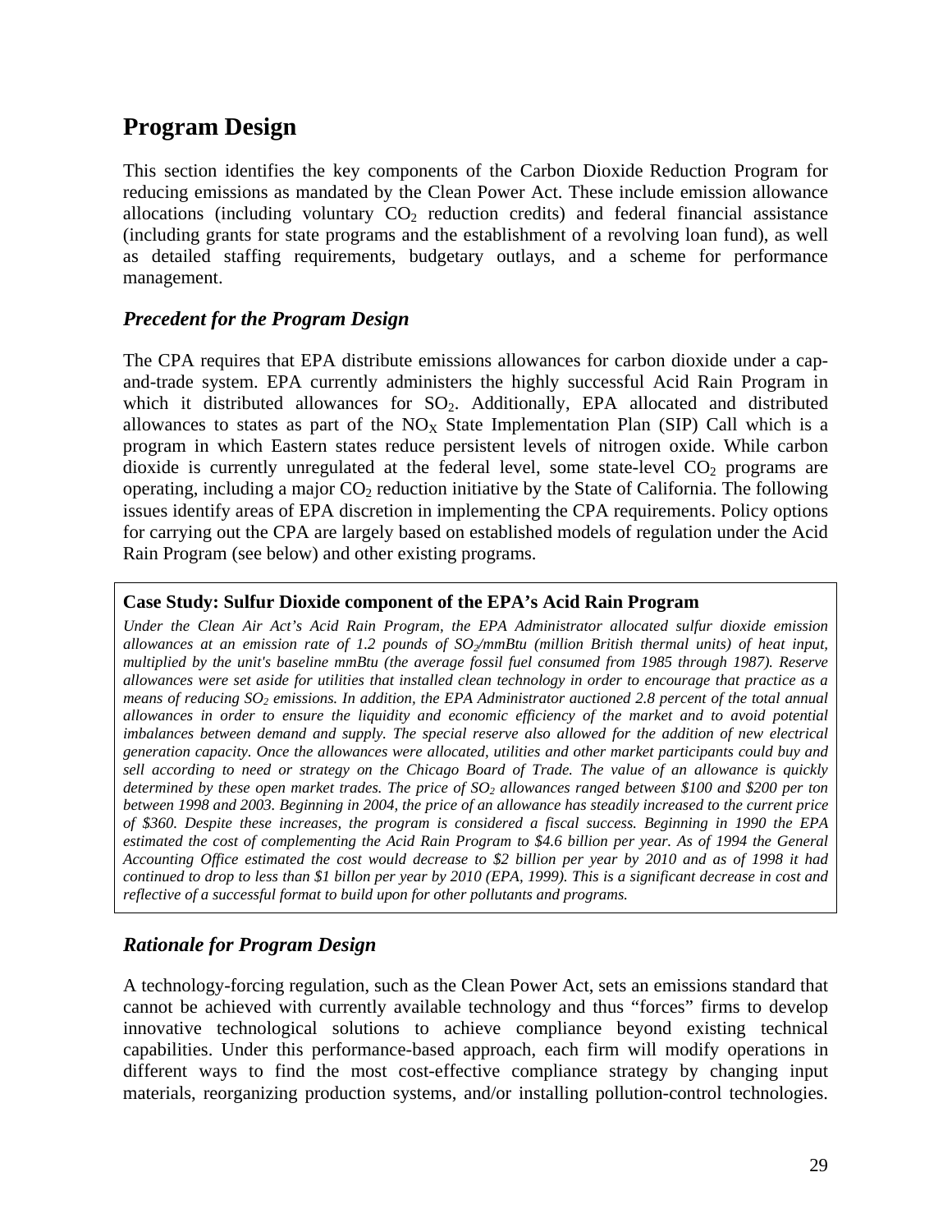# Program Design

This section identifies the key components of the Carbon Dioxide Reduction Program for reducing emissions as mandated by the Clean Power Act. These include emission allowance allocations (including voluntary $CO_2$ reduction credits) and federal financial assistance (including grants for state programs and the establishment of a revolving loan fund), as well as detailed staffing requirements, budgetary outlays, and a scheme for performance management.

## *Precedent for the Program Design*

The CPA requires that EPA distribute emissions allowances for carbon dioxide under a cap-and-trade system. EPA currently administers the highly successful Acid Rain Program in which it distributed allowances for $SO_2$. Additionally, EPA allocated and distributed allowances to states as part of the $NO_X$ State Implementation Plan (SIP) Call which is a program in which Eastern states reduce persistent levels of nitrogen oxide. While carbon dioxide is currently unregulated at the federal level, some state-level $CO_2$ programs are operating, including a major $CO_2$ reduction initiative by the State of California. The following issues identify areas of EPA discretion in implementing the CPA requirements. Policy options for carrying out the CPA are largely based on established models of regulation under the Acid Rain Program (see below) and other existing programs.

**Case Study: Sulfur Dioxide component of the EPA's Acid Rain Program**

*Under the Clean Air Act's Acid Rain Program, the EPA Administrator allocated sulfur dioxide emission allowances at an emission rate of 1.2 pounds of $SO_2$/mmBtu (million British thermal units) of heat input, multiplied by the unit's baseline mmBtu (the average fossil fuel consumed from 1985 through 1987). Reserve allowances were set aside for utilities that installed clean technology in order to encourage that practice as a means of reducing $SO_2$ emissions. In addition, the EPA Administrator auctioned 2.8 percent of the total annual allowances in order to ensure the liquidity and economic efficiency of the market and to avoid potential imbalances between demand and supply. The special reserve also allowed for the addition of new electrical generation capacity. Once the allowances were allocated, utilities and other market participants could buy and sell according to need or strategy on the Chicago Board of Trade. The value of an allowance is quickly determined by these open market trades. The price of $SO_2$ allowances ranged between \$100 and \$200 per ton between 1998 and 2003. Beginning in 2004, the price of an allowance has steadily increased to the current price of \$360. Despite these increases, the program is considered a fiscal success. Beginning in 1990 the EPA estimated the cost of complementing the Acid Rain Program to \$4.6 billion per year. As of 1994 the General Accounting Office estimated the cost would decrease to \$2 billion per year by 2010 and as of 1998 it had continued to drop to less than \$1 billon per year by 2010 (EPA, 1999). This is a significant decrease in cost and reflective of a successful format to build upon for other pollutants and programs.*

## *Rationale for Program Design*

A technology-forcing regulation, such as the Clean Power Act, sets an emissions standard that cannot be achieved with currently available technology and thus "forces" firms to develop innovative technological solutions to achieve compliance beyond existing technical capabilities. Under this performance-based approach, each firm will modify operations in different ways to find the most cost-effective compliance strategy by changing input materials, reorganizing production systems, and/or installing pollution-control technologies.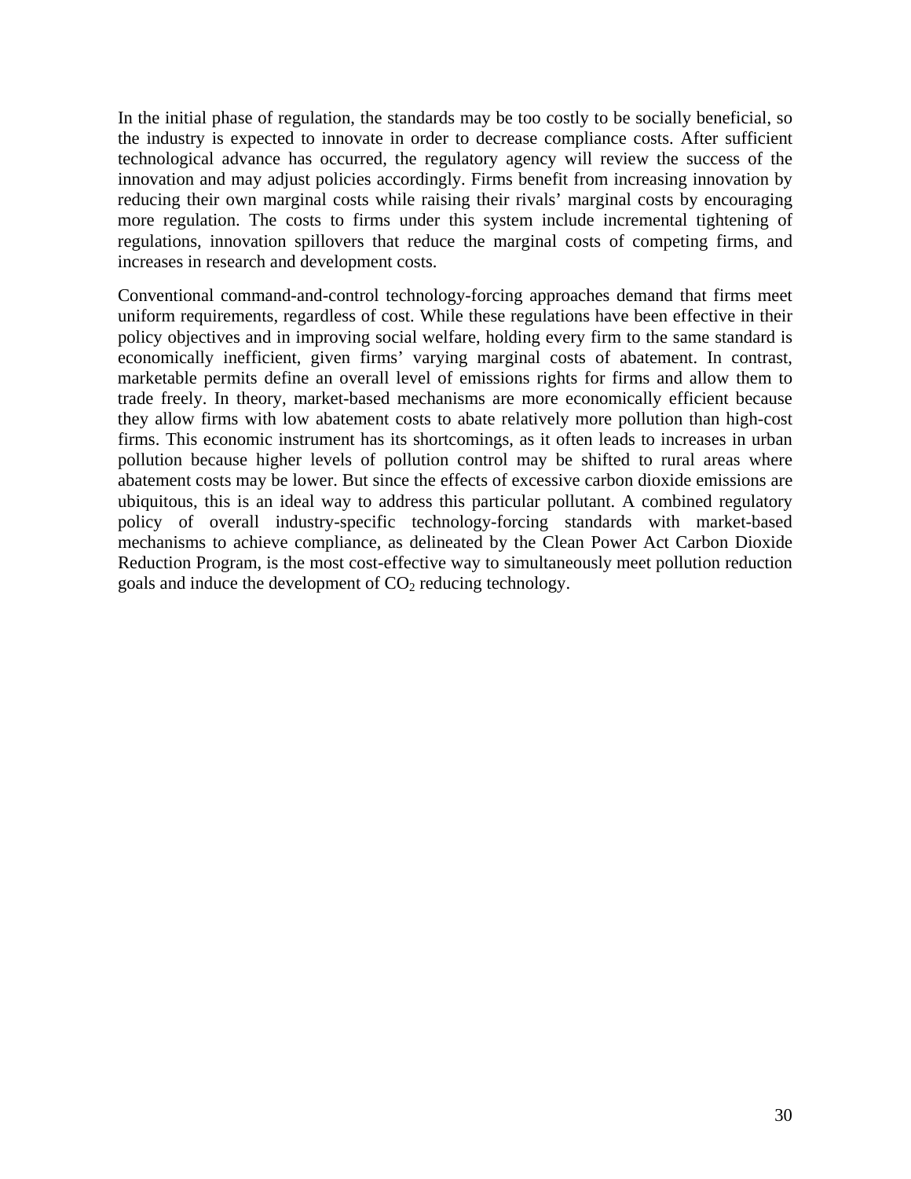In the initial phase of regulation, the standards may be too costly to be socially beneficial, so the industry is expected to innovate in order to decrease compliance costs. After sufficient technological advance has occurred, the regulatory agency will review the success of the innovation and may adjust policies accordingly. Firms benefit from increasing innovation by reducing their own marginal costs while raising their rivals' marginal costs by encouraging more regulation. The costs to firms under this system include incremental tightening of regulations, innovation spillovers that reduce the marginal costs of competing firms, and increases in research and development costs.

Conventional command-and-control technology-forcing approaches demand that firms meet uniform requirements, regardless of cost. While these regulations have been effective in their policy objectives and in improving social welfare, holding every firm to the same standard is economically inefficient, given firms' varying marginal costs of abatement. In contrast, marketable permits define an overall level of emissions rights for firms and allow them to trade freely. In theory, market-based mechanisms are more economically efficient because they allow firms with low abatement costs to abate relatively more pollution than high-cost firms. This economic instrument has its shortcomings, as it often leads to increases in urban pollution because higher levels of pollution control may be shifted to rural areas where abatement costs may be lower. But since the effects of excessive carbon dioxide emissions are ubiquitous, this is an ideal way to address this particular pollutant. A combined regulatory policy of overall industry-specific technology-forcing standards with market-based mechanisms to achieve compliance, as delineated by the Clean Power Act Carbon Dioxide Reduction Program, is the most cost-effective way to simultaneously meet pollution reduction goals and induce the development of $CO_2$ reducing technology.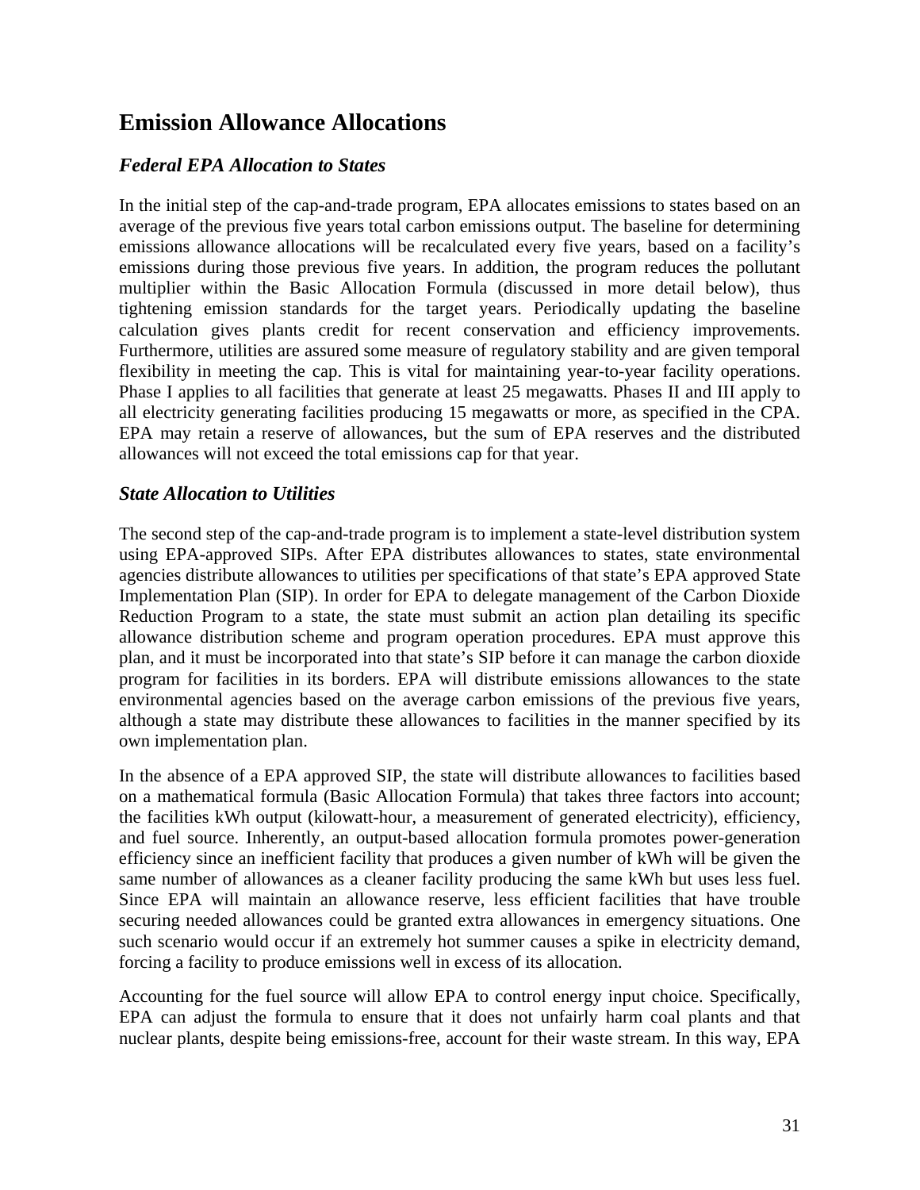## Emission Allowance Allocations

### *Federal EPA Allocation to States*

In the initial step of the cap-and-trade program, EPA allocates emissions to states based on an average of the previous five years total carbon emissions output. The baseline for determining emissions allowance allocations will be recalculated every five years, based on a facility's emissions during those previous five years. In addition, the program reduces the pollutant multiplier within the Basic Allocation Formula (discussed in more detail below), thus tightening emission standards for the target years. Periodically updating the baseline calculation gives plants credit for recent conservation and efficiency improvements. Furthermore, utilities are assured some measure of regulatory stability and are given temporal flexibility in meeting the cap. This is vital for maintaining year-to-year facility operations. Phase I applies to all facilities that generate at least 25 megawatts. Phases II and III apply to all electricity generating facilities producing 15 megawatts or more, as specified in the CPA. EPA may retain a reserve of allowances, but the sum of EPA reserves and the distributed allowances will not exceed the total emissions cap for that year.

### *State Allocation to Utilities*

The second step of the cap-and-trade program is to implement a state-level distribution system using EPA-approved SIPs. After EPA distributes allowances to states, state environmental agencies distribute allowances to utilities per specifications of that state's EPA approved State Implementation Plan (SIP). In order for EPA to delegate management of the Carbon Dioxide Reduction Program to a state, the state must submit an action plan detailing its specific allowance distribution scheme and program operation procedures. EPA must approve this plan, and it must be incorporated into that state's SIP before it can manage the carbon dioxide program for facilities in its borders. EPA will distribute emissions allowances to the state environmental agencies based on the average carbon emissions of the previous five years, although a state may distribute these allowances to facilities in the manner specified by its own implementation plan.

In the absence of a EPA approved SIP, the state will distribute allowances to facilities based on a mathematical formula (Basic Allocation Formula) that takes three factors into account; the facilities kWh output (kilowatt-hour, a measurement of generated electricity), efficiency, and fuel source. Inherently, an output-based allocation formula promotes power-generation efficiency since an inefficient facility that produces a given number of kWh will be given the same number of allowances as a cleaner facility producing the same kWh but uses less fuel. Since EPA will maintain an allowance reserve, less efficient facilities that have trouble securing needed allowances could be granted extra allowances in emergency situations. One such scenario would occur if an extremely hot summer causes a spike in electricity demand, forcing a facility to produce emissions well in excess of its allocation.

Accounting for the fuel source will allow EPA to control energy input choice. Specifically, EPA can adjust the formula to ensure that it does not unfairly harm coal plants and that nuclear plants, despite being emissions-free, account for their waste stream. In this way, EPA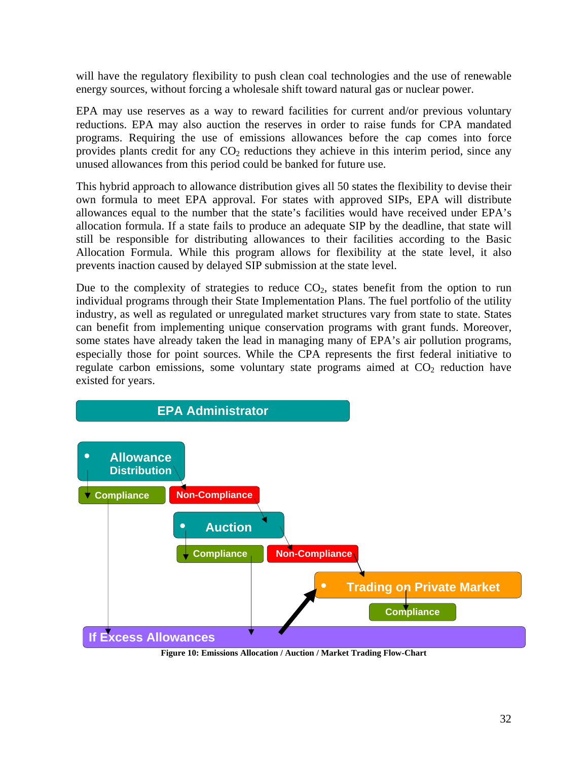will have the regulatory flexibility to push clean coal technologies and the use of renewable energy sources, without forcing a wholesale shift toward natural gas or nuclear power.

EPA may use reserves as a way to reward facilities for current and/or previous voluntary reductions. EPA may also auction the reserves in order to raise funds for CPA mandated programs. Requiring the use of emissions allowances before the cap comes into force provides plants credit for any $CO_2$ reductions they achieve in this interim period, since any unused allowances from this period could be banked for future use.

This hybrid approach to allowance distribution gives all 50 states the flexibility to devise their own formula to meet EPA approval. For states with approved SIPs, EPA will distribute allowances equal to the number that the state's facilities would have received under EPA's allocation formula. If a state fails to produce an adequate SIP by the deadline, that state will still be responsible for distributing allowances to their facilities according to the Basic Allocation Formula. While this program allows for flexibility at the state level, it also prevents inaction caused by delayed SIP submission at the state level.

Due to the complexity of strategies to reduce $CO_2$, states benefit from the option to run individual programs through their State Implementation Plans. The fuel portfolio of the utility industry, as well as regulated or unregulated market structures vary from state to state. States can benefit from implementing unique conservation programs with grant funds. Moreover, some states have already taken the lead in managing many of EPA's air pollution programs, especially those for point sources. While the CPA represents the first federal initiative to regulate carbon emissions, some voluntary state programs aimed at $CO_2$ reduction have existed for years.

EPA Administrator

- Allowance Distribution
  - Compliance
  - Non-Compliance
- Auction
  - Compliance
  - Non-Compliance
- Trading on Private Market
  - Compliance

If Excess Allowances

**Figure 10: Emissions Allocation / Auction / Market Trading Flow-Chart**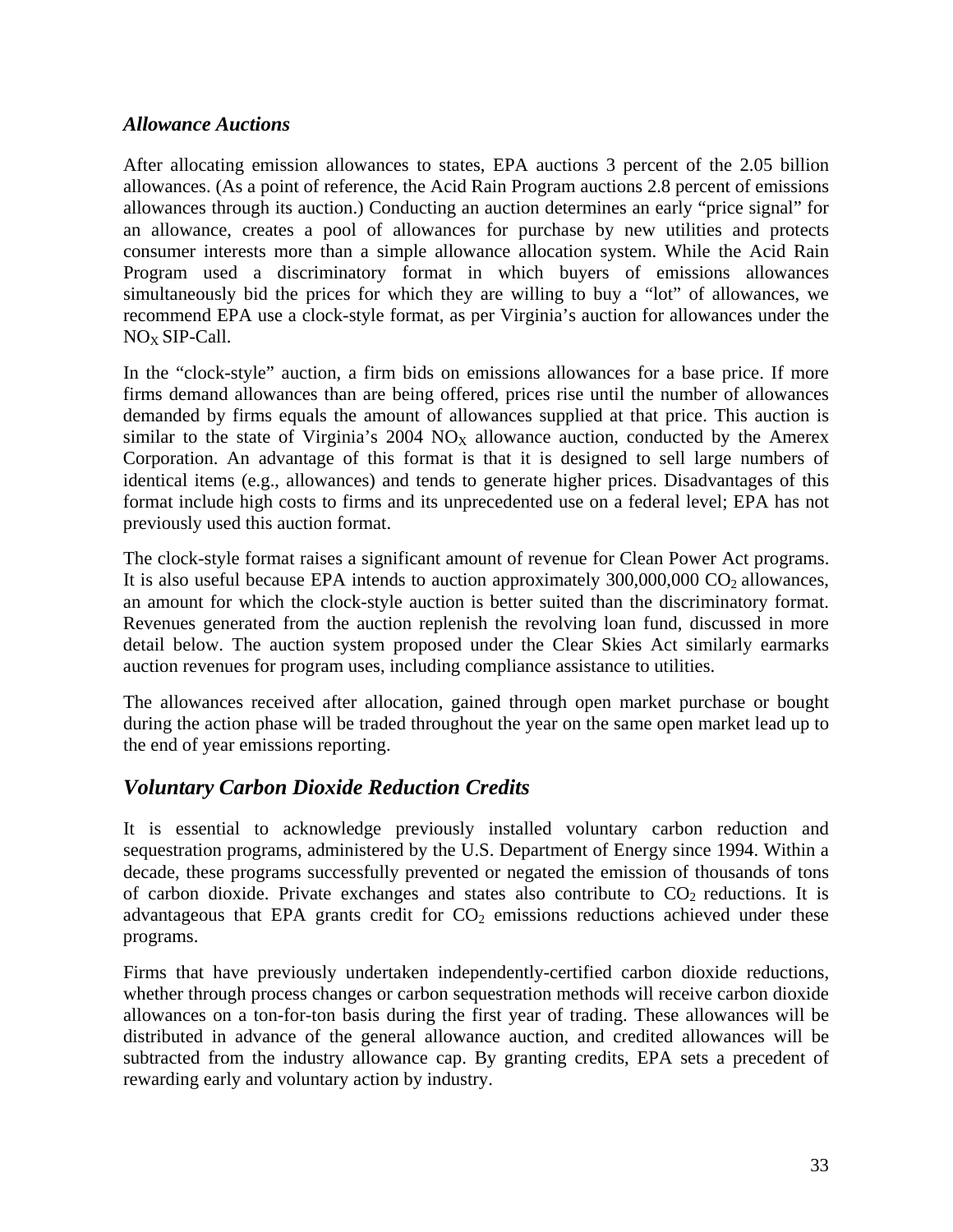### *Allowance Auctions*

After allocating emission allowances to states, EPA auctions 3 percent of the 2.05 billion allowances. (As a point of reference, the Acid Rain Program auctions 2.8 percent of emissions allowances through its auction.) Conducting an auction determines an early "price signal" for an allowance, creates a pool of allowances for purchase by new utilities and protects consumer interests more than a simple allowance allocation system. While the Acid Rain Program used a discriminatory format in which buyers of emissions allowances simultaneously bid the prices for which they are willing to buy a "lot" of allowances, we recommend EPA use a clock-style format, as per Virginia's auction for allowances under the $NO_X$ SIP-Call.

In the "clock-style" auction, a firm bids on emissions allowances for a base price. If more firms demand allowances than are being offered, prices rise until the number of allowances demanded by firms equals the amount of allowances supplied at that price. This auction is similar to the state of Virginia's 2004 $NO_X$ allowance auction, conducted by the Amerex Corporation. An advantage of this format is that it is designed to sell large numbers of identical items (e.g., allowances) and tends to generate higher prices. Disadvantages of this format include high costs to firms and its unprecedented use on a federal level; EPA has not previously used this auction format.

The clock-style format raises a significant amount of revenue for Clean Power Act programs. It is also useful because EPA intends to auction approximately 300,000,000 $CO_2$ allowances, an amount for which the clock-style auction is better suited than the discriminatory format. Revenues generated from the auction replenish the revolving loan fund, discussed in more detail below. The auction system proposed under the Clear Skies Act similarly earmarks auction revenues for program uses, including compliance assistance to utilities.

The allowances received after allocation, gained through open market purchase or bought during the action phase will be traded throughout the year on the same open market lead up to the end of year emissions reporting.

## *Voluntary Carbon Dioxide Reduction Credits*

It is essential to acknowledge previously installed voluntary carbon reduction and sequestration programs, administered by the U.S. Department of Energy since 1994. Within a decade, these programs successfully prevented or negated the emission of thousands of tons of carbon dioxide. Private exchanges and states also contribute to $CO_2$ reductions. It is advantageous that EPA grants credit for $CO_2$ emissions reductions achieved under these programs.

Firms that have previously undertaken independently-certified carbon dioxide reductions, whether through process changes or carbon sequestration methods will receive carbon dioxide allowances on a ton-for-ton basis during the first year of trading. These allowances will be distributed in advance of the general allowance auction, and credited allowances will be subtracted from the industry allowance cap. By granting credits, EPA sets a precedent of rewarding early and voluntary action by industry.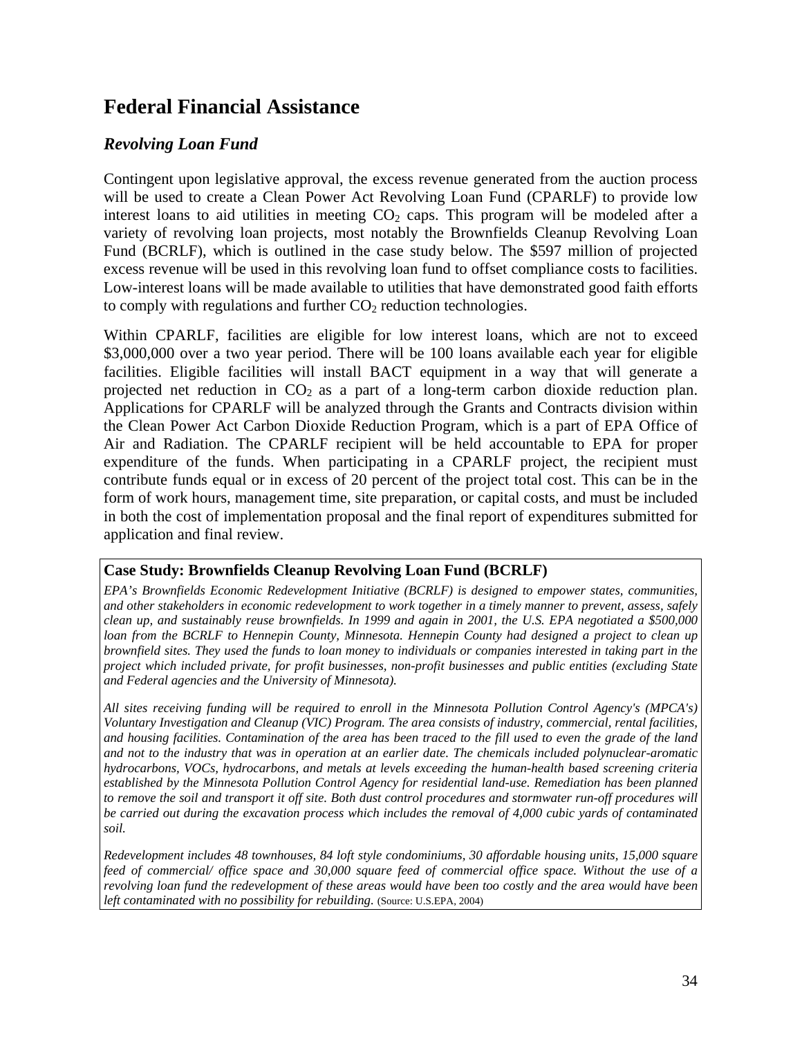# Federal Financial Assistance

## *Revolving Loan Fund*

Contingent upon legislative approval, the excess revenue generated from the auction process will be used to create a Clean Power Act Revolving Loan Fund (CPARLF) to provide low interest loans to aid utilities in meeting $CO_2$ caps. This program will be modeled after a variety of revolving loan projects, most notably the Brownfields Cleanup Revolving Loan Fund (BCRLF), which is outlined in the case study below. The $597 million of projected excess revenue will be used in this revolving loan fund to offset compliance costs to facilities. Low-interest loans will be made available to utilities that have demonstrated good faith efforts to comply with regulations and further $CO_2$ reduction technologies.

Within CPARLF, facilities are eligible for low interest loans, which are not to exceed $3,000,000 over a two year period. There will be 100 loans available each year for eligible facilities. Eligible facilities will install BACT equipment in a way that will generate a projected net reduction in $CO_2$ as a part of a long-term carbon dioxide reduction plan. Applications for CPARLF will be analyzed through the Grants and Contracts division within the Clean Power Act Carbon Dioxide Reduction Program, which is a part of EPA Office of Air and Radiation. The CPARLF recipient will be held accountable to EPA for proper expenditure of the funds. When participating in a CPARLF project, the recipient must contribute funds equal or in excess of 20 percent of the project total cost. This can be in the form of work hours, management time, site preparation, or capital costs, and must be included in both the cost of implementation proposal and the final report of expenditures submitted for application and final review.

**Case Study: Brownfields Cleanup Revolving Loan Fund (BCRLF)**

*EPA's Brownfields Economic Redevelopment Initiative (BCRLF) is designed to empower states, communities, and other stakeholders in economic redevelopment to work together in a timely manner to prevent, assess, safely clean up, and sustainably reuse brownfields. In 1999 and again in 2001, the U.S. EPA negotiated a $500,000 loan from the BCRLF to Hennepin County, Minnesota. Hennepin County had designed a project to clean up brownfield sites. They used the funds to loan money to individuals or companies interested in taking part in the project which included private, for profit businesses, non-profit businesses and public entities (excluding State and Federal agencies and the University of Minnesota).*

*All sites receiving funding will be required to enroll in the Minnesota Pollution Control Agency's (MPCA's) Voluntary Investigation and Cleanup (VIC) Program. The area consists of industry, commercial, rental facilities, and housing facilities. Contamination of the area has been traced to the fill used to even the grade of the land and not to the industry that was in operation at an earlier date. The chemicals included polynuclear-aromatic hydrocarbons, VOCs, hydrocarbons, and metals at levels exceeding the human-health based screening criteria established by the Minnesota Pollution Control Agency for residential land-use. Remediation has been planned to remove the soil and transport it off site. Both dust control procedures and stormwater run-off procedures will be carried out during the excavation process which includes the removal of 4,000 cubic yards of contaminated soil.*

*Redevelopment includes 48 townhouses, 84 loft style condominiums, 30 affordable housing units, 15,000 square feed of commercial/ office space and 30,000 square feed of commercial office space. Without the use of a revolving loan fund the redevelopment of these areas would have been too costly and the area would have been left contaminated with no possibility for rebuilding.* (Source: U.S.EPA, 2004)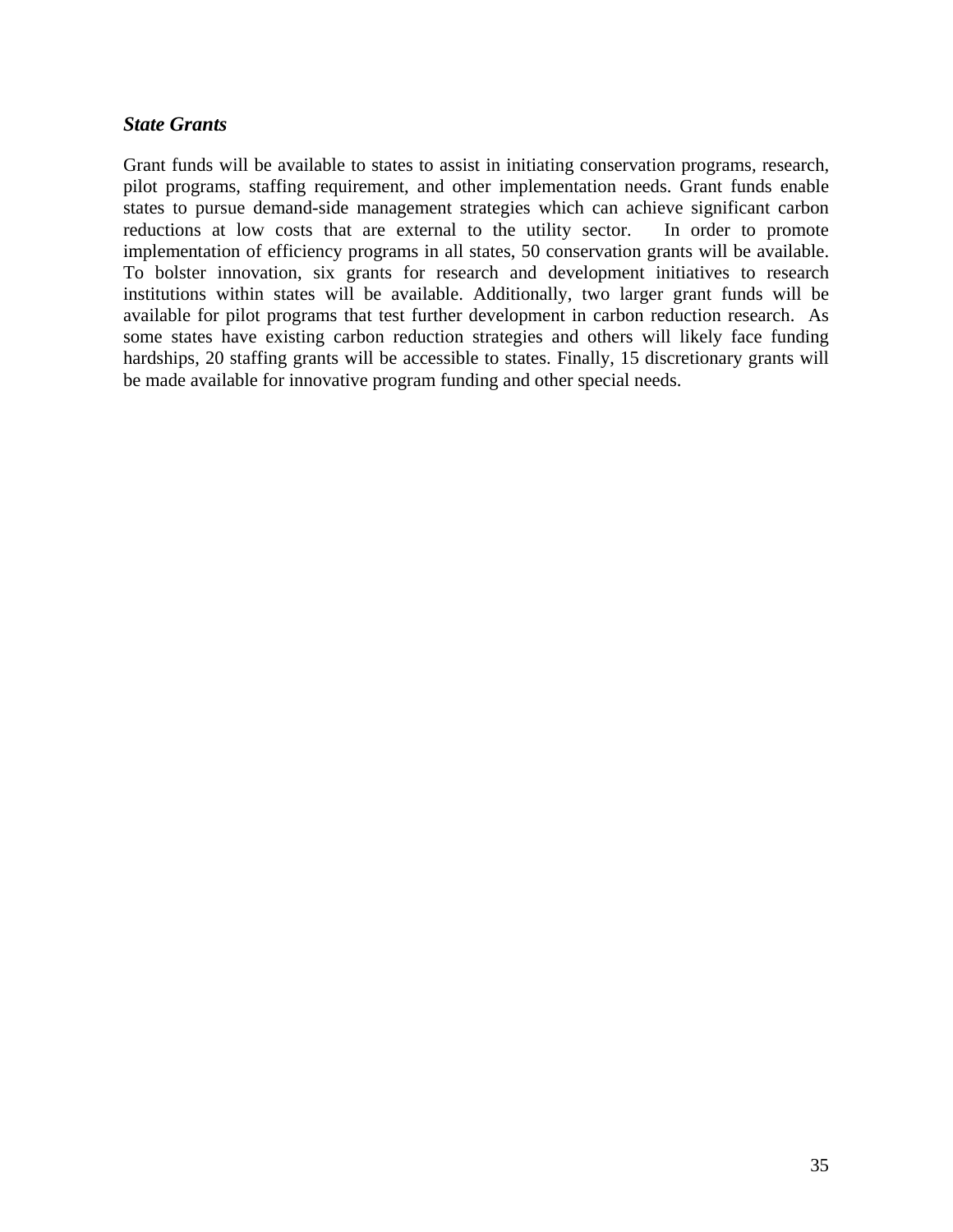### ***State Grants***

Grant funds will be available to states to assist in initiating conservation programs, research, pilot programs, staffing requirement, and other implementation needs. Grant funds enable states to pursue demand-side management strategies which can achieve significant carbon reductions at low costs that are external to the utility sector. In order to promote implementation of efficiency programs in all states, 50 conservation grants will be available. To bolster innovation, six grants for research and development initiatives to research institutions within states will be available. Additionally, two larger grant funds will be available for pilot programs that test further development in carbon reduction research. As some states have existing carbon reduction strategies and others will likely face funding hardships, 20 staffing grants will be accessible to states. Finally, 15 discretionary grants will be made available for innovative program funding and other special needs.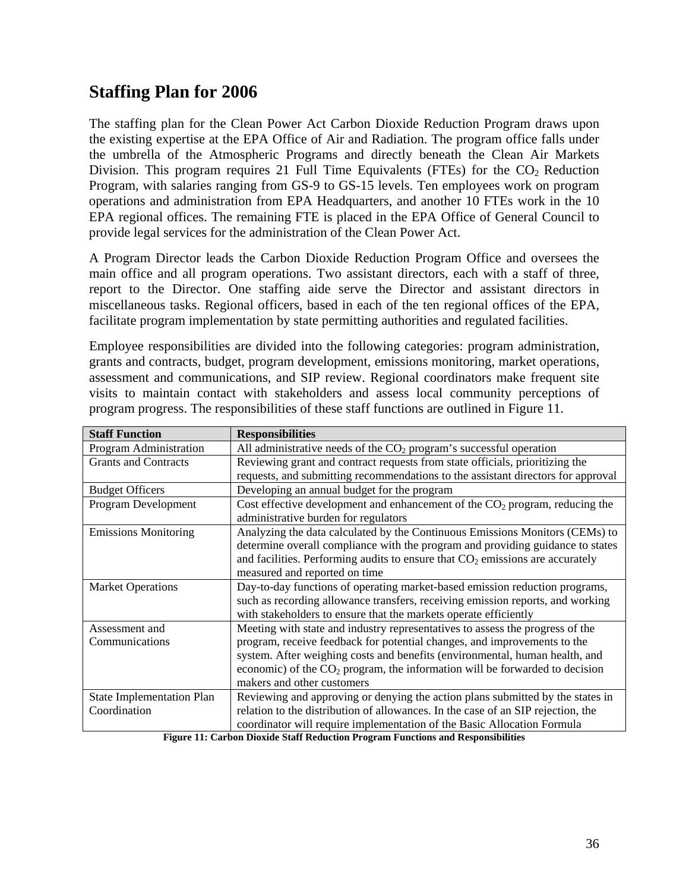## Staffing Plan for 2006

The staffing plan for the Clean Power Act Carbon Dioxide Reduction Program draws upon the existing expertise at the EPA Office of Air and Radiation. The program office falls under the umbrella of the Atmospheric Programs and directly beneath the Clean Air Markets Division. This program requires 21 Full Time Equivalents (FTEs) for the $CO_2$ Reduction Program, with salaries ranging from GS-9 to GS-15 levels. Ten employees work on program operations and administration from EPA Headquarters, and another 10 FTEs work in the 10 EPA regional offices. The remaining FTE is placed in the EPA Office of General Council to provide legal services for the administration of the Clean Power Act.

A Program Director leads the Carbon Dioxide Reduction Program Office and oversees the main office and all program operations. Two assistant directors, each with a staff of three, report to the Director. One staffing aide serve the Director and assistant directors in miscellaneous tasks. Regional officers, based in each of the ten regional offices of the EPA, facilitate program implementation by state permitting authorities and regulated facilities.

Employee responsibilities are divided into the following categories: program administration, grants and contracts, budget, program development, emissions monitoring, market operations, assessment and communications, and SIP review. Regional coordinators make frequent site visits to maintain contact with stakeholders and assess local community perceptions of program progress. The responsibilities of these staff functions are outlined in Figure 11.

| Staff Function | Responsibilities |
|---|---|
| Program Administration | All administrative needs of the $CO_2$ program's successful operation |
| Grants and Contracts | Reviewing grant and contract requests from state officials, prioritizing the requests, and submitting recommendations to the assistant directors for approval |
| Budget Officers | Developing an annual budget for the program |
| Program Development | Cost effective development and enhancement of the $CO_2$ program, reducing the administrative burden for regulators |
| Emissions Monitoring | Analyzing the data calculated by the Continuous Emissions Monitors (CEMs) to determine overall compliance with the program and providing guidance to states and facilities. Performing audits to ensure that $CO_2$ emissions are accurately measured and reported on time |
| Market Operations | Day-to-day functions of operating market-based emission reduction programs, such as recording allowance transfers, receiving emission reports, and working with stakeholders to ensure that the markets operate efficiently |
| Assessment and Communications | Meeting with state and industry representatives to assess the progress of the program, receive feedback for potential changes, and improvements to the system. After weighing costs and benefits (environmental, human health, and economic) of the $CO_2$ program, the information will be forwarded to decision makers and other customers |
| State Implementation Plan Coordination | Reviewing and approving or denying the action plans submitted by the states in relation to the distribution of allowances. In the case of an SIP rejection, the coordinator will require implementation of the Basic Allocation Formula |

**Figure 11: Carbon Dioxide Staff Reduction Program Functions and Responsibilities**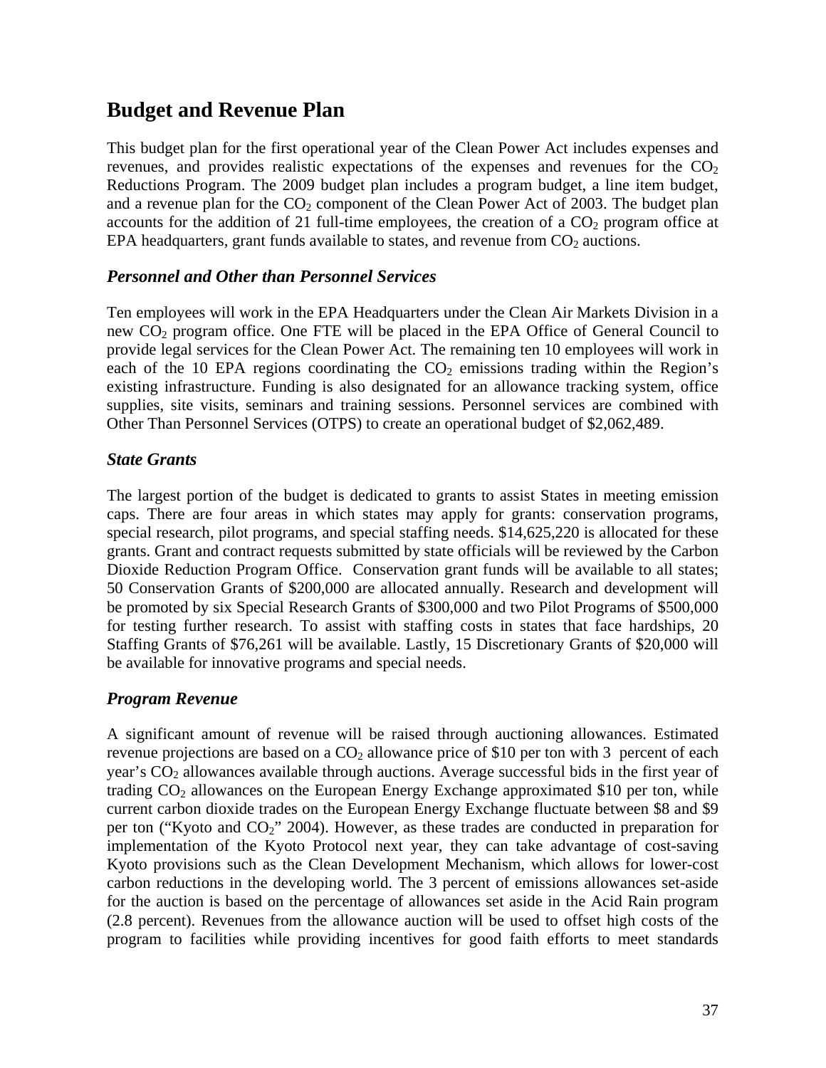## Budget and Revenue Plan

This budget plan for the first operational year of the Clean Power Act includes expenses and revenues, and provides realistic expectations of the expenses and revenues for the $CO_2$ Reductions Program. The 2009 budget plan includes a program budget, a line item budget, and a revenue plan for the $CO_2$ component of the Clean Power Act of 2003. The budget plan accounts for the addition of 21 full-time employees, the creation of a $CO_2$ program office at EPA headquarters, grant funds available to states, and revenue from $CO_2$ auctions.

### *Personnel and Other than Personnel Services*

Ten employees will work in the EPA Headquarters under the Clean Air Markets Division in a new $CO_2$ program office. One FTE will be placed in the EPA Office of General Council to provide legal services for the Clean Power Act. The remaining ten 10 employees will work in each of the 10 EPA regions coordinating the $CO_2$ emissions trading within the Region's existing infrastructure. Funding is also designated for an allowance tracking system, office supplies, site visits, seminars and training sessions. Personnel services are combined with Other Than Personnel Services (OTPS) to create an operational budget of $2,062,489.

### *State Grants*

The largest portion of the budget is dedicated to grants to assist States in meeting emission caps. There are four areas in which states may apply for grants: conservation programs, special research, pilot programs, and special staffing needs. $14,625,220 is allocated for these grants. Grant and contract requests submitted by state officials will be reviewed by the Carbon Dioxide Reduction Program Office. Conservation grant funds will be available to all states; 50 Conservation Grants of $200,000 are allocated annually. Research and development will be promoted by six Special Research Grants of $300,000 and two Pilot Programs of $500,000 for testing further research. To assist with staffing costs in states that face hardships, 20 Staffing Grants of $76,261 will be available. Lastly, 15 Discretionary Grants of $20,000 will be available for innovative programs and special needs.

### *Program Revenue*

A significant amount of revenue will be raised through auctioning allowances. Estimated revenue projections are based on a $CO_2$ allowance price of $10 per ton with 3 percent of each year's $CO_2$ allowances available through auctions. Average successful bids in the first year of trading $CO_2$ allowances on the European Energy Exchange approximated $10 per ton, while current carbon dioxide trades on the European Energy Exchange fluctuate between $8 and $9 per ton ("Kyoto and $CO_2$" 2004). However, as these trades are conducted in preparation for implementation of the Kyoto Protocol next year, they can take advantage of cost-saving Kyoto provisions such as the Clean Development Mechanism, which allows for lower-cost carbon reductions in the developing world. The 3 percent of emissions allowances set-aside for the auction is based on the percentage of allowances set aside in the Acid Rain program (2.8 percent). Revenues from the allowance auction will be used to offset high costs of the program to facilities while providing incentives for good faith efforts to meet standards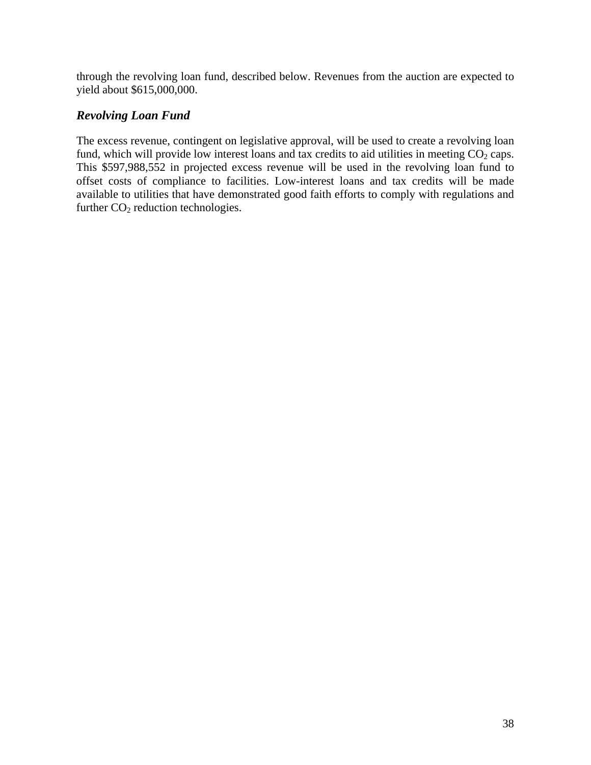through the revolving loan fund, described below. Revenues from the auction are expected to yield about $615,000,000.

### *Revolving Loan Fund*

The excess revenue, contingent on legislative approval, will be used to create a revolving loan fund, which will provide low interest loans and tax credits to aid utilities in meeting $CO_2$ caps. This $597,988,552 in projected excess revenue will be used in the revolving loan fund to offset costs of compliance to facilities. Low-interest loans and tax credits will be made available to utilities that have demonstrated good faith efforts to comply with regulations and further $CO_2$ reduction technologies.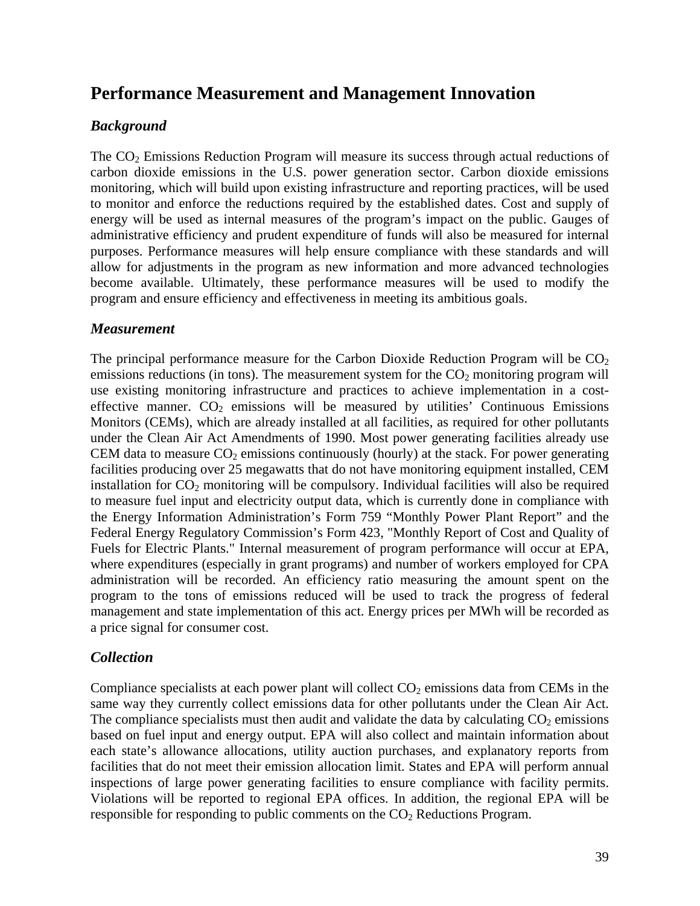## Performance Measurement and Management Innovation

### *Background*

The $CO_2$ Emissions Reduction Program will measure its success through actual reductions of carbon dioxide emissions in the U.S. power generation sector. Carbon dioxide emissions monitoring, which will build upon existing infrastructure and reporting practices, will be used to monitor and enforce the reductions required by the established dates. Cost and supply of energy will be used as internal measures of the program's impact on the public. Gauges of administrative efficiency and prudent expenditure of funds will also be measured for internal purposes. Performance measures will help ensure compliance with these standards and will allow for adjustments in the program as new information and more advanced technologies become available. Ultimately, these performance measures will be used to modify the program and ensure efficiency and effectiveness in meeting its ambitious goals.

### *Measurement*

The principal performance measure for the Carbon Dioxide Reduction Program will be $CO_2$ emissions reductions (in tons). The measurement system for the $CO_2$ monitoring program will use existing monitoring infrastructure and practices to achieve implementation in a cost-effective manner. $CO_2$ emissions will be measured by utilities' Continuous Emissions Monitors (CEMs), which are already installed at all facilities, as required for other pollutants under the Clean Air Act Amendments of 1990. Most power generating facilities already use CEM data to measure $CO_2$ emissions continuously (hourly) at the stack. For power generating facilities producing over 25 megawatts that do not have monitoring equipment installed, CEM installation for $CO_2$ monitoring will be compulsory. Individual facilities will also be required to measure fuel input and electricity output data, which is currently done in compliance with the Energy Information Administration's Form 759 "Monthly Power Plant Report" and the Federal Energy Regulatory Commission's Form 423, "Monthly Report of Cost and Quality of Fuels for Electric Plants." Internal measurement of program performance will occur at EPA, where expenditures (especially in grant programs) and number of workers employed for CPA administration will be recorded. An efficiency ratio measuring the amount spent on the program to the tons of emissions reduced will be used to track the progress of federal management and state implementation of this act. Energy prices per MWh will be recorded as a price signal for consumer cost.

### *Collection*

Compliance specialists at each power plant will collect $CO_2$ emissions data from CEMs in the same way they currently collect emissions data for other pollutants under the Clean Air Act. The compliance specialists must then audit and validate the data by calculating $CO_2$ emissions based on fuel input and energy output. EPA will also collect and maintain information about each state's allowance allocations, utility auction purchases, and explanatory reports from facilities that do not meet their emission allocation limit. States and EPA will perform annual inspections of large power generating facilities to ensure compliance with facility permits. Violations will be reported to regional EPA offices. In addition, the regional EPA will be responsible for responding to public comments on the $CO_2$ Reductions Program.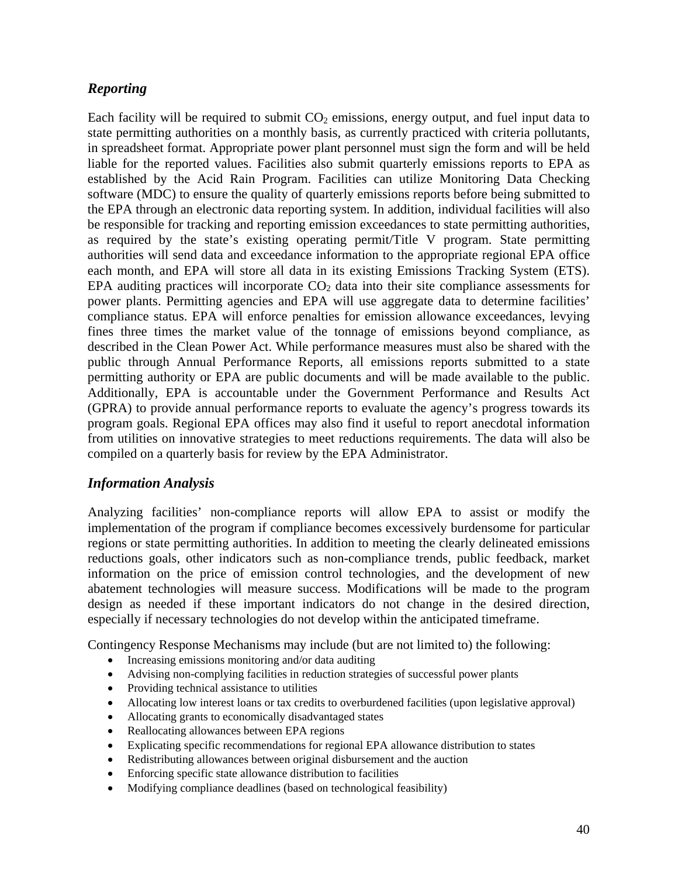### *Reporting*

Each facility will be required to submit $CO_2$ emissions, energy output, and fuel input data to state permitting authorities on a monthly basis, as currently practiced with criteria pollutants, in spreadsheet format. Appropriate power plant personnel must sign the form and will be held liable for the reported values. Facilities also submit quarterly emissions reports to EPA as established by the Acid Rain Program. Facilities can utilize Monitoring Data Checking software (MDC) to ensure the quality of quarterly emissions reports before being submitted to the EPA through an electronic data reporting system. In addition, individual facilities will also be responsible for tracking and reporting emission exceedances to state permitting authorities, as required by the state's existing operating permit/Title V program. State permitting authorities will send data and exceedance information to the appropriate regional EPA office each month, and EPA will store all data in its existing Emissions Tracking System (ETS). EPA auditing practices will incorporate $CO_2$ data into their site compliance assessments for power plants. Permitting agencies and EPA will use aggregate data to determine facilities' compliance status. EPA will enforce penalties for emission allowance exceedances, levying fines three times the market value of the tonnage of emissions beyond compliance, as described in the Clean Power Act. While performance measures must also be shared with the public through Annual Performance Reports, all emissions reports submitted to a state permitting authority or EPA are public documents and will be made available to the public. Additionally, EPA is accountable under the Government Performance and Results Act (GPRA) to provide annual performance reports to evaluate the agency's progress towards its program goals. Regional EPA offices may also find it useful to report anecdotal information from utilities on innovative strategies to meet reductions requirements. The data will also be compiled on a quarterly basis for review by the EPA Administrator.

### *Information Analysis*

Analyzing facilities' non-compliance reports will allow EPA to assist or modify the implementation of the program if compliance becomes excessively burdensome for particular regions or state permitting authorities. In addition to meeting the clearly delineated emissions reductions goals, other indicators such as non-compliance trends, public feedback, market information on the price of emission control technologies, and the development of new abatement technologies will measure success. Modifications will be made to the program design as needed if these important indicators do not change in the desired direction, especially if necessary technologies do not develop within the anticipated timeframe.

Contingency Response Mechanisms may include (but are not limited to) the following:

- Increasing emissions monitoring and/or data auditing
- Advising non-complying facilities in reduction strategies of successful power plants
- Providing technical assistance to utilities
- Allocating low interest loans or tax credits to overburdened facilities (upon legislative approval)
- Allocating grants to economically disadvantaged states
- Reallocating allowances between EPA regions
- Explicating specific recommendations for regional EPA allowance distribution to states
- Redistributing allowances between original disbursement and the auction
- Enforcing specific state allowance distribution to facilities
- Modifying compliance deadlines (based on technological feasibility)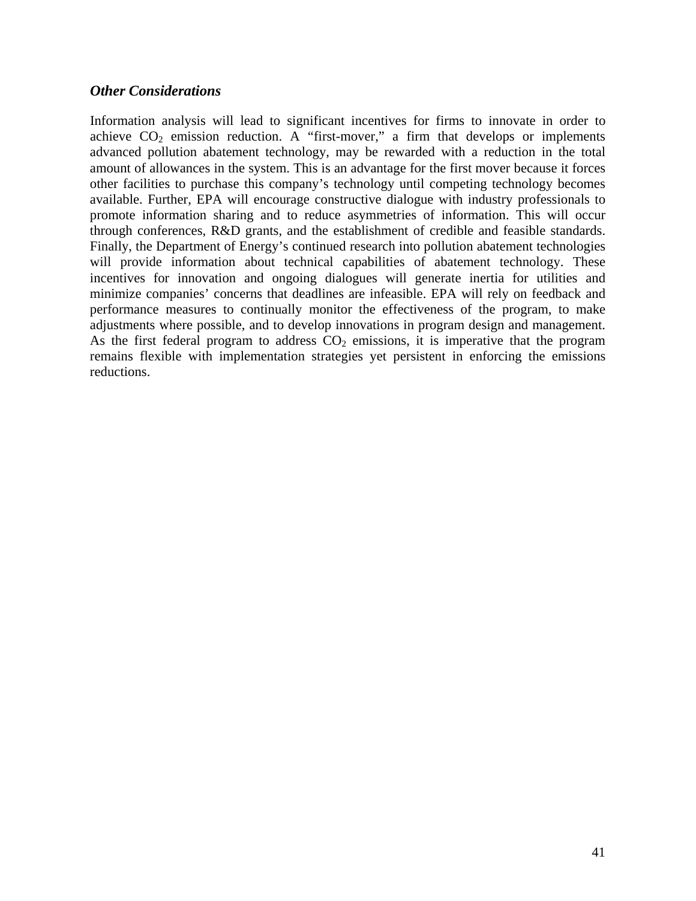### *Other Considerations*

Information analysis will lead to significant incentives for firms to innovate in order to achieve $CO_2$ emission reduction. A "first-mover," a firm that develops or implements advanced pollution abatement technology, may be rewarded with a reduction in the total amount of allowances in the system. This is an advantage for the first mover because it forces other facilities to purchase this company's technology until competing technology becomes available. Further, EPA will encourage constructive dialogue with industry professionals to promote information sharing and to reduce asymmetries of information. This will occur through conferences, R&D grants, and the establishment of credible and feasible standards. Finally, the Department of Energy's continued research into pollution abatement technologies will provide information about technical capabilities of abatement technology. These incentives for innovation and ongoing dialogues will generate inertia for utilities and minimize companies' concerns that deadlines are infeasible. EPA will rely on feedback and performance measures to continually monitor the effectiveness of the program, to make adjustments where possible, and to develop innovations in program design and management. As the first federal program to address $CO_2$ emissions, it is imperative that the program remains flexible with implementation strategies yet persistent in enforcing the emissions reductions.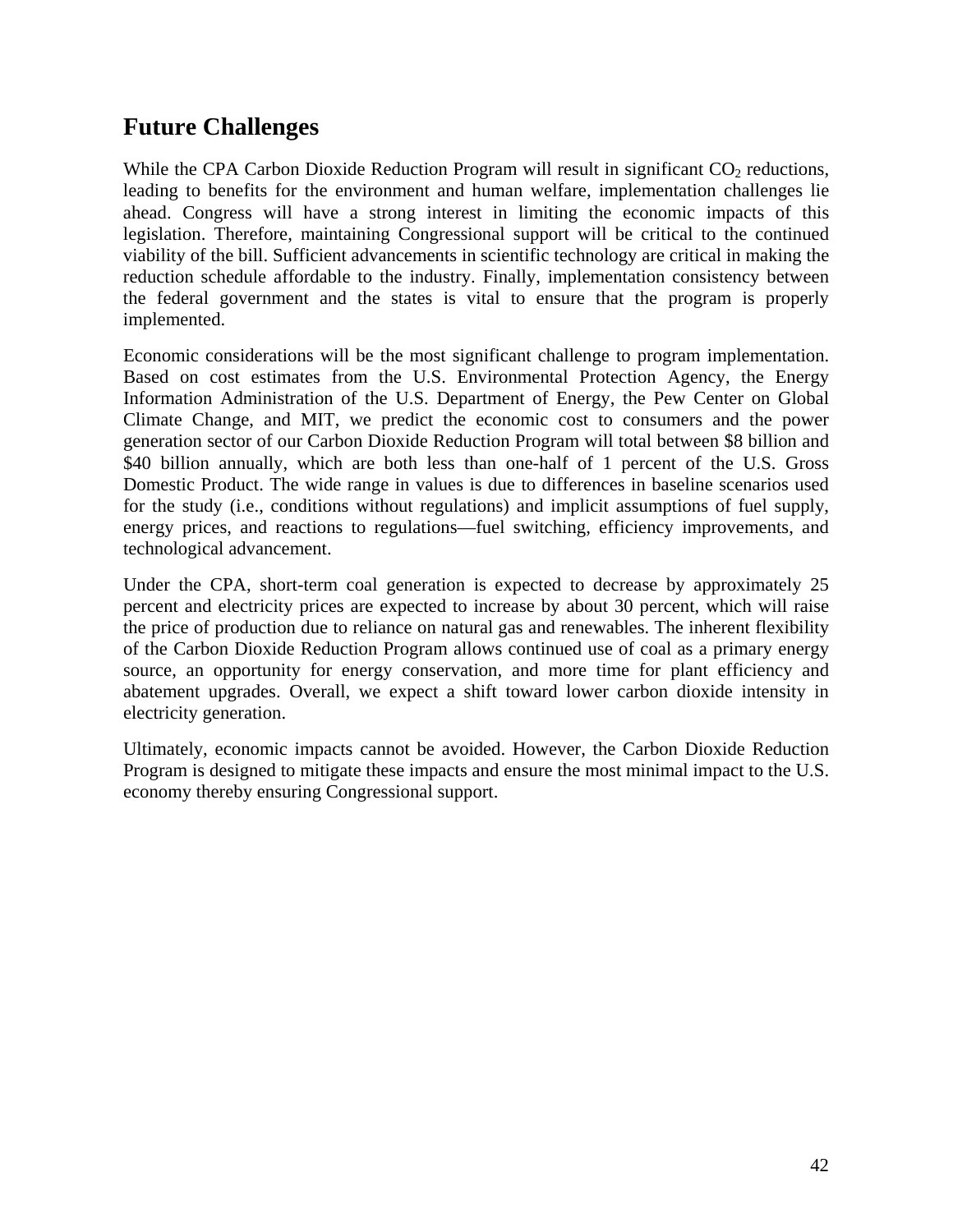## Future Challenges

While the CPA Carbon Dioxide Reduction Program will result in significant $CO_2$ reductions, leading to benefits for the environment and human welfare, implementation challenges lie ahead. Congress will have a strong interest in limiting the economic impacts of this legislation. Therefore, maintaining Congressional support will be critical to the continued viability of the bill. Sufficient advancements in scientific technology are critical in making the reduction schedule affordable to the industry. Finally, implementation consistency between the federal government and the states is vital to ensure that the program is properly implemented.

Economic considerations will be the most significant challenge to program implementation. Based on cost estimates from the U.S. Environmental Protection Agency, the Energy Information Administration of the U.S. Department of Energy, the Pew Center on Global Climate Change, and MIT, we predict the economic cost to consumers and the power generation sector of our Carbon Dioxide Reduction Program will total between $8 billion and $40 billion annually, which are both less than one-half of 1 percent of the U.S. Gross Domestic Product. The wide range in values is due to differences in baseline scenarios used for the study (i.e., conditions without regulations) and implicit assumptions of fuel supply, energy prices, and reactions to regulations—fuel switching, efficiency improvements, and technological advancement.

Under the CPA, short-term coal generation is expected to decrease by approximately 25 percent and electricity prices are expected to increase by about 30 percent, which will raise the price of production due to reliance on natural gas and renewables. The inherent flexibility of the Carbon Dioxide Reduction Program allows continued use of coal as a primary energy source, an opportunity for energy conservation, and more time for plant efficiency and abatement upgrades. Overall, we expect a shift toward lower carbon dioxide intensity in electricity generation.

Ultimately, economic impacts cannot be avoided. However, the Carbon Dioxide Reduction Program is designed to mitigate these impacts and ensure the most minimal impact to the U.S. economy thereby ensuring Congressional support.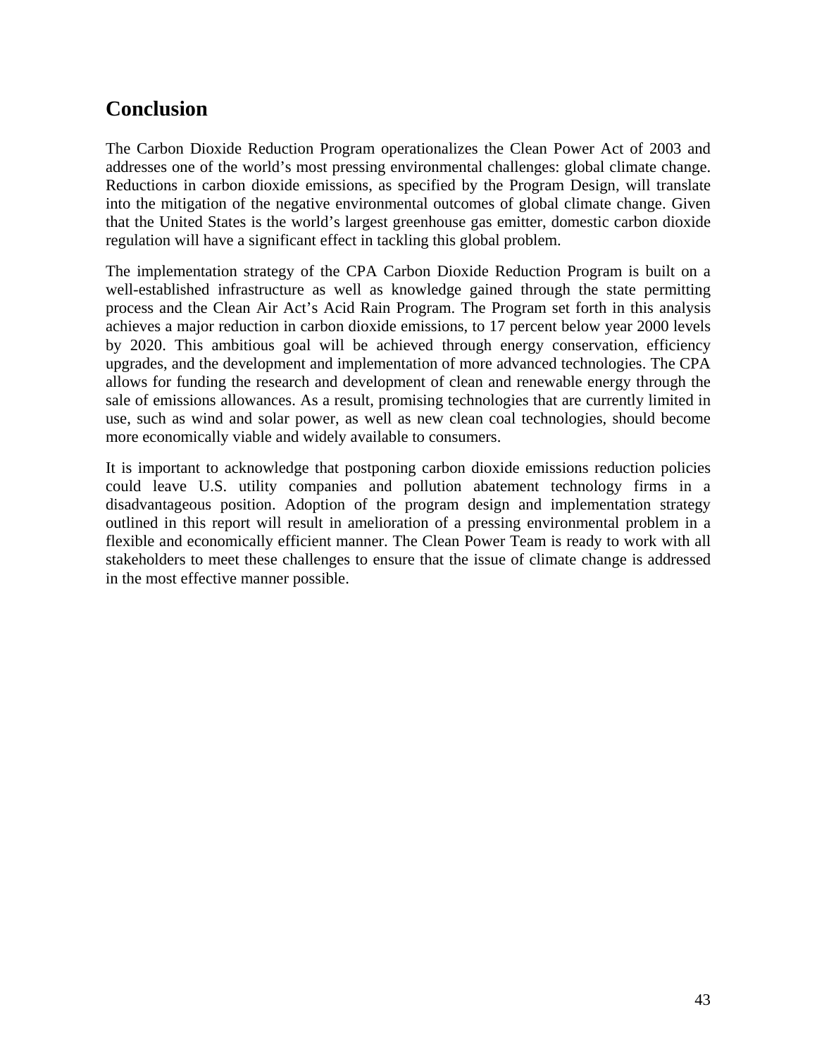## Conclusion

The Carbon Dioxide Reduction Program operationalizes the Clean Power Act of 2003 and addresses one of the world's most pressing environmental challenges: global climate change. Reductions in carbon dioxide emissions, as specified by the Program Design, will translate into the mitigation of the negative environmental outcomes of global climate change. Given that the United States is the world's largest greenhouse gas emitter, domestic carbon dioxide regulation will have a significant effect in tackling this global problem.

The implementation strategy of the CPA Carbon Dioxide Reduction Program is built on a well-established infrastructure as well as knowledge gained through the state permitting process and the Clean Air Act's Acid Rain Program. The Program set forth in this analysis achieves a major reduction in carbon dioxide emissions, to 17 percent below year 2000 levels by 2020. This ambitious goal will be achieved through energy conservation, efficiency upgrades, and the development and implementation of more advanced technologies. The CPA allows for funding the research and development of clean and renewable energy through the sale of emissions allowances. As a result, promising technologies that are currently limited in use, such as wind and solar power, as well as new clean coal technologies, should become more economically viable and widely available to consumers.

It is important to acknowledge that postponing carbon dioxide emissions reduction policies could leave U.S. utility companies and pollution abatement technology firms in a disadvantageous position. Adoption of the program design and implementation strategy outlined in this report will result in amelioration of a pressing environmental problem in a flexible and economically efficient manner. The Clean Power Team is ready to work with all stakeholders to meet these challenges to ensure that the issue of climate change is addressed in the most effective manner possible.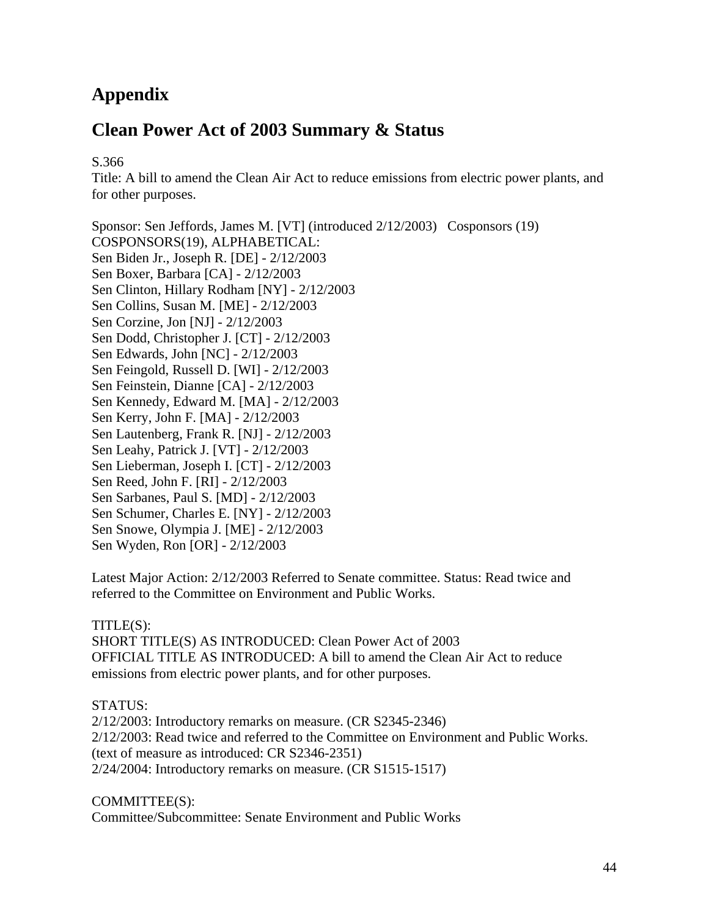# Appendix

## Clean Power Act of 2003 Summary & Status

S.366
Title: A bill to amend the Clean Air Act to reduce emissions from electric power plants, and for other purposes.

Sponsor: Sen Jeffords, James M. [VT] (introduced 2/12/2003) Cosponsors (19)
COSPONSORS(19), ALPHABETICAL:
Sen Biden Jr., Joseph R. [DE] - 2/12/2003
Sen Boxer, Barbara [CA] - 2/12/2003
Sen Clinton, Hillary Rodham [NY] - 2/12/2003
Sen Collins, Susan M. [ME] - 2/12/2003
Sen Corzine, Jon [NJ] - 2/12/2003
Sen Dodd, Christopher J. [CT] - 2/12/2003
Sen Edwards, John [NC] - 2/12/2003
Sen Feingold, Russell D. [WI] - 2/12/2003
Sen Feinstein, Dianne [CA] - 2/12/2003
Sen Kennedy, Edward M. [MA] - 2/12/2003
Sen Kerry, John F. [MA] - 2/12/2003
Sen Lautenberg, Frank R. [NJ] - 2/12/2003
Sen Leahy, Patrick J. [VT] - 2/12/2003
Sen Lieberman, Joseph I. [CT] - 2/12/2003
Sen Reed, John F. [RI] - 2/12/2003
Sen Sarbanes, Paul S. [MD] - 2/12/2003
Sen Schumer, Charles E. [NY] - 2/12/2003
Sen Snowe, Olympia J. [ME] - 2/12/2003
Sen Wyden, Ron [OR] - 2/12/2003

Latest Major Action: 2/12/2003 Referred to Senate committee. Status: Read twice and referred to the Committee on Environment and Public Works.

TITLE(S):
SHORT TITLE(S) AS INTRODUCED: Clean Power Act of 2003
OFFICIAL TITLE AS INTRODUCED: A bill to amend the Clean Air Act to reduce emissions from electric power plants, and for other purposes.

STATUS:
2/12/2003: Introductory remarks on measure. (CR S2345-2346)
2/12/2003: Read twice and referred to the Committee on Environment and Public Works. (text of measure as introduced: CR S2346-2351)
2/24/2004: Introductory remarks on measure. (CR S1515-1517)

COMMITTEE(S):
Committee/Subcommittee: Senate Environment and Public Works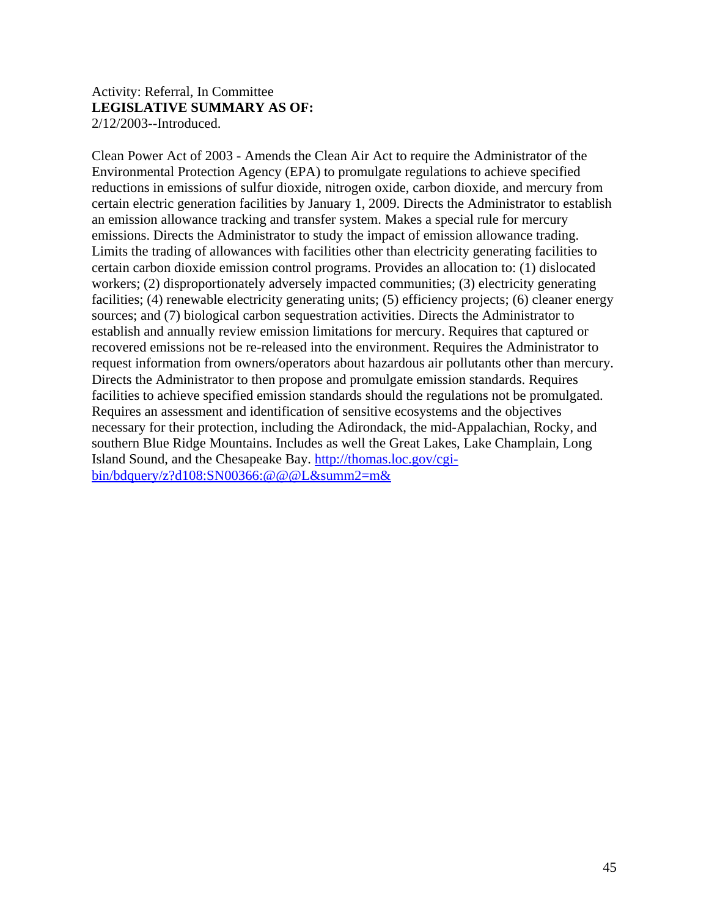Activity: Referral, In Committee
**LEGISLATIVE SUMMARY AS OF:**
2/12/2003--Introduced.

Clean Power Act of 2003 - Amends the Clean Air Act to require the Administrator of the Environmental Protection Agency (EPA) to promulgate regulations to achieve specified reductions in emissions of sulfur dioxide, nitrogen oxide, carbon dioxide, and mercury from certain electric generation facilities by January 1, 2009. Directs the Administrator to establish an emission allowance tracking and transfer system. Makes a special rule for mercury emissions. Directs the Administrator to study the impact of emission allowance trading. Limits the trading of allowances with facilities other than electricity generating facilities to certain carbon dioxide emission control programs. Provides an allocation to: (1) dislocated workers; (2) disproportionately adversely impacted communities; (3) electricity generating facilities; (4) renewable electricity generating units; (5) efficiency projects; (6) cleaner energy sources; and (7) biological carbon sequestration activities. Directs the Administrator to establish and annually review emission limitations for mercury. Requires that captured or recovered emissions not be re-released into the environment. Requires the Administrator to request information from owners/operators about hazardous air pollutants other than mercury. Directs the Administrator to then propose and promulgate emission standards. Requires facilities to achieve specified emission standards should the regulations not be promulgated. Requires an assessment and identification of sensitive ecosystems and the objectives necessary for their protection, including the Adirondack, the mid-Appalachian, Rocky, and southern Blue Ridge Mountains. Includes as well the Great Lakes, Lake Champlain, Long Island Sound, and the Chesapeake Bay. [http://thomas.loc.gov/cgi-bin/bdquery/z?d108:SN00366:@@@L&summ2=m&](http://thomas.loc.gov/cgi-bin/bdquery/z?d108:SN00366:@@@L&summ2=m&)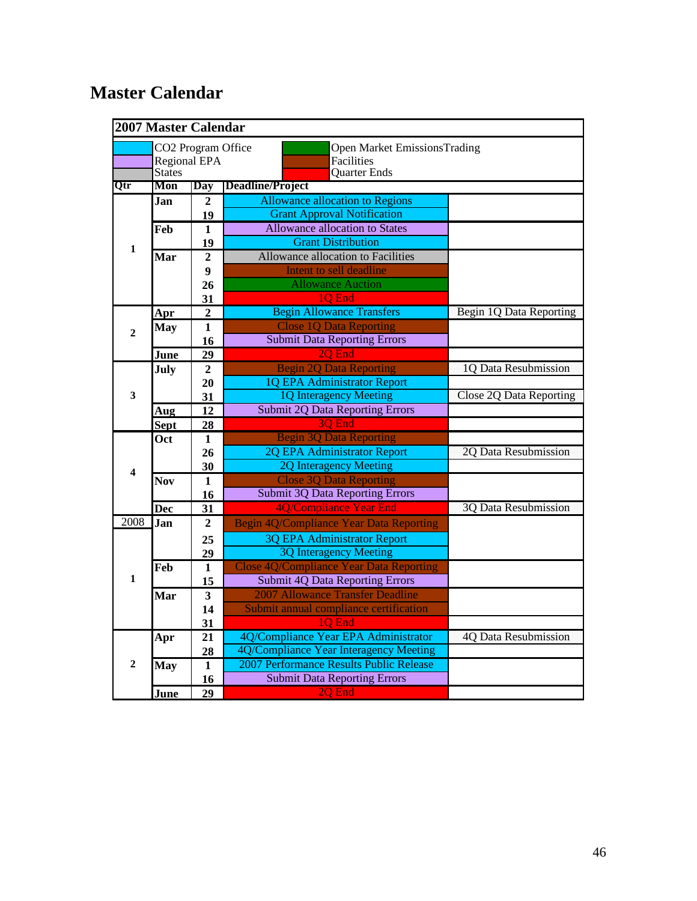# Master Calendar

**2007 Master Calendar**

Legend:

| Color | Category | Color | Category |
|---|---|---|---|
| Blue | CO2 Program Office | Green | Open Market EmissionsTrading |
| Purple | Regional EPA | Brown | Facilities |
| Gray | States | Red | Quarter Ends |

| Qtr | Mon | Day | Deadline/Project | |
|---|---|---|---|---|
| 1 | Jan | 2 | Allowance allocation to Regions | |
| | | 19 | Grant Approval Notification | |
| | Feb | 1 | Allowance allocation to States | |
| | | 19 | Grant Distribution | |
| | Mar | 2 | Allowance allocation to Facilities | |
| | | 9 | Intent to sell deadline | |
| | | 26 | Allowance Auction | |
| | | 31 | 1Q End | |
| 2 | Apr | 2 | Begin Allowance Transfers | Begin 1Q Data Reporting |
| | May | 1 | Close 1Q Data Reporting | |
| | | 16 | Submit Data Reporting Errors | |
| | June | 29 | 2Q End | |
| 3 | July | 2 | Begin 2Q Data Reporting | 1Q Data Resubmission |
| | | 20 | 1Q EPA Administrator Report | |
| | | 31 | 1Q Interagency Meeting | Close 2Q Data Reporting |
| | Aug | 12 | Submit 2Q Data Reporting Errors | |
| | Sept | 28 | 3Q End | |
| 4 | Oct | 1 | Begin 3Q Data Reporting | |
| | | 26 | 2Q EPA Administrator Report | 2Q Data Resubmission |
| | | 30 | 2Q Interagency Meeting | |
| | Nov | 1 | Close 3Q Data Reporting | |
| | | 16 | Submit 3Q Data Reporting Errors | |
| | Dec | 31 | 4Q/Compliance Year End | 3Q Data Resubmission |
| 2008 | Jan | 2 | Begin 4Q/Compliance Year Data Reporting | |
| 1 | | 25 | 3Q EPA Administrator Report | |
| | | 29 | 3Q Interagency Meeting | |
| | Feb | 1 | Close 4Q/Compliance Year Data Reporting | |
| | | 15 | Submit 4Q Data Reporting Errors | |
| | Mar | 3 | 2007 Allowance Transfer Deadline | |
| | | 14 | Submit annual compliance certification | |
| | | 31 | 1Q End | |
| 2 | Apr | 21 | 4Q/Compliance Year EPA Administrator | 4Q Data Resubmission |
| | | 28 | 4Q/Compliance Year Interagency Meeting | |
| | May | 1 | 2007 Performance Results Public Release | |
| | | 16 | Submit Data Reporting Errors | |
| | June | 29 | 2Q End | |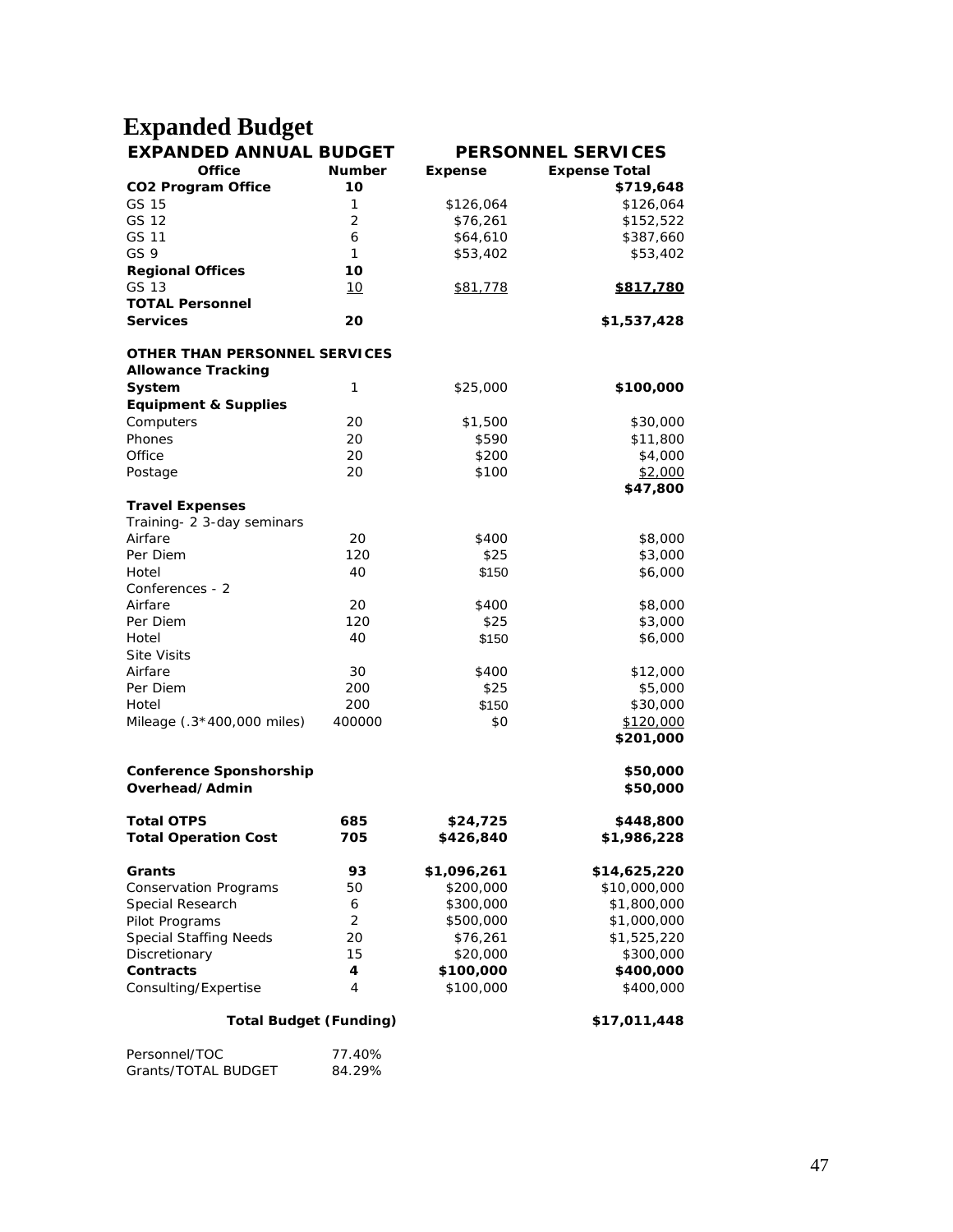# Expanded Budget

| EXPANDED ANNUAL BUDGET | | PERSONNEL SERVICES | |
|---|---|---|---|
| **Office** | **Number** | **Expense** | **Expense Total** |
| **CO2 Program Office** | **10** | | **$719,648** |
| GS 15 | 1 | $126,064 | $126,064 |
| GS 12 | 2 | $76,261 | $152,522 |
| GS 11 | 6 | $64,610 | $387,660 |
| GS 9 | 1 | $53,402 | $53,402 |
| **Regional Offices** | **10** | | |
| GS 13 | 10 | $81,778 | **$817,780** |
| **TOTAL Personnel Services** | **20** | | **$1,537,428** |
| | | | |
| **OTHER THAN PERSONNEL SERVICES** | | | |
| **Allowance Tracking System** | 1 | $25,000 | **$100,000** |
| **Equipment & Supplies** | | | |
| Computers | 20 | $1,500 | $30,000 |
| Phones | 20 | $590 | $11,800 |
| Office | 20 | $200 | $4,000 |
| Postage | 20 | $100 | $2,000 |
| | | | **$47,800** |
| **Travel Expenses** | | | |
| Training- 2 3-day seminars | | | |
| Airfare | 20 | $400 | $8,000 |
| Per Diem | 120 | $25 | $3,000 |
| Hotel | 40 | $150 | $6,000 |
| Conferences - 2 | | | |
| Airfare | 20 | $400 | $8,000 |
| Per Diem | 120 | $25 | $3,000 |
| Hotel | 40 | $150 | $6,000 |
| Site Visits | | | |
| Airfare | 30 | $400 | $12,000 |
| Per Diem | 200 | $25 | $5,000 |
| Hotel | 200 | $150 | $30,000 |
| Mileage (.3*400,000 miles) | 400000 | $0 | $120,000 |
| | | | **$201,000** |
| | | | |
| **Conference Sponshorship** | | | **$50,000** |
| **Overhead/Admin** | | | **$50,000** |
| | | | |
| **Total OTPS** | **685** | **$24,725** | **$448,800** |
| **Total Operation Cost** | **705** | **$426,840** | **$1,986,228** |
| | | | |
| **Grants** | **93** | **$1,096,261** | **$14,625,220** |
| Conservation Programs | 50 | $200,000 | $10,000,000 |
| Special Research | 6 | $300,000 | $1,800,000 |
| Pilot Programs | 2 | $500,000 | $1,000,000 |
| Special Staffing Needs | 20 | $76,261 | $1,525,220 |
| Discretionary | 15 | $20,000 | $300,000 |
| **Contracts** | **4** | **$100,000** | **$400,000** |
| Consulting/Expertise | 4 | $100,000 | $400,000 |
| | | | |
| **Total Budget (Funding)** | | | **$17,011,448** |
| | | | |
| Personnel/TOC | 77.40% | | |
| Grants/TOTAL BUDGET | 84.29% | | |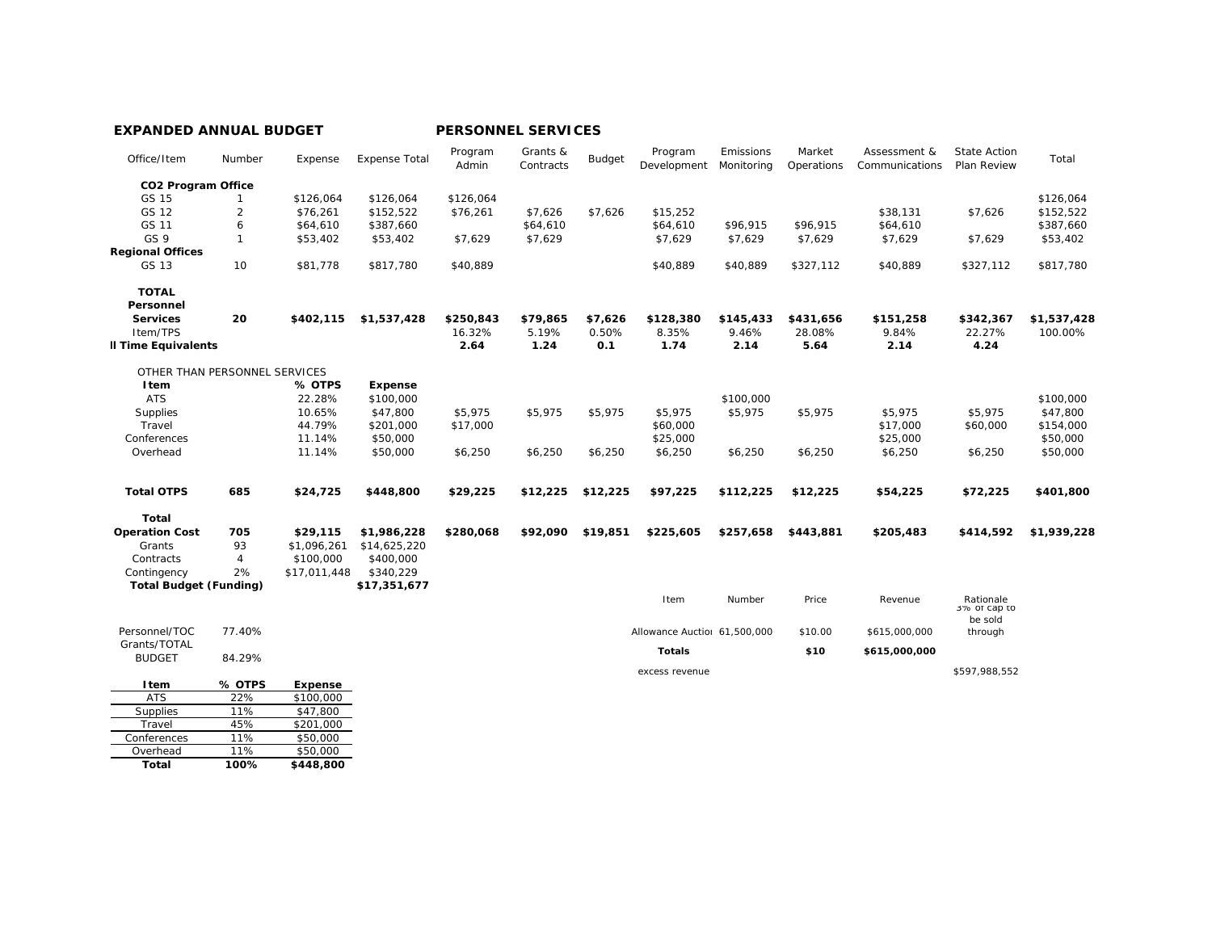**EXPANDED ANNUAL BUDGET** **PERSONNEL SERVICES**

| Office/Item | Number | Expense | Expense Total | Program Admin | Grants & Contracts | Budget | Program Development | Emissions Monitoring | Market Operations | Assessment & Communications | State Action Plan Review | Total |
|---|---|---|---|---|---|---|---|---|---|---|---|---|
| **CO2 Program Office** | | | | | | | | | | | | |
| GS 15 | 1 | $126,064 | $126,064 | $126,064 | | | | | | | | $126,064 |
| GS 12 | 2 | $76,261 | $152,522 | $76,261 | $7,626 | $7,626 | $15,252 | | | $38,131 | $7,626 | $152,522 |
| GS 11 | 6 | $64,610 | $387,660 | | $64,610 | | $64,610 | $96,915 | $96,915 | $64,610 | | $387,660 |
| GS 9 | 1 | $53,402 | $53,402 | $7,629 | $7,629 | | $7,629 | $7,629 | $7,629 | $7,629 | $7,629 | $53,402 |
| **Regional Offices** | | | | | | | | | | | | |
| GS 13 | 10 | $81,778 | $817,780 | $40,889 | | | $40,889 | $40,889 | $327,112 | $40,889 | $327,112 | $817,780 |
| **TOTAL Personnel Services** | **20** | **$402,115** | **$1,537,428** | **$250,843** | **$79,865** | **$7,626** | **$128,380** | **$145,433** | **$431,656** | **$151,258** | **$342,367** | **$1,537,428** |
| Item/TPS | | | | 16.32% | 5.19% | 0.50% | 8.35% | 9.46% | 28.08% | 9.84% | 22.27% | 100.00% |
| **ll Time Equivalents** | | | | **2.64** | **1.24** | **0.1** | **1.74** | **2.14** | **5.64** | **2.14** | **4.24** | |
| OTHER THAN PERSONNEL SERVICES | | | | | | | | | | | | |
| **Item** | | **% OTPS** | **Expense** | | | | | | | | | |
| ATS | | 22.28% | $100,000 | | | | | $100,000 | | | | $100,000 |
| Supplies | | 10.65% | $47,800 | $5,975 | $5,975 | $5,975 | $5,975 | $5,975 | $5,975 | $5,975 | $5,975 | $47,800 |
| Travel | | 44.79% | $201,000 | $17,000 | | | $60,000 | | | $17,000 | $60,000 | $154,000 |
| Conferences | | 11.14% | $50,000 | | | | $25,000 | | | $25,000 | | $50,000 |
| Overhead | | 11.14% | $50,000 | $6,250 | $6,250 | $6,250 | $6,250 | $6,250 | $6,250 | $6,250 | $6,250 | $50,000 |
| **Total OTPS** | **685** | **$24,725** | **$448,800** | **$29,225** | **$12,225** | **$12,225** | **$97,225** | **$112,225** | **$12,225** | **$54,225** | **$72,225** | **$401,800** |
| **Total Operation Cost** | **705** | **$29,115** | **$1,986,228** | **$280,068** | **$92,090** | **$19,851** | **$225,605** | **$257,658** | **$443,881** | **$205,483** | **$414,592** | **$1,939,228** |
| Grants | 93 | $1,096,261 | $14,625,220 | | | | | | | | | |
| Contracts | 4 | $100,000 | $400,000 | | | | | | | | | |
| Contingency | 2% | $17,011,448 | $340,229 | | | | | | | | | |
| **Total Budget (Funding)** | | | **$17,351,677** | | | | | | | | | |

| | |
|---|---|
| Personnel/TOC | 77.40% |
| Grants/TOTAL BUDGET | 84.29% |

| Item | Number | Price | Revenue | Rationale |
|---|---|---|---|---|
| Allowance Auction | 61,500,000 | $10.00 | $615,000,000 | 3% of cap to be sold through |
| **Totals** | | **$10** | **$615,000,000** | |
| excess revenue | | | | $597,988,552 |

| Item | % OTPS | Expense |
|---|---|---|
| ATS | 22% | $100,000 |
| Supplies | 11% | $47,800 |
| Travel | 45% | $201,000 |
| Conferences | 11% | $50,000 |
| Overhead | 11% | $50,000 |
| **Total** | **100%** | **$448,800** |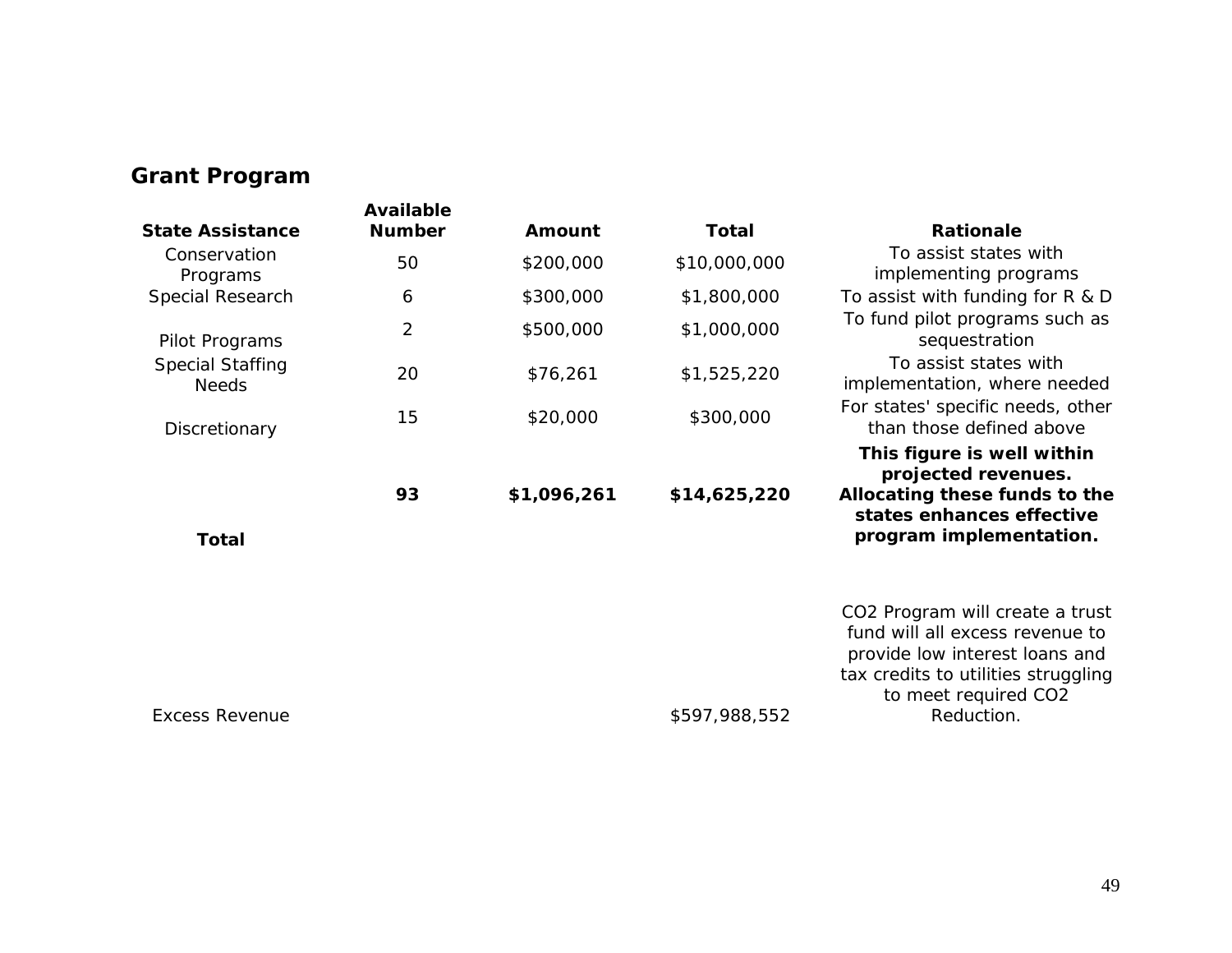## Grant Program

| State Assistance | Available Number | Amount | Total | Rationale |
|---|---|---|---|---|
| Conservation Programs | 50 | $200,000 | $10,000,000 | To assist states with implementing programs |
| Special Research | 6 | $300,000 | $1,800,000 | To assist with funding for R & D |
| Pilot Programs | 2 | $500,000 | $1,000,000 | To fund pilot programs such as sequestration |
| Special Staffing Needs | 20 | $76,261 | $1,525,220 | To assist states with implementation, where needed |
| Discretionary | 15 | $20,000 | $300,000 | For states' specific needs, other than those defined above |
| **Total** | **93** | **$1,096,261** | **$14,625,220** | **This figure is well within projected revenues. Allocating these funds to the states enhances effective program implementation.** |
| Excess Revenue | | | $597,988,552 | CO2 Program will create a trust fund will all excess revenue to provide low interest loans and tax credits to utilities struggling to meet required CO2 Reduction. |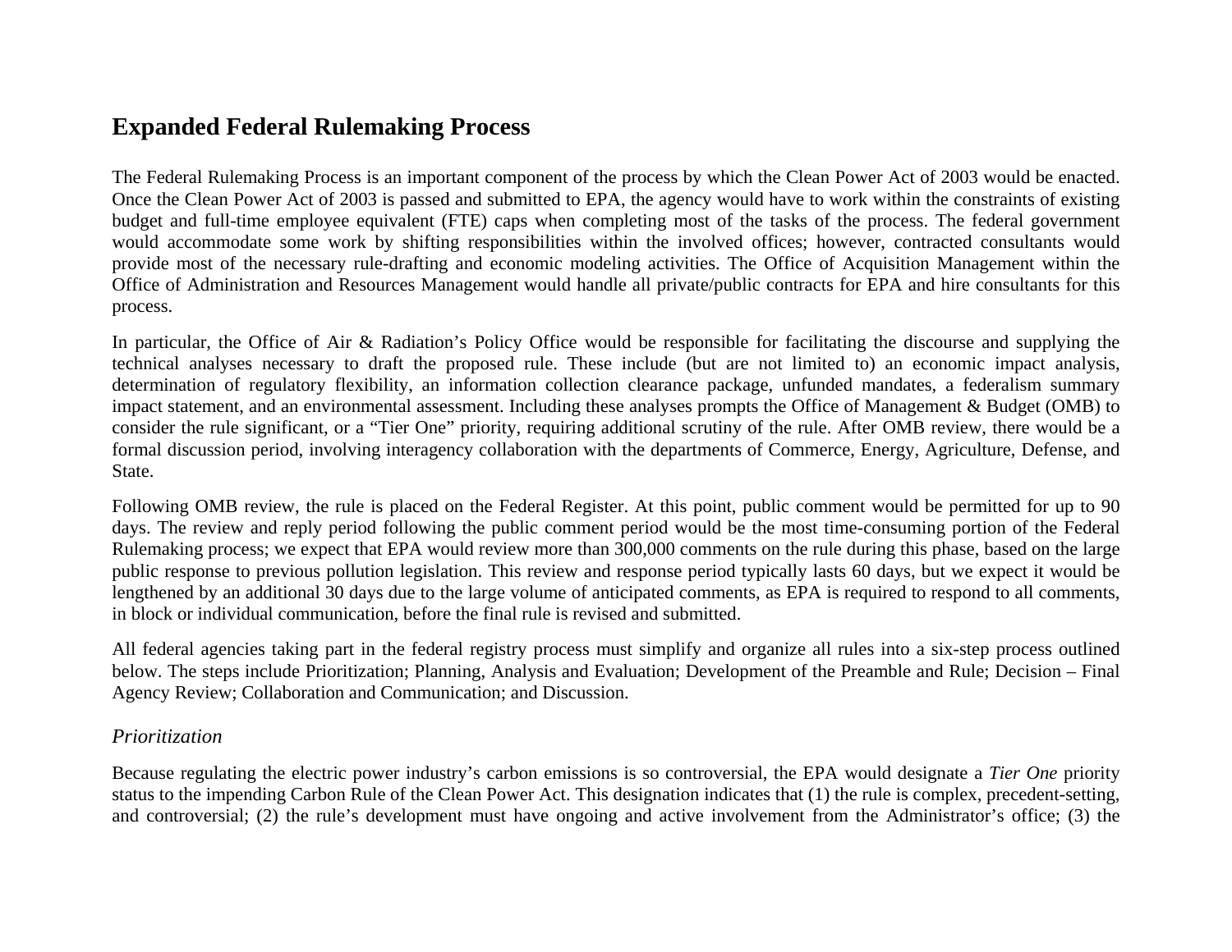## Expanded Federal Rulemaking Process

The Federal Rulemaking Process is an important component of the process by which the Clean Power Act of 2003 would be enacted. Once the Clean Power Act of 2003 is passed and submitted to EPA, the agency would have to work within the constraints of existing budget and full-time employee equivalent (FTE) caps when completing most of the tasks of the process. The federal government would accommodate some work by shifting responsibilities within the involved offices; however, contracted consultants would provide most of the necessary rule-drafting and economic modeling activities. The Office of Acquisition Management within the Office of Administration and Resources Management would handle all private/public contracts for EPA and hire consultants for this process.

In particular, the Office of Air & Radiation's Policy Office would be responsible for facilitating the discourse and supplying the technical analyses necessary to draft the proposed rule. These include (but are not limited to) an economic impact analysis, determination of regulatory flexibility, an information collection clearance package, unfunded mandates, a federalism summary impact statement, and an environmental assessment. Including these analyses prompts the Office of Management & Budget (OMB) to consider the rule significant, or a "Tier One" priority, requiring additional scrutiny of the rule. After OMB review, there would be a formal discussion period, involving interagency collaboration with the departments of Commerce, Energy, Agriculture, Defense, and State.

Following OMB review, the rule is placed on the Federal Register. At this point, public comment would be permitted for up to 90 days. The review and reply period following the public comment period would be the most time-consuming portion of the Federal Rulemaking process; we expect that EPA would review more than 300,000 comments on the rule during this phase, based on the large public response to previous pollution legislation. This review and response period typically lasts 60 days, but we expect it would be lengthened by an additional 30 days due to the large volume of anticipated comments, as EPA is required to respond to all comments, in block or individual communication, before the final rule is revised and submitted.

All federal agencies taking part in the federal registry process must simplify and organize all rules into a six-step process outlined below. The steps include Prioritization; Planning, Analysis and Evaluation; Development of the Preamble and Rule; Decision – Final Agency Review; Collaboration and Communication; and Discussion.

### *Prioritization*

Because regulating the electric power industry's carbon emissions is so controversial, the EPA would designate a *Tier One* priority status to the impending Carbon Rule of the Clean Power Act. This designation indicates that (1) the rule is complex, precedent-setting, and controversial; (2) the rule's development must have ongoing and active involvement from the Administrator's office; (3) the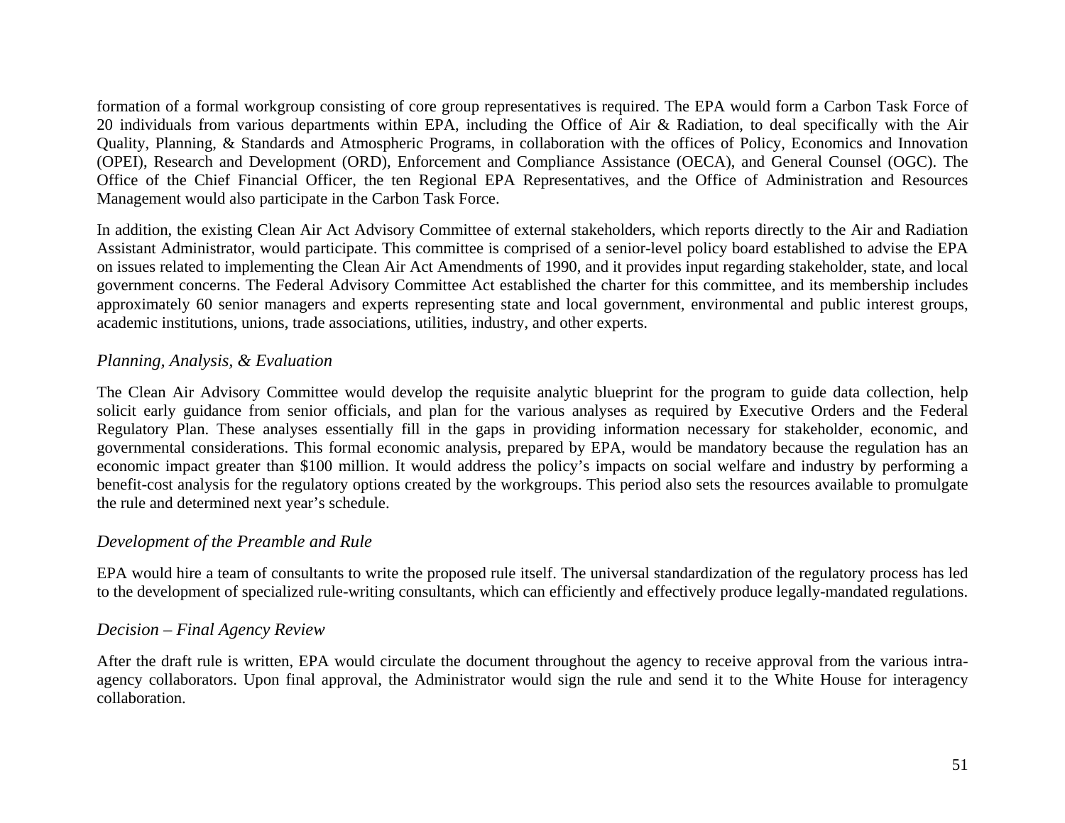formation of a formal workgroup consisting of core group representatives is required. The EPA would form a Carbon Task Force of 20 individuals from various departments within EPA, including the Office of Air & Radiation, to deal specifically with the Air Quality, Planning, & Standards and Atmospheric Programs, in collaboration with the offices of Policy, Economics and Innovation (OPEI), Research and Development (ORD), Enforcement and Compliance Assistance (OECA), and General Counsel (OGC). The Office of the Chief Financial Officer, the ten Regional EPA Representatives, and the Office of Administration and Resources Management would also participate in the Carbon Task Force.

In addition, the existing Clean Air Act Advisory Committee of external stakeholders, which reports directly to the Air and Radiation Assistant Administrator, would participate. This committee is comprised of a senior-level policy board established to advise the EPA on issues related to implementing the Clean Air Act Amendments of 1990, and it provides input regarding stakeholder, state, and local government concerns. The Federal Advisory Committee Act established the charter for this committee, and its membership includes approximately 60 senior managers and experts representing state and local government, environmental and public interest groups, academic institutions, unions, trade associations, utilities, industry, and other experts.

### *Planning, Analysis, & Evaluation*

The Clean Air Advisory Committee would develop the requisite analytic blueprint for the program to guide data collection, help solicit early guidance from senior officials, and plan for the various analyses as required by Executive Orders and the Federal Regulatory Plan. These analyses essentially fill in the gaps in providing information necessary for stakeholder, economic, and governmental considerations. This formal economic analysis, prepared by EPA, would be mandatory because the regulation has an economic impact greater than $100 million. It would address the policy's impacts on social welfare and industry by performing a benefit-cost analysis for the regulatory options created by the workgroups. This period also sets the resources available to promulgate the rule and determined next year's schedule.

### *Development of the Preamble and Rule*

EPA would hire a team of consultants to write the proposed rule itself. The universal standardization of the regulatory process has led to the development of specialized rule-writing consultants, which can efficiently and effectively produce legally-mandated regulations.

### *Decision – Final Agency Review*

After the draft rule is written, EPA would circulate the document throughout the agency to receive approval from the various intra-agency collaborators. Upon final approval, the Administrator would sign the rule and send it to the White House for interagency collaboration.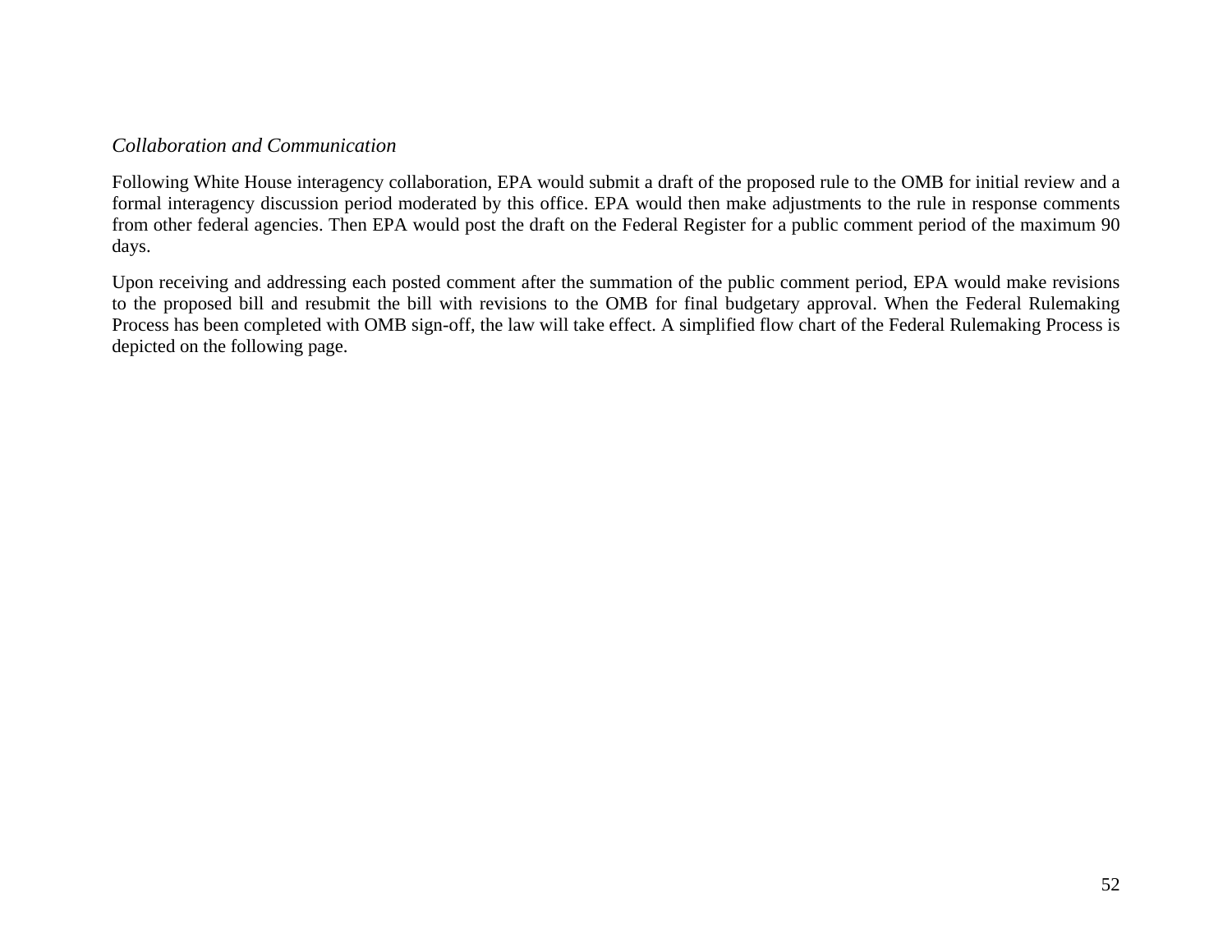*Collaboration and Communication*

Following White House interagency collaboration, EPA would submit a draft of the proposed rule to the OMB for initial review and a formal interagency discussion period moderated by this office. EPA would then make adjustments to the rule in response comments from other federal agencies. Then EPA would post the draft on the Federal Register for a public comment period of the maximum 90 days.

Upon receiving and addressing each posted comment after the summation of the public comment period, EPA would make revisions to the proposed bill and resubmit the bill with revisions to the OMB for final budgetary approval. When the Federal Rulemaking Process has been completed with OMB sign-off, the law will take effect. A simplified flow chart of the Federal Rulemaking Process is depicted on the following page.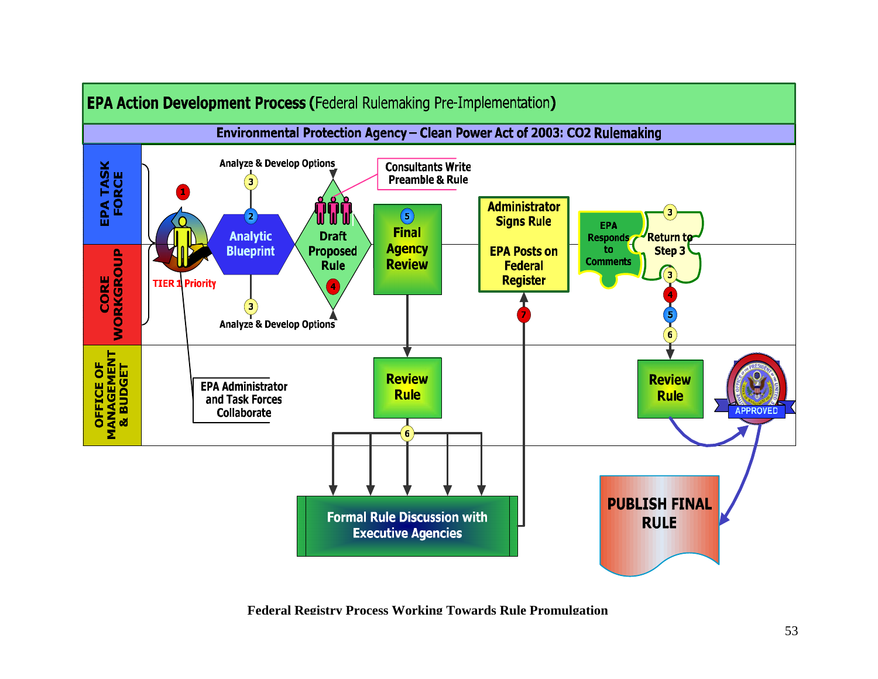## EPA Action Development Process (Federal Rulemaking Pre-Implementation)

**Environmental Protection Agency – Clean Power Act of 2003: CO2 Rulemaking**

EPA TASK FORCE

CORE WORKGROUP

OFFICE OF MANAGEMENT & BUDGET

1 TIER 1 Priority

EPA Administrator and Task Forces Collaborate

Analyze & Develop Options 3

2 Analytic Blueprint

3 Analyze & Develop Options

Consultants Write Preamble & Rule

Draft Proposed Rule 4

5 Final Agency Review

Review Rule

6

Formal Rule Discussion with Executive Agencies

7

Administrator Signs Rule

EPA Posts on Federal Register

EPA Responds to Comments

3 Return to Step 3 3

4 5 6

Review Rule

APPROVED

PUBLISH FINAL RULE

**Federal Registry Process Working Towards Rule Promulgation**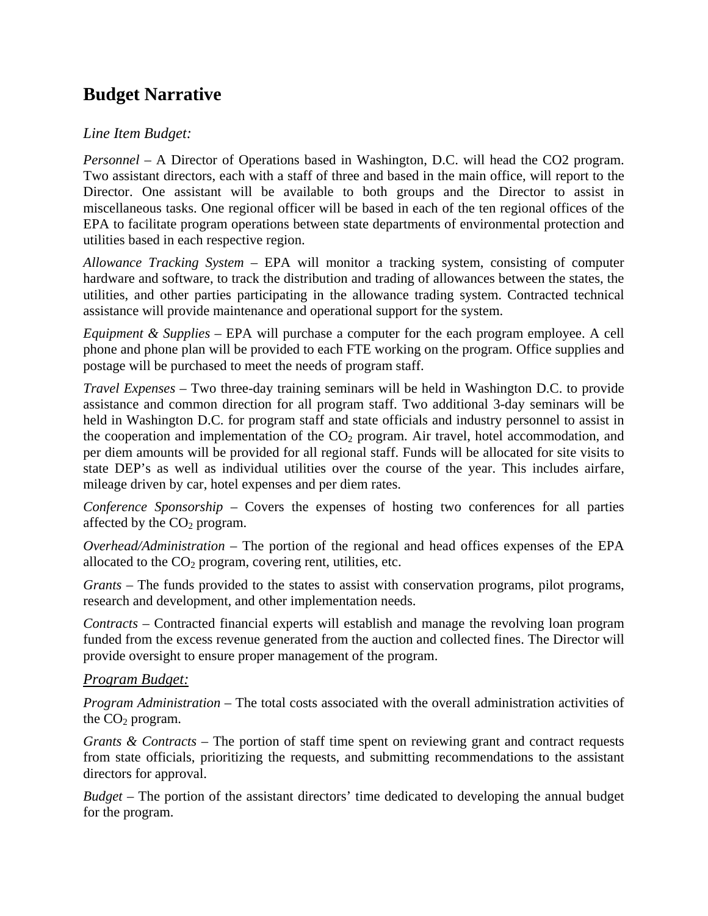## Budget Narrative

*Line Item Budget:*

*Personnel* – A Director of Operations based in Washington, D.C. will head the CO2 program. Two assistant directors, each with a staff of three and based in the main office, will report to the Director. One assistant will be available to both groups and the Director to assist in miscellaneous tasks. One regional officer will be based in each of the ten regional offices of the EPA to facilitate program operations between state departments of environmental protection and utilities based in each respective region.

*Allowance Tracking System* – EPA will monitor a tracking system, consisting of computer hardware and software, to track the distribution and trading of allowances between the states, the utilities, and other parties participating in the allowance trading system. Contracted technical assistance will provide maintenance and operational support for the system.

*Equipment & Supplies* – EPA will purchase a computer for the each program employee. A cell phone and phone plan will be provided to each FTE working on the program. Office supplies and postage will be purchased to meet the needs of program staff.

*Travel Expenses* – Two three-day training seminars will be held in Washington D.C. to provide assistance and common direction for all program staff. Two additional 3-day seminars will be held in Washington D.C. for program staff and state officials and industry personnel to assist in the cooperation and implementation of the $CO_2$ program. Air travel, hotel accommodation, and per diem amounts will be provided for all regional staff. Funds will be allocated for site visits to state DEP's as well as individual utilities over the course of the year. This includes airfare, mileage driven by car, hotel expenses and per diem rates.

*Conference Sponsorship* – Covers the expenses of hosting two conferences for all parties affected by the $CO_2$ program.

*Overhead/Administration* – The portion of the regional and head offices expenses of the EPA allocated to the $CO_2$ program, covering rent, utilities, etc.

*Grants* – The funds provided to the states to assist with conservation programs, pilot programs, research and development, and other implementation needs.

*Contracts* – Contracted financial experts will establish and manage the revolving loan program funded from the excess revenue generated from the auction and collected fines. The Director will provide oversight to ensure proper management of the program.

*Program Budget:*

*Program Administration* – The total costs associated with the overall administration activities of the $CO_2$ program.

*Grants & Contracts* – The portion of staff time spent on reviewing grant and contract requests from state officials, prioritizing the requests, and submitting recommendations to the assistant directors for approval.

*Budget* – The portion of the assistant directors' time dedicated to developing the annual budget for the program.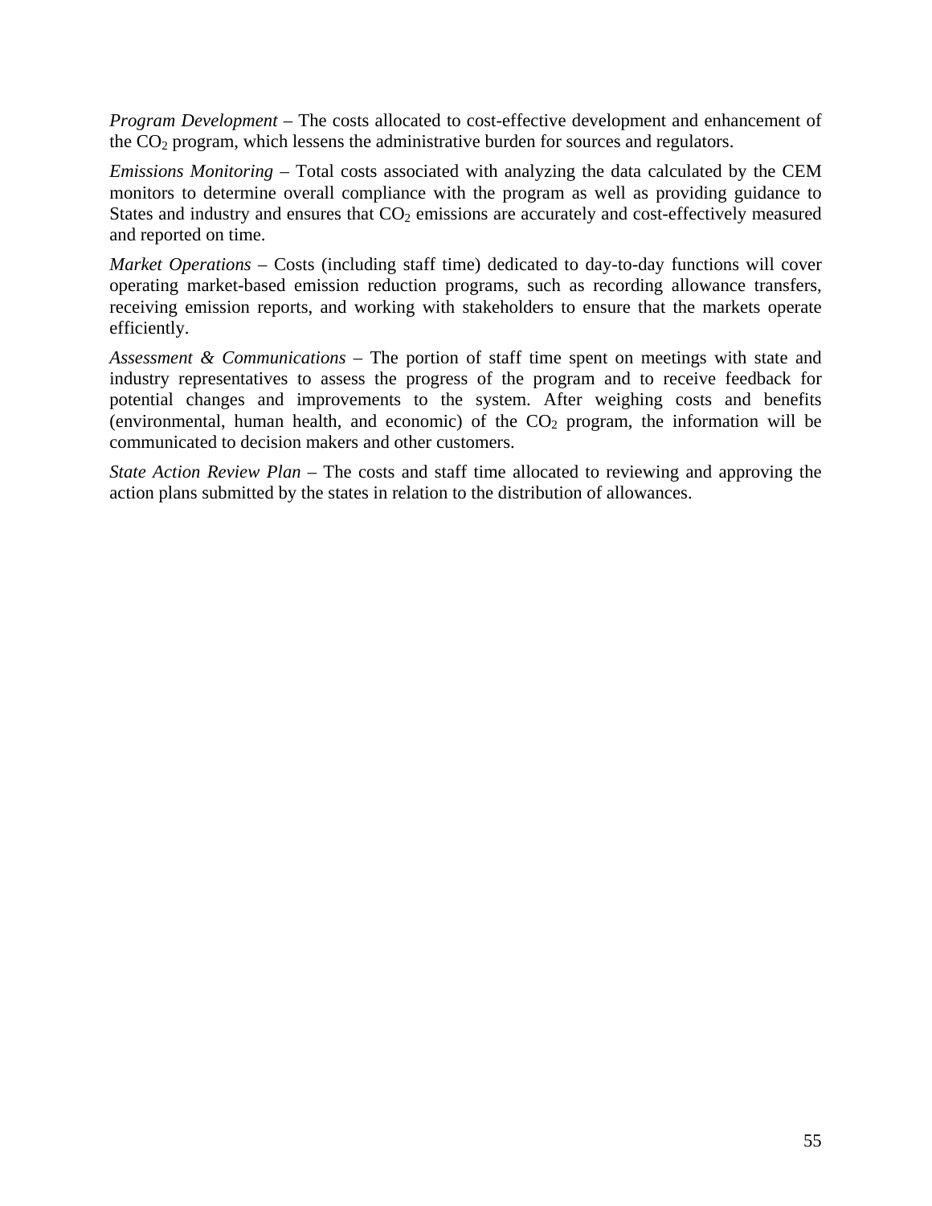*Program Development* – The costs allocated to cost-effective development and enhancement of the $CO_2$ program, which lessens the administrative burden for sources and regulators.

*Emissions Monitoring* – Total costs associated with analyzing the data calculated by the CEM monitors to determine overall compliance with the program as well as providing guidance to States and industry and ensures that $CO_2$ emissions are accurately and cost-effectively measured and reported on time.

*Market Operations* – Costs (including staff time) dedicated to day-to-day functions will cover operating market-based emission reduction programs, such as recording allowance transfers, receiving emission reports, and working with stakeholders to ensure that the markets operate efficiently.

*Assessment & Communications* – The portion of staff time spent on meetings with state and industry representatives to assess the progress of the program and to receive feedback for potential changes and improvements to the system. After weighing costs and benefits (environmental, human health, and economic) of the $CO_2$ program, the information will be communicated to decision makers and other customers.

*State Action Review Plan* – The costs and staff time allocated to reviewing and approving the action plans submitted by the states in relation to the distribution of allowances.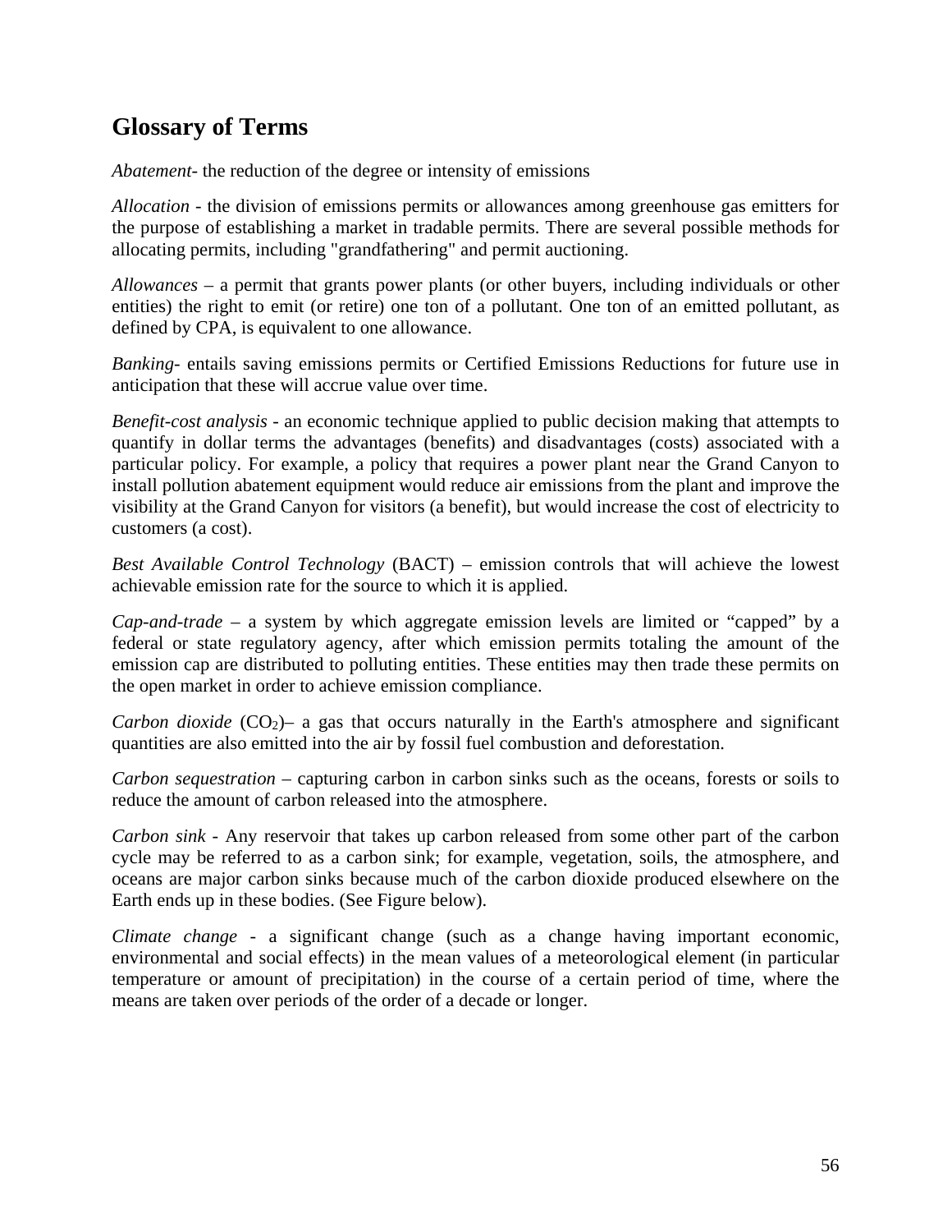## Glossary of Terms

*Abatement*- the reduction of the degree or intensity of emissions

*Allocation* - the division of emissions permits or allowances among greenhouse gas emitters for the purpose of establishing a market in tradable permits. There are several possible methods for allocating permits, including "grandfathering" and permit auctioning.

*Allowances* – a permit that grants power plants (or other buyers, including individuals or other entities) the right to emit (or retire) one ton of a pollutant. One ton of an emitted pollutant, as defined by CPA, is equivalent to one allowance.

*Banking*- entails saving emissions permits or Certified Emissions Reductions for future use in anticipation that these will accrue value over time.

*Benefit-cost analysis* - an economic technique applied to public decision making that attempts to quantify in dollar terms the advantages (benefits) and disadvantages (costs) associated with a particular policy. For example, a policy that requires a power plant near the Grand Canyon to install pollution abatement equipment would reduce air emissions from the plant and improve the visibility at the Grand Canyon for visitors (a benefit), but would increase the cost of electricity to customers (a cost).

*Best Available Control Technology* (BACT) – emission controls that will achieve the lowest achievable emission rate for the source to which it is applied.

*Cap-and-trade* – a system by which aggregate emission levels are limited or "capped" by a federal or state regulatory agency, after which emission permits totaling the amount of the emission cap are distributed to polluting entities. These entities may then trade these permits on the open market in order to achieve emission compliance.

*Carbon dioxide* ($CO_2$)– a gas that occurs naturally in the Earth's atmosphere and significant quantities are also emitted into the air by fossil fuel combustion and deforestation.

*Carbon sequestration* – capturing carbon in carbon sinks such as the oceans, forests or soils to reduce the amount of carbon released into the atmosphere.

*Carbon sink* - Any reservoir that takes up carbon released from some other part of the carbon cycle may be referred to as a carbon sink; for example, vegetation, soils, the atmosphere, and oceans are major carbon sinks because much of the carbon dioxide produced elsewhere on the Earth ends up in these bodies. (See Figure below).

*Climate change* - a significant change (such as a change having important economic, environmental and social effects) in the mean values of a meteorological element (in particular temperature or amount of precipitation) in the course of a certain period of time, where the means are taken over periods of the order of a decade or longer.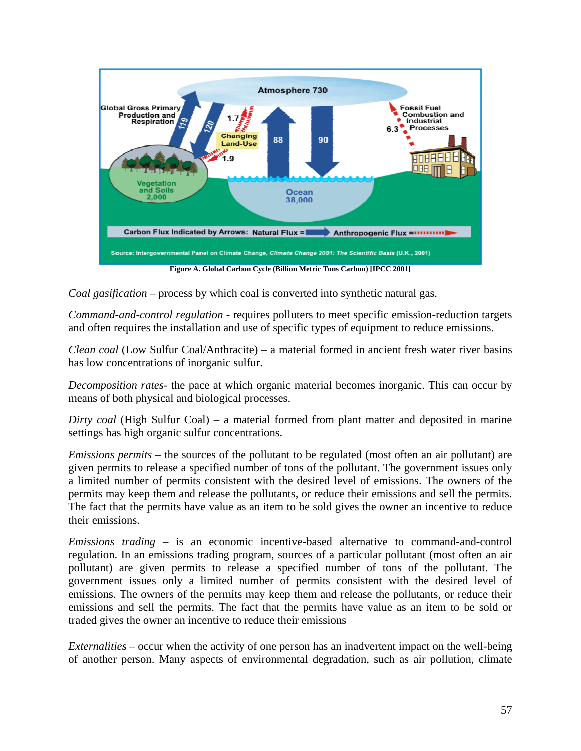Figure A. Global Carbon Cycle (Billion Metric Tons Carbon) [IPCC 2001]

*Coal gasification* – process by which coal is converted into synthetic natural gas.

*Command-and-control regulation* - requires polluters to meet specific emission-reduction targets and often requires the installation and use of specific types of equipment to reduce emissions.

*Clean coal* (Low Sulfur Coal/Anthracite) – a material formed in ancient fresh water river basins has low concentrations of inorganic sulfur.

*Decomposition rates*- the pace at which organic material becomes inorganic. This can occur by means of both physical and biological processes.

*Dirty coal* (High Sulfur Coal) – a material formed from plant matter and deposited in marine settings has high organic sulfur concentrations.

*Emissions permits* – the sources of the pollutant to be regulated (most often an air pollutant) are given permits to release a specified number of tons of the pollutant. The government issues only a limited number of permits consistent with the desired level of emissions. The owners of the permits may keep them and release the pollutants, or reduce their emissions and sell the permits. The fact that the permits have value as an item to be sold gives the owner an incentive to reduce their emissions.

*Emissions trading* – is an economic incentive-based alternative to command-and-control regulation. In an emissions trading program, sources of a particular pollutant (most often an air pollutant) are given permits to release a specified number of tons of the pollutant. The government issues only a limited number of permits consistent with the desired level of emissions. The owners of the permits may keep them and release the pollutants, or reduce their emissions and sell the permits. The fact that the permits have value as an item to be sold or traded gives the owner an incentive to reduce their emissions

*Externalities* – occur when the activity of one person has an inadvertent impact on the well-being of another person. Many aspects of environmental degradation, such as air pollution, climate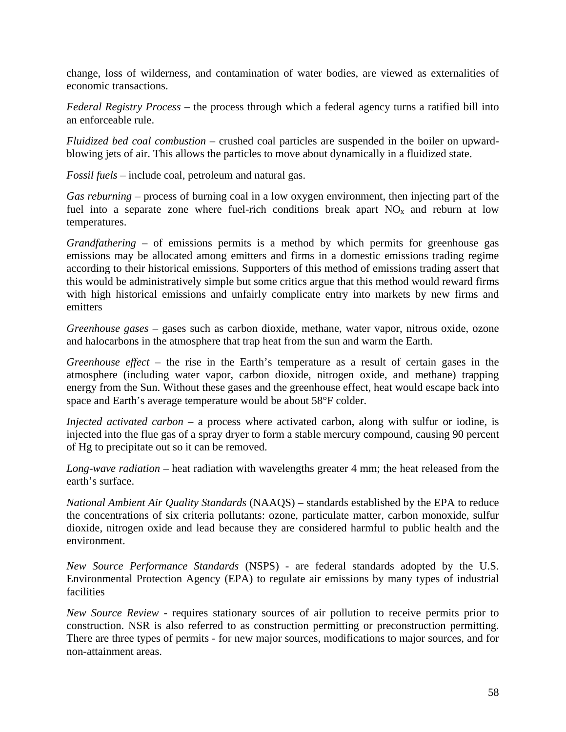change, loss of wilderness, and contamination of water bodies, are viewed as externalities of economic transactions.

*Federal Registry Process* – the process through which a federal agency turns a ratified bill into an enforceable rule.

*Fluidized bed coal combustion* – crushed coal particles are suspended in the boiler on upward-blowing jets of air. This allows the particles to move about dynamically in a fluidized state.

*Fossil fuels* – include coal, petroleum and natural gas.

*Gas reburning* – process of burning coal in a low oxygen environment, then injecting part of the fuel into a separate zone where fuel-rich conditions break apart $NO_x$ and reburn at low temperatures.

*Grandfathering* – of emissions permits is a method by which permits for greenhouse gas emissions may be allocated among emitters and firms in a domestic emissions trading regime according to their historical emissions. Supporters of this method of emissions trading assert that this would be administratively simple but some critics argue that this method would reward firms with high historical emissions and unfairly complicate entry into markets by new firms and emitters

*Greenhouse gases* – gases such as carbon dioxide, methane, water vapor, nitrous oxide, ozone and halocarbons in the atmosphere that trap heat from the sun and warm the Earth.

*Greenhouse effect* – the rise in the Earth's temperature as a result of certain gases in the atmosphere (including water vapor, carbon dioxide, nitrogen oxide, and methane) trapping energy from the Sun. Without these gases and the greenhouse effect, heat would escape back into space and Earth's average temperature would be about 58°F colder.

*Injected activated carbon* – a process where activated carbon, along with sulfur or iodine, is injected into the flue gas of a spray dryer to form a stable mercury compound, causing 90 percent of Hg to precipitate out so it can be removed.

*Long-wave radiation* – heat radiation with wavelengths greater 4 mm; the heat released from the earth's surface.

*National Ambient Air Quality Standards* (NAAQS) – standards established by the EPA to reduce the concentrations of six criteria pollutants: ozone, particulate matter, carbon monoxide, sulfur dioxide, nitrogen oxide and lead because they are considered harmful to public health and the environment.

*New Source Performance Standards* (NSPS) - are federal standards adopted by the U.S. Environmental Protection Agency (EPA) to regulate air emissions by many types of industrial facilities

*New Source Review* - requires stationary sources of air pollution to receive permits prior to construction. NSR is also referred to as construction permitting or preconstruction permitting. There are three types of permits - for new major sources, modifications to major sources, and for non-attainment areas.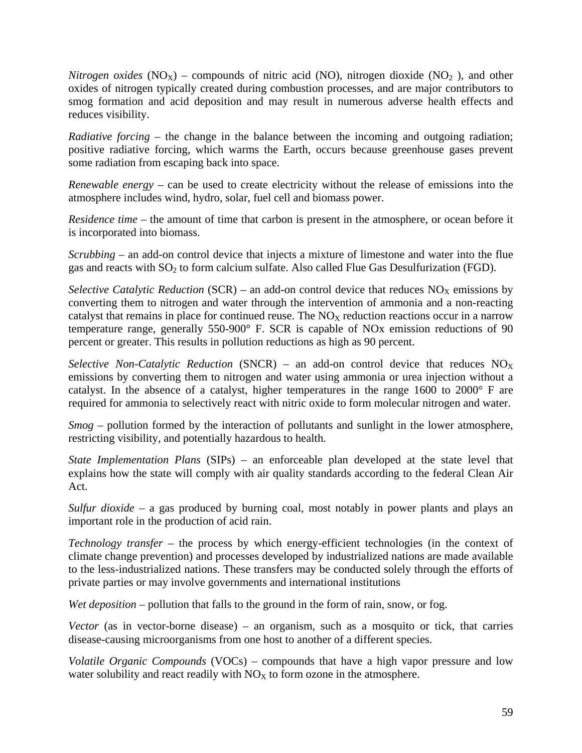*Nitrogen oxides* ($NO_X$) – compounds of nitric acid (NO), nitrogen dioxide ($NO_2$ ), and other oxides of nitrogen typically created during combustion processes, and are major contributors to smog formation and acid deposition and may result in numerous adverse health effects and reduces visibility.

*Radiative forcing* – the change in the balance between the incoming and outgoing radiation; positive radiative forcing, which warms the Earth, occurs because greenhouse gases prevent some radiation from escaping back into space.

*Renewable energy* – can be used to create electricity without the release of emissions into the atmosphere includes wind, hydro, solar, fuel cell and biomass power.

*Residence time* – the amount of time that carbon is present in the atmosphere, or ocean before it is incorporated into biomass.

*Scrubbing* – an add-on control device that injects a mixture of limestone and water into the flue gas and reacts with $SO_2$ to form calcium sulfate. Also called Flue Gas Desulfurization (FGD).

*Selective Catalytic Reduction* (SCR) – an add-on control device that reduces $NO_X$ emissions by converting them to nitrogen and water through the intervention of ammonia and a non-reacting catalyst that remains in place for continued reuse. The $NO_X$ reduction reactions occur in a narrow temperature range, generally 550-900° F. SCR is capable of NOx emission reductions of 90 percent or greater. This results in pollution reductions as high as 90 percent.

*Selective Non-Catalytic Reduction* (SNCR) – an add-on control device that reduces $NO_X$ emissions by converting them to nitrogen and water using ammonia or urea injection without a catalyst. In the absence of a catalyst, higher temperatures in the range 1600 to 2000° F are required for ammonia to selectively react with nitric oxide to form molecular nitrogen and water.

*Smog* – pollution formed by the interaction of pollutants and sunlight in the lower atmosphere, restricting visibility, and potentially hazardous to health.

*State Implementation Plans* (SIPs) – an enforceable plan developed at the state level that explains how the state will comply with air quality standards according to the federal Clean Air Act.

*Sulfur dioxide* – a gas produced by burning coal, most notably in power plants and plays an important role in the production of acid rain.

*Technology transfer* – the process by which energy-efficient technologies (in the context of climate change prevention) and processes developed by industrialized nations are made available to the less-industrialized nations. These transfers may be conducted solely through the efforts of private parties or may involve governments and international institutions

*Wet deposition* – pollution that falls to the ground in the form of rain, snow, or fog.

*Vector* (as in vector-borne disease) – an organism, such as a mosquito or tick, that carries disease-causing microorganisms from one host to another of a different species.

*Volatile Organic Compounds* (VOCs) – compounds that have a high vapor pressure and low water solubility and react readily with $NO_X$ to form ozone in the atmosphere.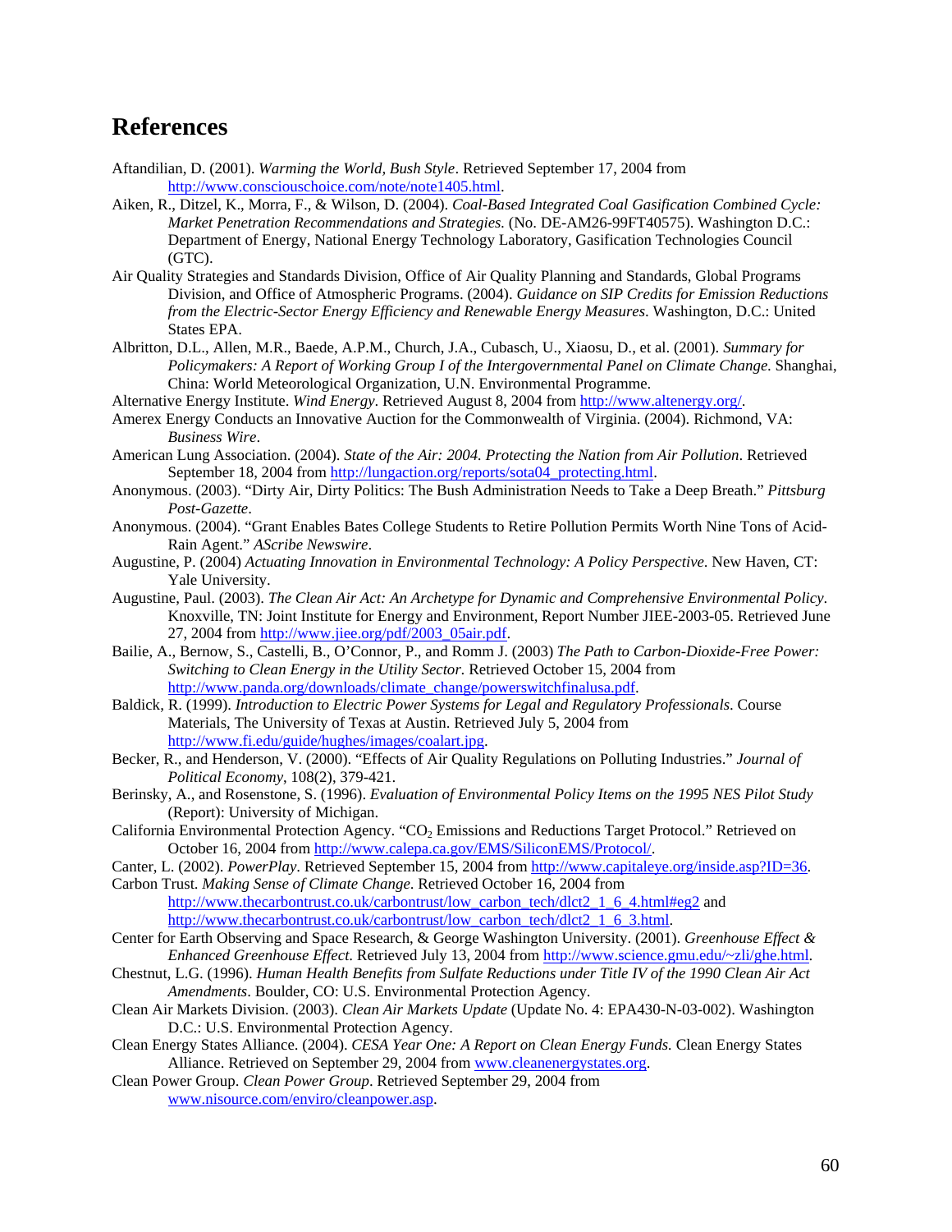# References

Aftandilian, D. (2001). *Warming the World, Bush Style*. Retrieved September 17, 2004 from http://www.consciouschoice.com/note/note1405.html.

Aiken, R., Ditzel, K., Morra, F., & Wilson, D. (2004). *Coal-Based Integrated Coal Gasification Combined Cycle: Market Penetration Recommendations and Strategies.* (No. DE-AM26-99FT40575). Washington D.C.: Department of Energy, National Energy Technology Laboratory, Gasification Technologies Council (GTC).

Air Quality Strategies and Standards Division, Office of Air Quality Planning and Standards, Global Programs Division, and Office of Atmospheric Programs. (2004). *Guidance on SIP Credits for Emission Reductions from the Electric-Sector Energy Efficiency and Renewable Energy Measures*. Washington, D.C.: United States EPA.

Albritton, D.L., Allen, M.R., Baede, A.P.M., Church, J.A., Cubasch, U., Xiaosu, D., et al. (2001). *Summary for Policymakers: A Report of Working Group I of the Intergovernmental Panel on Climate Change.* Shanghai, China: World Meteorological Organization, U.N. Environmental Programme.

Alternative Energy Institute. *Wind Energy*. Retrieved August 8, 2004 from http://www.altenergy.org/.

Amerex Energy Conducts an Innovative Auction for the Commonwealth of Virginia. (2004). Richmond, VA: *Business Wire*.

American Lung Association. (2004). *State of the Air: 2004. Protecting the Nation from Air Pollution*. Retrieved September 18, 2004 from http://lungaction.org/reports/sota04_protecting.html.

Anonymous. (2003). "Dirty Air, Dirty Politics: The Bush Administration Needs to Take a Deep Breath." *Pittsburg Post-Gazette*.

Anonymous. (2004). "Grant Enables Bates College Students to Retire Pollution Permits Worth Nine Tons of Acid-Rain Agent." *AScribe Newswire*.

Augustine, P. (2004) *Actuating Innovation in Environmental Technology: A Policy Perspective*. New Haven, CT: Yale University.

Augustine, Paul. (2003). *The Clean Air Act: An Archetype for Dynamic and Comprehensive Environmental Policy*. Knoxville, TN: Joint Institute for Energy and Environment, Report Number JIEE-2003-05. Retrieved June 27, 2004 from http://www.jiee.org/pdf/2003_05air.pdf.

Bailie, A., Bernow, S., Castelli, B., O'Connor, P., and Romm J. (2003) *The Path to Carbon-Dioxide-Free Power: Switching to Clean Energy in the Utility Sector*. Retrieved October 15, 2004 from http://www.panda.org/downloads/climate_change/powerswitchfinalusa.pdf.

Baldick, R. (1999). *Introduction to Electric Power Systems for Legal and Regulatory Professionals*. Course Materials, The University of Texas at Austin. Retrieved July 5, 2004 from http://www.fi.edu/guide/hughes/images/coalart.jpg.

Becker, R., and Henderson, V. (2000). "Effects of Air Quality Regulations on Polluting Industries." *Journal of Political Economy*, 108(2), 379-421.

Berinsky, A., and Rosenstone, S. (1996). *Evaluation of Environmental Policy Items on the 1995 NES Pilot Study* (Report): University of Michigan.

California Environmental Protection Agency. "$CO_2$ Emissions and Reductions Target Protocol." Retrieved on October 16, 2004 from http://www.calepa.ca.gov/EMS/SiliconEMS/Protocol/.

Canter, L. (2002). *PowerPlay*. Retrieved September 15, 2004 from http://www.capitaleye.org/inside.asp?ID=36.

Carbon Trust. *Making Sense of Climate Change*. Retrieved October 16, 2004 from http://www.thecarbontrust.co.uk/carbontrust/low_carbon_tech/dlct2_1_6_4.html#eg2 and http://www.thecarbontrust.co.uk/carbontrust/low_carbon_tech/dlct2_1_6_3.html.

Center for Earth Observing and Space Research, & George Washington University. (2001). *Greenhouse Effect & Enhanced Greenhouse Effect*. Retrieved July 13, 2004 from http://www.science.gmu.edu/~zli/ghe.html.

Chestnut, L.G. (1996). *Human Health Benefits from Sulfate Reductions under Title IV of the 1990 Clean Air Act Amendments*. Boulder, CO: U.S. Environmental Protection Agency.

Clean Air Markets Division. (2003). *Clean Air Markets Update* (Update No. 4: EPA430-N-03-002). Washington D.C.: U.S. Environmental Protection Agency.

Clean Energy States Alliance. (2004). *CESA Year One: A Report on Clean Energy Funds.* Clean Energy States Alliance. Retrieved on September 29, 2004 from www.cleanenergystates.org.

Clean Power Group. *Clean Power Group*. Retrieved September 29, 2004 from www.nisource.com/enviro/cleanpower.asp.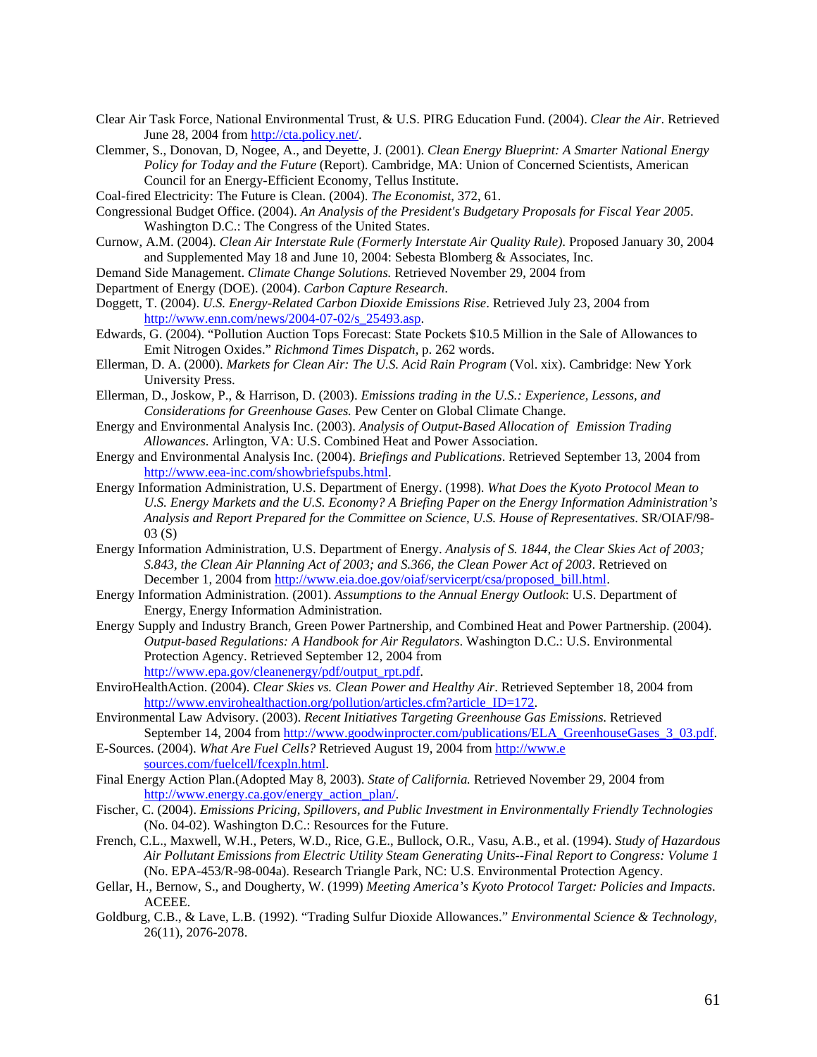Clear Air Task Force, National Environmental Trust, & U.S. PIRG Education Fund. (2004). *Clear the Air*. Retrieved June 28, 2004 from http://cta.policy.net/.

Clemmer, S., Donovan, D, Nogee, A., and Deyette, J. (2001). *Clean Energy Blueprint: A Smarter National Energy Policy for Today and the Future* (Report). Cambridge, MA: Union of Concerned Scientists, American Council for an Energy-Efficient Economy, Tellus Institute.

Coal-fired Electricity: The Future is Clean. (2004). *The Economist*, 372, 61.

Congressional Budget Office. (2004). *An Analysis of the President's Budgetary Proposals for Fiscal Year 2005*. Washington D.C.: The Congress of the United States.

Curnow, A.M. (2004). *Clean Air Interstate Rule (Formerly Interstate Air Quality Rule).* Proposed January 30, 2004 and Supplemented May 18 and June 10, 2004: Sebesta Blomberg & Associates, Inc.

Demand Side Management. *Climate Change Solutions.* Retrieved November 29, 2004 from

Department of Energy (DOE). (2004). *Carbon Capture Research*.

Doggett, T. (2004). *U.S. Energy-Related Carbon Dioxide Emissions Rise*. Retrieved July 23, 2004 from http://www.enn.com/news/2004-07-02/s_25493.asp.

Edwards, G. (2004). "Pollution Auction Tops Forecast: State Pockets $10.5 Million in the Sale of Allowances to Emit Nitrogen Oxides." *Richmond Times Dispatch*, p. 262 words.

Ellerman, D. A. (2000). *Markets for Clean Air: The U.S. Acid Rain Program* (Vol. xix). Cambridge: New York University Press.

Ellerman, D., Joskow, P., & Harrison, D. (2003). *Emissions trading in the U.S.: Experience, Lessons, and Considerations for Greenhouse Gases.* Pew Center on Global Climate Change.

Energy and Environmental Analysis Inc. (2003). *Analysis of Output-Based Allocation of Emission Trading Allowances*. Arlington, VA: U.S. Combined Heat and Power Association.

Energy and Environmental Analysis Inc. (2004). *Briefings and Publications*. Retrieved September 13, 2004 from http://www.eea-inc.com/showbriefspubs.html.

Energy Information Administration, U.S. Department of Energy. (1998). *What Does the Kyoto Protocol Mean to U.S. Energy Markets and the U.S. Economy? A Briefing Paper on the Energy Information Administration's Analysis and Report Prepared for the Committee on Science, U.S. House of Representatives*. SR/OIAF/98-03 (S)

Energy Information Administration, U.S. Department of Energy. *Analysis of S. 1844, the Clear Skies Act of 2003; S.843, the Clean Air Planning Act of 2003; and S.366, the Clean Power Act of 2003*. Retrieved on December 1, 2004 from http://www.eia.doe.gov/oiaf/servicerpt/csa/proposed_bill.html.

Energy Information Administration. (2001). *Assumptions to the Annual Energy Outlook*: U.S. Department of Energy, Energy Information Administration.

Energy Supply and Industry Branch, Green Power Partnership, and Combined Heat and Power Partnership. (2004). *Output-based Regulations: A Handbook for Air Regulators*. Washington D.C.: U.S. Environmental Protection Agency. Retrieved September 12, 2004 from http://www.epa.gov/cleanenergy/pdf/output_rpt.pdf.

EnviroHealthAction. (2004). *Clear Skies vs. Clean Power and Healthy Air*. Retrieved September 18, 2004 from http://www.envirohealthaction.org/pollution/articles.cfm?article_ID=172.

Environmental Law Advisory. (2003). *Recent Initiatives Targeting Greenhouse Gas Emissions.* Retrieved September 14, 2004 from http://www.goodwinprocter.com/publications/ELA_GreenhouseGases_3_03.pdf.

E-Sources. (2004). *What Are Fuel Cells?* Retrieved August 19, 2004 from http://www.e sources.com/fuelcell/fcexpln.html.

Final Energy Action Plan.(Adopted May 8, 2003). *State of California.* Retrieved November 29, 2004 from http://www.energy.ca.gov/energy_action_plan/.

Fischer, C. (2004). *Emissions Pricing, Spillovers, and Public Investment in Environmentally Friendly Technologies* (No. 04-02). Washington D.C.: Resources for the Future.

French, C.L., Maxwell, W.H., Peters, W.D., Rice, G.E., Bullock, O.R., Vasu, A.B., et al. (1994). *Study of Hazardous Air Pollutant Emissions from Electric Utility Steam Generating Units--Final Report to Congress: Volume 1* (No. EPA-453/R-98-004a). Research Triangle Park, NC: U.S. Environmental Protection Agency.

Gellar, H., Bernow, S., and Dougherty, W. (1999) *Meeting America's Kyoto Protocol Target: Policies and Impacts.* ACEEE.

Goldburg, C.B., & Lave, L.B. (1992). "Trading Sulfur Dioxide Allowances." *Environmental Science & Technology,* 26(11), 2076-2078.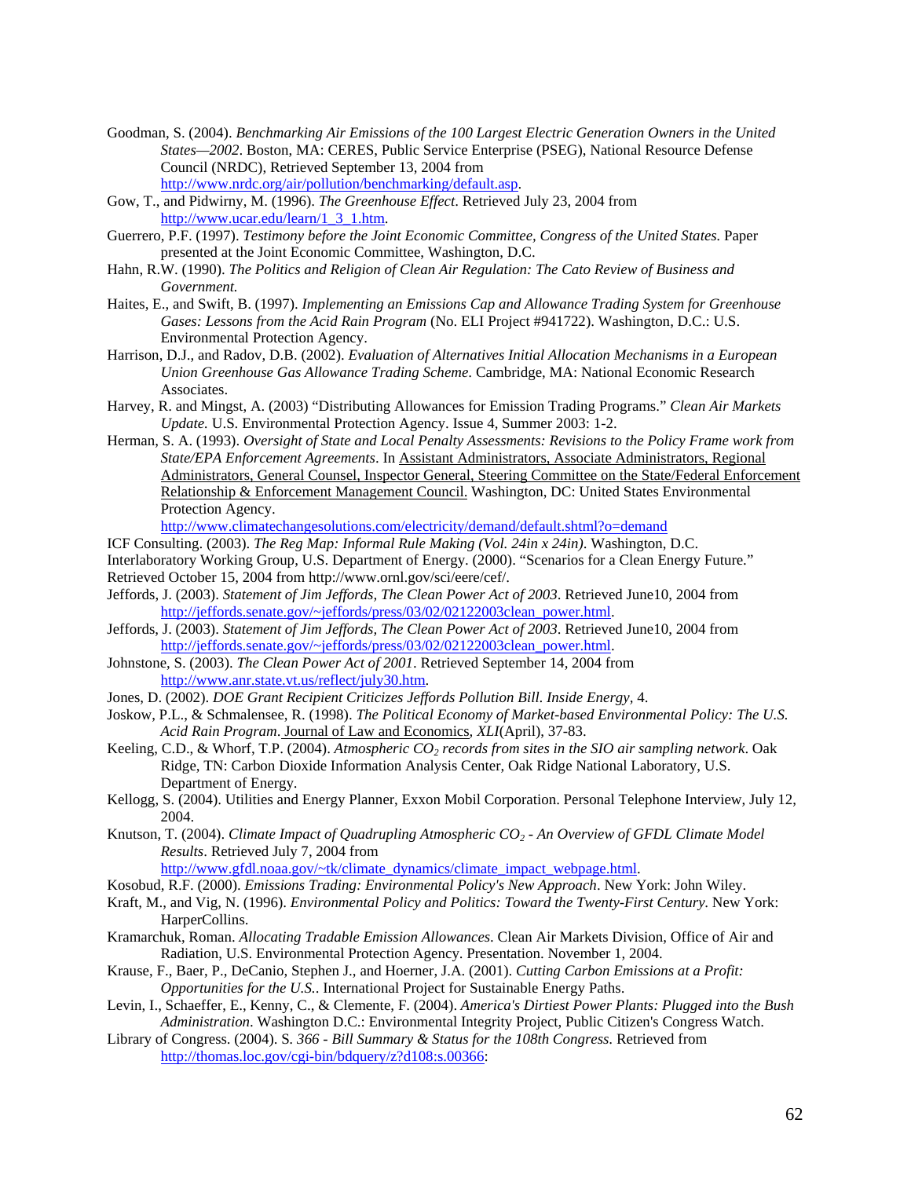Goodman, S. (2004). *Benchmarking Air Emissions of the 100 Largest Electric Generation Owners in the United States—2002*. Boston, MA: CERES, Public Service Enterprise (PSEG), National Resource Defense Council (NRDC), Retrieved September 13, 2004 from http://www.nrdc.org/air/pollution/benchmarking/default.asp.

Gow, T., and Pidwirny, M. (1996). *The Greenhouse Effect*. Retrieved July 23, 2004 from http://www.ucar.edu/learn/1_3_1.htm.

Guerrero, P.F. (1997). *Testimony before the Joint Economic Committee, Congress of the United States.* Paper presented at the Joint Economic Committee, Washington, D.C.

Hahn, R.W. (1990). *The Politics and Religion of Clean Air Regulation: The Cato Review of Business and Government.*

Haites, E., and Swift, B. (1997). *Implementing an Emissions Cap and Allowance Trading System for Greenhouse Gases: Lessons from the Acid Rain Program* (No. ELI Project #941722). Washington, D.C.: U.S. Environmental Protection Agency.

Harrison, D.J., and Radov, D.B. (2002). *Evaluation of Alternatives Initial Allocation Mechanisms in a European Union Greenhouse Gas Allowance Trading Scheme*. Cambridge, MA: National Economic Research Associates.

Harvey, R. and Mingst, A. (2003) "Distributing Allowances for Emission Trading Programs." *Clean Air Markets Update*. U.S. Environmental Protection Agency. Issue 4, Summer 2003: 1-2.

Herman, S. A. (1993). *Oversight of State and Local Penalty Assessments: Revisions to the Policy Frame work from State/EPA Enforcement Agreements*. In Assistant Administrators, Associate Administrators, Regional Administrators, General Counsel, Inspector General, Steering Committee on the State/Federal Enforcement Relationship & Enforcement Management Council. Washington, DC: United States Environmental Protection Agency.
http://www.climatechangesolutions.com/electricity/demand/default.shtml?o=demand

ICF Consulting. (2003). *The Reg Map: Informal Rule Making (Vol. 24in x 24in)*. Washington, D.C.

Interlaboratory Working Group, U.S. Department of Energy. (2000). "Scenarios for a Clean Energy Future." Retrieved October 15, 2004 from http://www.ornl.gov/sci/eere/cef/.

Jeffords, J. (2003). *Statement of Jim Jeffords, The Clean Power Act of 2003*. Retrieved June10, 2004 from http://jeffords.senate.gov/~jeffords/press/03/02/02122003clean_power.html.

Jeffords, J. (2003). *Statement of Jim Jeffords, The Clean Power Act of 2003*. Retrieved June10, 2004 from http://jeffords.senate.gov/~jeffords/press/03/02/02122003clean_power.html.

Johnstone, S. (2003). *The Clean Power Act of 2001*. Retrieved September 14, 2004 from http://www.anr.state.vt.us/reflect/july30.htm.

Jones, D. (2002). *DOE Grant Recipient Criticizes Jeffords Pollution Bill. Inside Energy*, 4.

Joskow, P.L., & Schmalensee, R. (1998). *The Political Economy of Market-based Environmental Policy: The U.S. Acid Rain Program*. Journal of Law and Economics, *XLI*(April), 37-83.

Keeling, C.D., & Whorf, T.P. (2004). *Atmospheric $CO_2$ records from sites in the SIO air sampling network*. Oak Ridge, TN: Carbon Dioxide Information Analysis Center, Oak Ridge National Laboratory, U.S. Department of Energy.

Kellogg, S. (2004). Utilities and Energy Planner, Exxon Mobil Corporation. Personal Telephone Interview, July 12, 2004.

Knutson, T. (2004). *Climate Impact of Quadrupling Atmospheric $CO_2$ - An Overview of GFDL Climate Model Results*. Retrieved July 7, 2004 from http://www.gfdl.noaa.gov/~tk/climate_dynamics/climate_impact_webpage.html.

Kosobud, R.F. (2000). *Emissions Trading: Environmental Policy's New Approach*. New York: John Wiley.

Kraft, M., and Vig, N. (1996). *Environmental Policy and Politics: Toward the Twenty-First Century*. New York: HarperCollins.

Kramarchuk, Roman. *Allocating Tradable Emission Allowances*. Clean Air Markets Division, Office of Air and Radiation, U.S. Environmental Protection Agency. Presentation. November 1, 2004.

Krause, F., Baer, P., DeCanio, Stephen J., and Hoerner, J.A. (2001). *Cutting Carbon Emissions at a Profit: Opportunities for the U.S.*. International Project for Sustainable Energy Paths.

Levin, I., Schaeffer, E., Kenny, C., & Clemente, F. (2004). *America's Dirtiest Power Plants: Plugged into the Bush Administration*. Washington D.C.: Environmental Integrity Project, Public Citizen's Congress Watch.

Library of Congress. (2004). S. *366 - Bill Summary & Status for the 108th Congress*. Retrieved from http://thomas.loc.gov/cgi-bin/bdquery/z?d108:s.00366: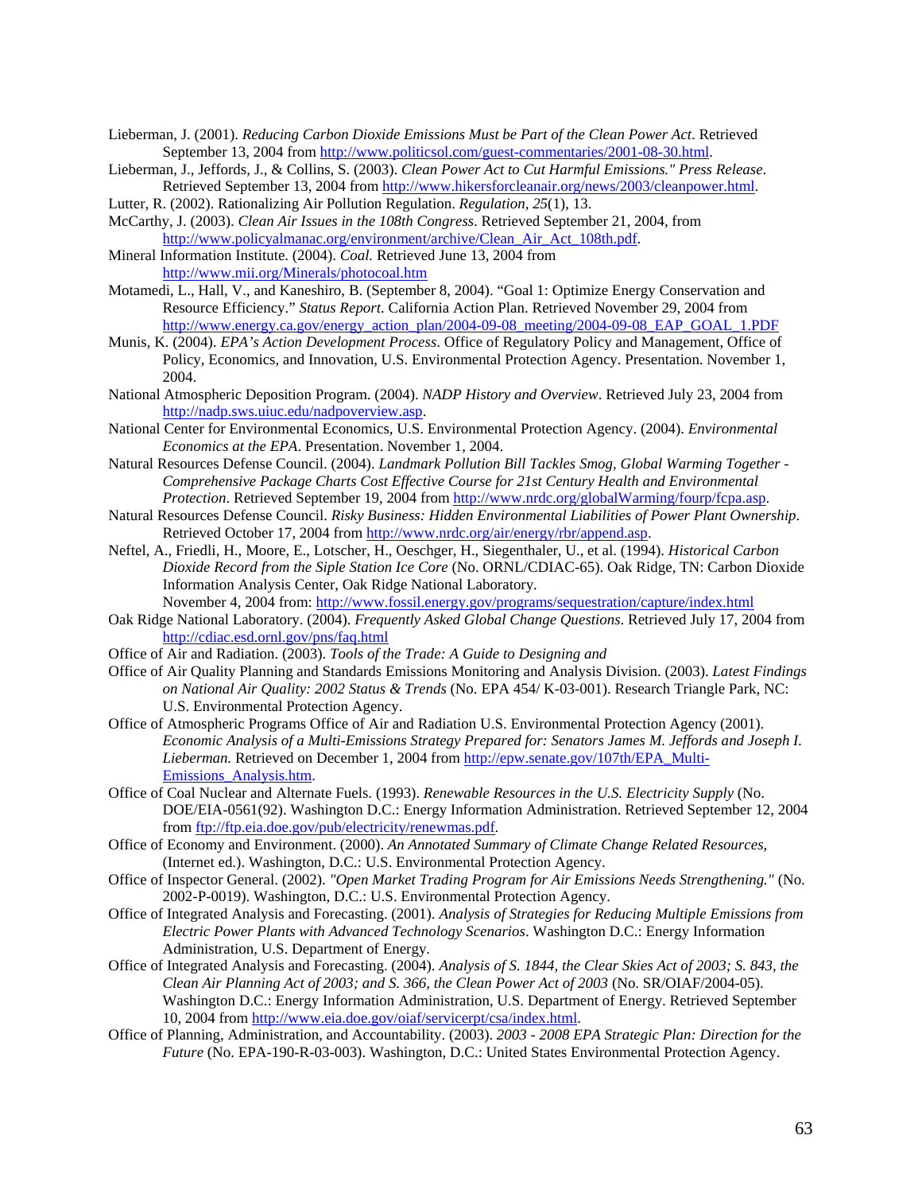Lieberman, J. (2001). *Reducing Carbon Dioxide Emissions Must be Part of the Clean Power Act*. Retrieved September 13, 2004 from http://www.politicsol.com/guest-commentaries/2001-08-30.html.

Lieberman, J., Jeffords, J., & Collins, S. (2003). *Clean Power Act to Cut Harmful Emissions." Press Release*. Retrieved September 13, 2004 from http://www.hikersforcleanair.org/news/2003/cleanpower.html.

Lutter, R. (2002). Rationalizing Air Pollution Regulation. *Regulation, 25*(1), 13.

McCarthy, J. (2003). *Clean Air Issues in the 108th Congress*. Retrieved September 21, 2004, from http://www.policyalmanac.org/environment/archive/Clean_Air_Act_108th.pdf.

Mineral Information Institute. (2004). *Coal.* Retrieved June 13, 2004 from http://www.mii.org/Minerals/photocoal.htm

Motamedi, L., Hall, V., and Kaneshiro, B. (September 8, 2004). "Goal 1: Optimize Energy Conservation and Resource Efficiency." *Status Report*. California Action Plan. Retrieved November 29, 2004 from http://www.energy.ca.gov/energy_action_plan/2004-09-08_meeting/2004-09-08_EAP_GOAL_1.PDF

Munis, K. (2004). *EPA's Action Development Process*. Office of Regulatory Policy and Management, Office of Policy, Economics, and Innovation, U.S. Environmental Protection Agency. Presentation. November 1, 2004.

National Atmospheric Deposition Program. (2004). *NADP History and Overview*. Retrieved July 23, 2004 from http://nadp.sws.uiuc.edu/nadpoverview.asp.

National Center for Environmental Economics, U.S. Environmental Protection Agency. (2004). *Environmental Economics at the EPA*. Presentation. November 1, 2004.

Natural Resources Defense Council. (2004). *Landmark Pollution Bill Tackles Smog, Global Warming Together - Comprehensive Package Charts Cost Effective Course for 21st Century Health and Environmental Protection*. Retrieved September 19, 2004 from http://www.nrdc.org/globalWarming/fourp/fcpa.asp.

Natural Resources Defense Council. *Risky Business: Hidden Environmental Liabilities of Power Plant Ownership*. Retrieved October 17, 2004 from http://www.nrdc.org/air/energy/rbr/append.asp.

Neftel, A., Friedli, H., Moore, E., Lotscher, H., Oeschger, H., Siegenthaler, U., et al. (1994). *Historical Carbon Dioxide Record from the Siple Station Ice Core* (No. ORNL/CDIAC-65). Oak Ridge, TN: Carbon Dioxide Information Analysis Center, Oak Ridge National Laboratory.
November 4, 2004 from: http://www.fossil.energy.gov/programs/sequestration/capture/index.html

Oak Ridge National Laboratory. (2004). *Frequently Asked Global Change Questions*. Retrieved July 17, 2004 from http://cdiac.esd.ornl.gov/pns/faq.html

Office of Air and Radiation. (2003). *Tools of the Trade: A Guide to Designing and*

Office of Air Quality Planning and Standards Emissions Monitoring and Analysis Division. (2003). *Latest Findings on National Air Quality: 2002 Status & Trends* (No. EPA 454/ K-03-001). Research Triangle Park, NC: U.S. Environmental Protection Agency.

Office of Atmospheric Programs Office of Air and Radiation U.S. Environmental Protection Agency (2001). *Economic Analysis of a Multi-Emissions Strategy Prepared for: Senators James M. Jeffords and Joseph I. Lieberman.* Retrieved on December 1, 2004 from http://epw.senate.gov/107th/EPA_Multi-Emissions_Analysis.htm.

Office of Coal Nuclear and Alternate Fuels. (1993). *Renewable Resources in the U.S. Electricity Supply* (No. DOE/EIA-0561(92). Washington D.C.: Energy Information Administration. Retrieved September 12, 2004 from ftp://ftp.eia.doe.gov/pub/electricity/renewmas.pdf.

Office of Economy and Environment. (2000). *An Annotated Summary of Climate Change Related Resources*, (Internet ed.). Washington, D.C.: U.S. Environmental Protection Agency.

Office of Inspector General. (2002). *"Open Market Trading Program for Air Emissions Needs Strengthening."* (No. 2002-P-0019). Washington, D.C.: U.S. Environmental Protection Agency.

Office of Integrated Analysis and Forecasting. (2001). *Analysis of Strategies for Reducing Multiple Emissions from Electric Power Plants with Advanced Technology Scenarios*. Washington D.C.: Energy Information Administration, U.S. Department of Energy.

Office of Integrated Analysis and Forecasting. (2004). *Analysis of S. 1844, the Clear Skies Act of 2003; S. 843, the Clean Air Planning Act of 2003; and S. 366, the Clean Power Act of 2003* (No. SR/OIAF/2004-05). Washington D.C.: Energy Information Administration, U.S. Department of Energy. Retrieved September 10, 2004 from http://www.eia.doe.gov/oiaf/servicerpt/csa/index.html.

Office of Planning, Administration, and Accountability. (2003). *2003 - 2008 EPA Strategic Plan: Direction for the Future* (No. EPA-190-R-03-003). Washington, D.C.: United States Environmental Protection Agency.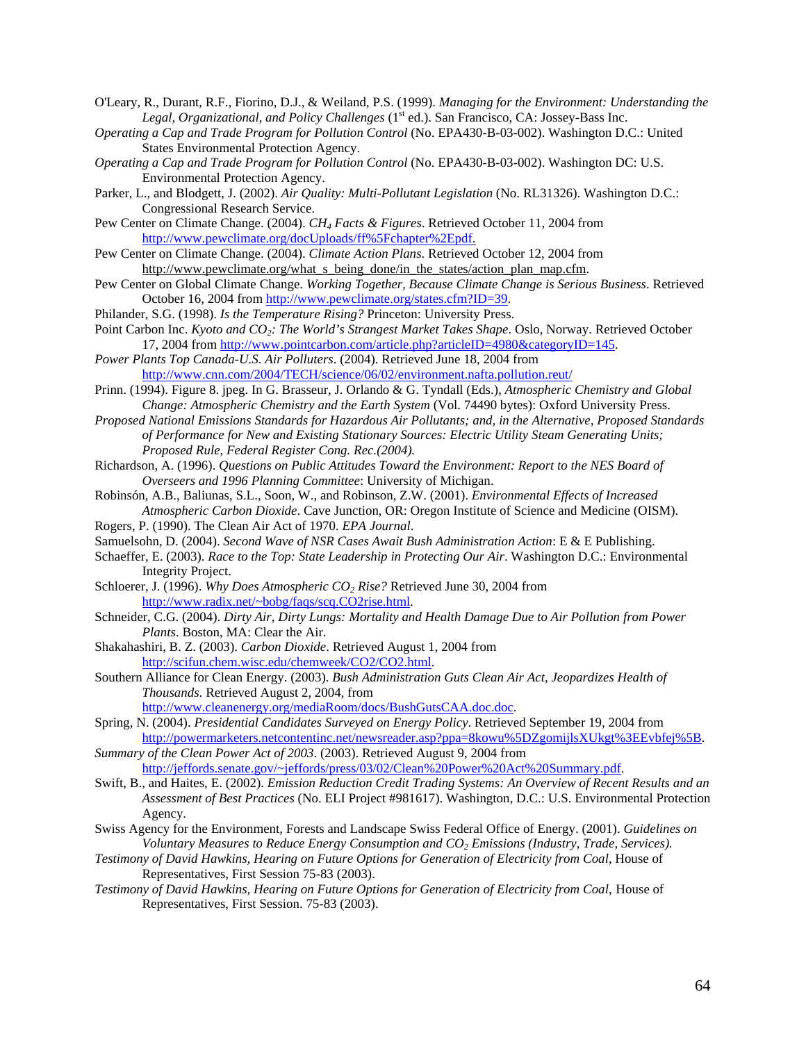O'Leary, R., Durant, R.F., Fiorino, D.J., & Weiland, P.S. (1999). *Managing for the Environment: Understanding the Legal, Organizational, and Policy Challenges* (1st ed.). San Francisco, CA: Jossey-Bass Inc.

*Operating a Cap and Trade Program for Pollution Control* (No. EPA430-B-03-002). Washington D.C.: United States Environmental Protection Agency.

*Operating a Cap and Trade Program for Pollution Control* (No. EPA430-B-03-002). Washington DC: U.S. Environmental Protection Agency.

Parker, L., and Blodgett, J. (2002). *Air Quality: Multi-Pollutant Legislation* (No. RL31326). Washington D.C.: Congressional Research Service.

Pew Center on Climate Change. (2004). *$CH_4$ Facts & Figures*. Retrieved October 11, 2004 from http://www.pewclimate.org/docUploads/ff%5Fchapter%2Epdf.

Pew Center on Climate Change. (2004). *Climate Action Plans*. Retrieved October 12, 2004 from http://www.pewclimate.org/what_s_being_done/in_the_states/action_plan_map.cfm.

Pew Center on Global Climate Change. *Working Together, Because Climate Change is Serious Business*. Retrieved October 16, 2004 from http://www.pewclimate.org/states.cfm?ID=39.

Philander, S.G. (1998). *Is the Temperature Rising?* Princeton: University Press.

Point Carbon Inc. *Kyoto and $CO_2$: The World's Strangest Market Takes Shape*. Oslo, Norway. Retrieved October 17, 2004 from http://www.pointcarbon.com/article.php?articleID=4980&categoryID=145.

*Power Plants Top Canada-U.S. Air Polluters*. (2004). Retrieved June 18, 2004 from http://www.cnn.com/2004/TECH/science/06/02/environment.nafta.pollution.reut/

Prinn. (1994). Figure 8. jpeg. In G. Brasseur, J. Orlando & G. Tyndall (Eds.), *Atmospheric Chemistry and Global Change: Atmospheric Chemistry and the Earth System* (Vol. 74490 bytes): Oxford University Press.

*Proposed National Emissions Standards for Hazardous Air Pollutants; and, in the Alternative, Proposed Standards of Performance for New and Existing Stationary Sources: Electric Utility Steam Generating Units; Proposed Rule, Federal Register Cong. Rec.(2004).*

Richardson, A. (1996). *Questions on Public Attitudes Toward the Environment: Report to the NES Board of Overseers and 1996 Planning Committee*: University of Michigan.

Robinsón, A.B., Baliunas, S.L., Soon, W., and Robinson, Z.W. (2001). *Environmental Effects of Increased Atmospheric Carbon Dioxide*. Cave Junction, OR: Oregon Institute of Science and Medicine (OISM).

Rogers, P. (1990). The Clean Air Act of 1970. *EPA Journal*.

Samuelsohn, D. (2004). *Second Wave of NSR Cases Await Bush Administration Action*: E & E Publishing.

Schaeffer, E. (2003). *Race to the Top: State Leadership in Protecting Our Air*. Washington D.C.: Environmental Integrity Project.

Schloerer, J. (1996). *Why Does Atmospheric $CO_2$ Rise?* Retrieved June 30, 2004 from http://www.radix.net/~bobg/faqs/scq.CO2rise.html.

Schneider, C.G. (2004). *Dirty Air, Dirty Lungs: Mortality and Health Damage Due to Air Pollution from Power Plants*. Boston, MA: Clear the Air.

Shakahashiri, B. Z. (2003). *Carbon Dioxide*. Retrieved August 1, 2004 from http://scifun.chem.wisc.edu/chemweek/CO2/CO2.html.

Southern Alliance for Clean Energy. (2003). *Bush Administration Guts Clean Air Act, Jeopardizes Health of Thousands*. Retrieved August 2, 2004, from http://www.cleanenergy.org/mediaRoom/docs/BushGutsCAA.doc.doc.

Spring, N. (2004). *Presidential Candidates Surveyed on Energy Policy*. Retrieved September 19, 2004 from http://powermarketers.netcontentinc.net/newsreader.asp?ppa=8kowu%5DZgomijlsXUkgt%3EEvbfej%5B.

*Summary of the Clean Power Act of 2003*. (2003). Retrieved August 9, 2004 from http://jeffords.senate.gov/~jeffords/press/03/02/Clean%20Power%20Act%20Summary.pdf.

Swift, B., and Haites, E. (2002). *Emission Reduction Credit Trading Systems: An Overview of Recent Results and an Assessment of Best Practices* (No. ELI Project #981617). Washington, D.C.: U.S. Environmental Protection Agency.

Swiss Agency for the Environment, Forests and Landscape Swiss Federal Office of Energy. (2001). *Guidelines on Voluntary Measures to Reduce Energy Consumption and $CO_2$ Emissions (Industry, Trade, Services).*

*Testimony of David Hawkins, Hearing on Future Options for Generation of Electricity from Coal*, House of Representatives, First Session 75-83 (2003).

*Testimony of David Hawkins, Hearing on Future Options for Generation of Electricity from Coal*, House of Representatives, First Session. 75-83 (2003).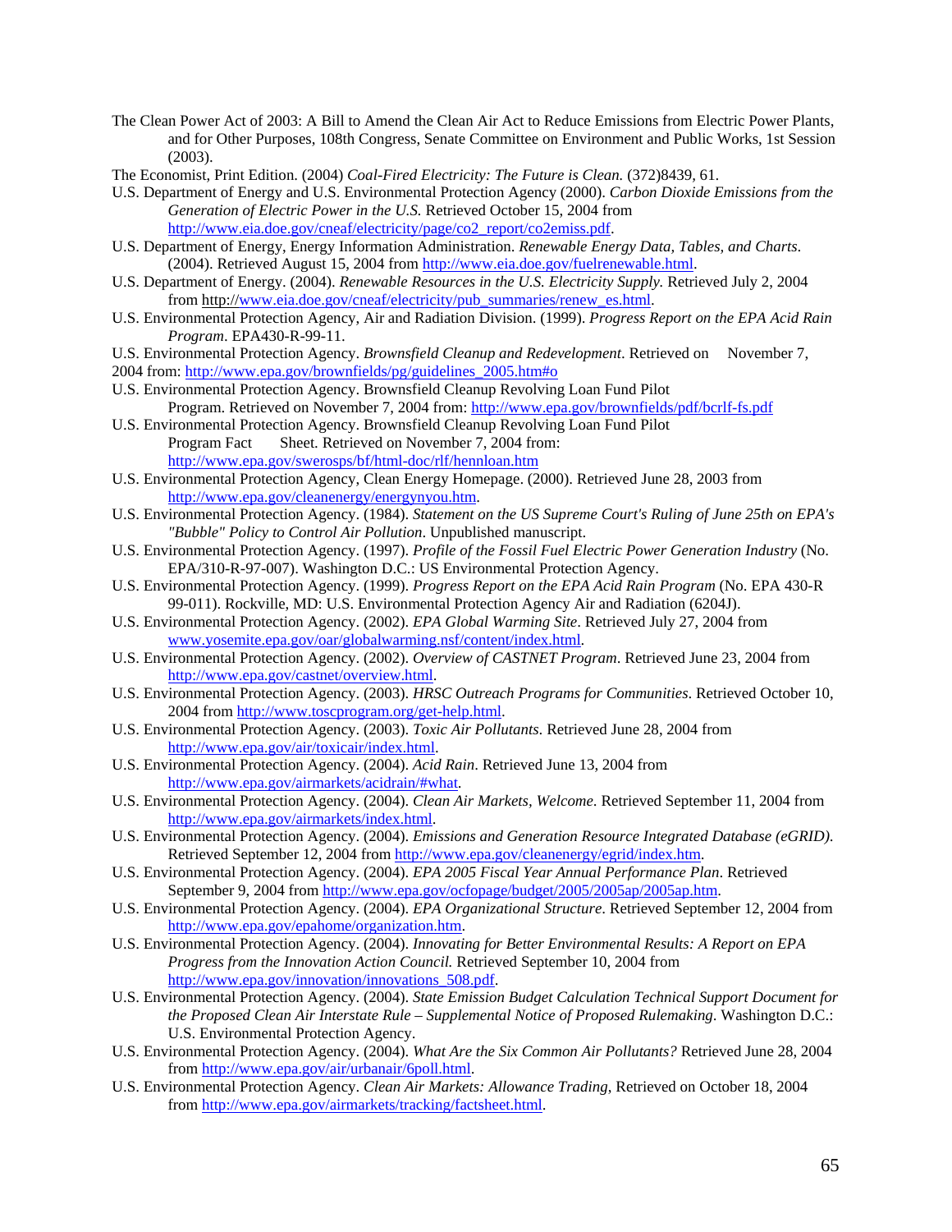The Clean Power Act of 2003: A Bill to Amend the Clean Air Act to Reduce Emissions from Electric Power Plants, and for Other Purposes, 108th Congress, Senate Committee on Environment and Public Works, 1st Session (2003).

The Economist, Print Edition. (2004) *Coal-Fired Electricity: The Future is Clean.* (372)8439, 61.

U.S. Department of Energy and U.S. Environmental Protection Agency (2000). *Carbon Dioxide Emissions from the Generation of Electric Power in the U.S.* Retrieved October 15, 2004 from http://www.eia.doe.gov/cneaf/electricity/page/co2_report/co2emiss.pdf.

U.S. Department of Energy, Energy Information Administration. *Renewable Energy Data, Tables, and Charts*. (2004). Retrieved August 15, 2004 from http://www.eia.doe.gov/fuelrenewable.html.

U.S. Department of Energy. (2004). *Renewable Resources in the U.S. Electricity Supply.* Retrieved July 2, 2004 from http://www.eia.doe.gov/cneaf/electricity/pub_summaries/renew_es.html.

U.S. Environmental Protection Agency, Air and Radiation Division. (1999). *Progress Report on the EPA Acid Rain Program*. EPA430-R-99-11.

U.S. Environmental Protection Agency. *Brownsfield Cleanup and Redevelopment*. Retrieved on November 7, 2004 from: http://www.epa.gov/brownfields/pg/guidelines_2005.htm#o

U.S. Environmental Protection Agency. Brownsfield Cleanup Revolving Loan Fund Pilot Program. Retrieved on November 7, 2004 from: http://www.epa.gov/brownfields/pdf/bcrlf-fs.pdf

U.S. Environmental Protection Agency. Brownsfield Cleanup Revolving Loan Fund Pilot Program Fact Sheet. Retrieved on November 7, 2004 from: http://www.epa.gov/swerosps/bf/html-doc/rlf/hennloan.htm

U.S. Environmental Protection Agency, Clean Energy Homepage. (2000). Retrieved June 28, 2003 from http://www.epa.gov/cleanenergy/energynyou.htm.

U.S. Environmental Protection Agency. (1984). *Statement on the US Supreme Court's Ruling of June 25th on EPA's "Bubble" Policy to Control Air Pollution*. Unpublished manuscript.

U.S. Environmental Protection Agency. (1997). *Profile of the Fossil Fuel Electric Power Generation Industry* (No. EPA/310-R-97-007). Washington D.C.: US Environmental Protection Agency.

U.S. Environmental Protection Agency. (1999). *Progress Report on the EPA Acid Rain Program* (No. EPA 430-R 99-011). Rockville, MD: U.S. Environmental Protection Agency Air and Radiation (6204J).

U.S. Environmental Protection Agency. (2002). *EPA Global Warming Site*. Retrieved July 27, 2004 from www.yosemite.epa.gov/oar/globalwarming.nsf/content/index.html.

U.S. Environmental Protection Agency. (2002). *Overview of CASTNET Program*. Retrieved June 23, 2004 from http://www.epa.gov/castnet/overview.html.

U.S. Environmental Protection Agency. (2003). *HRSC Outreach Programs for Communities*. Retrieved October 10, 2004 from http://www.toscprogram.org/get-help.html.

U.S. Environmental Protection Agency. (2003). *Toxic Air Pollutants*. Retrieved June 28, 2004 from http://www.epa.gov/air/toxicair/index.html.

U.S. Environmental Protection Agency. (2004). *Acid Rain*. Retrieved June 13, 2004 from http://www.epa.gov/airmarkets/acidrain/#what.

U.S. Environmental Protection Agency. (2004). *Clean Air Markets, Welcome*. Retrieved September 11, 2004 from http://www.epa.gov/airmarkets/index.html.

U.S. Environmental Protection Agency. (2004). *Emissions and Generation Resource Integrated Database (eGRID)*. Retrieved September 12, 2004 from http://www.epa.gov/cleanenergy/egrid/index.htm.

U.S. Environmental Protection Agency. (2004). *EPA 2005 Fiscal Year Annual Performance Plan*. Retrieved September 9, 2004 from http://www.epa.gov/ocfopage/budget/2005/2005ap/2005ap.htm.

U.S. Environmental Protection Agency. (2004). *EPA Organizational Structure*. Retrieved September 12, 2004 from http://www.epa.gov/epahome/organization.htm.

U.S. Environmental Protection Agency. (2004). *Innovating for Better Environmental Results: A Report on EPA Progress from the Innovation Action Council.* Retrieved September 10, 2004 from http://www.epa.gov/innovation/innovations_508.pdf.

U.S. Environmental Protection Agency. (2004). *State Emission Budget Calculation Technical Support Document for the Proposed Clean Air Interstate Rule – Supplemental Notice of Proposed Rulemaking*. Washington D.C.: U.S. Environmental Protection Agency.

U.S. Environmental Protection Agency. (2004). *What Are the Six Common Air Pollutants?* Retrieved June 28, 2004 from http://www.epa.gov/air/urbanair/6poll.html.

U.S. Environmental Protection Agency. *Clean Air Markets: Allowance Trading*, Retrieved on October 18, 2004 from http://www.epa.gov/airmarkets/tracking/factsheet.html.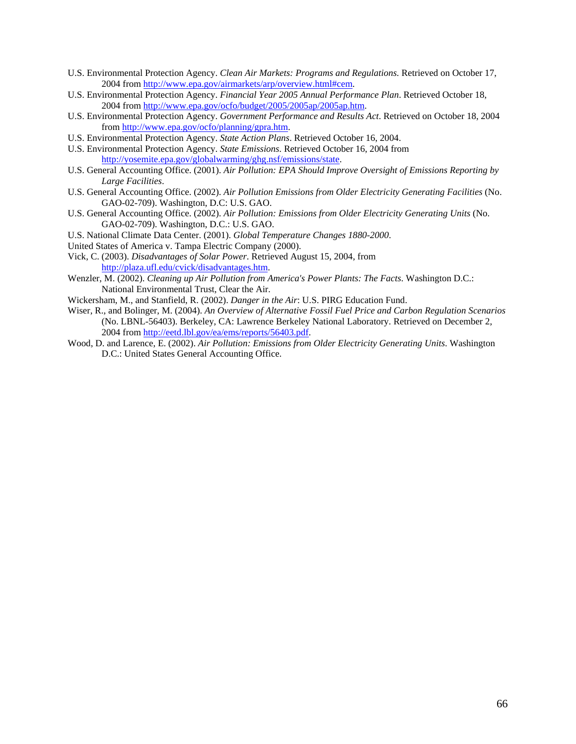U.S. Environmental Protection Agency. *Clean Air Markets: Programs and Regulations.* Retrieved on October 17, 2004 from http://www.epa.gov/airmarkets/arp/overview.html#cem.

U.S. Environmental Protection Agency. *Financial Year 2005 Annual Performance Plan*. Retrieved October 18, 2004 from http://www.epa.gov/ocfo/budget/2005/2005ap/2005ap.htm.

U.S. Environmental Protection Agency. *Government Performance and Results Act*. Retrieved on October 18, 2004 from http://www.epa.gov/ocfo/planning/gpra.htm.

U.S. Environmental Protection Agency. *State Action Plans*. Retrieved October 16, 2004.

U.S. Environmental Protection Agency. *State Emissions*. Retrieved October 16, 2004 from http://yosemite.epa.gov/globalwarming/ghg.nsf/emissions/state.

U.S. General Accounting Office. (2001). *Air Pollution: EPA Should Improve Oversight of Emissions Reporting by Large Facilities*.

U.S. General Accounting Office. (2002). *Air Pollution Emissions from Older Electricity Generating Facilities* (No. GAO-02-709). Washington, D.C: U.S. GAO.

U.S. General Accounting Office. (2002). *Air Pollution: Emissions from Older Electricity Generating Units* (No. GAO-02-709). Washington, D.C.: U.S. GAO.

U.S. National Climate Data Center. (2001). *Global Temperature Changes 1880-2000*.

United States of America v. Tampa Electric Company (2000).

Vick, C. (2003). *Disadvantages of Solar Power*. Retrieved August 15, 2004, from http://plaza.ufl.edu/cvick/disadvantages.htm.

Wenzler, M. (2002). *Cleaning up Air Pollution from America's Power Plants: The Facts*. Washington D.C.: National Environmental Trust, Clear the Air.

Wickersham, M., and Stanfield, R. (2002). *Danger in the Air*: U.S. PIRG Education Fund.

Wiser, R., and Bolinger, M. (2004). *An Overview of Alternative Fossil Fuel Price and Carbon Regulation Scenarios* (No. LBNL-56403). Berkeley, CA: Lawrence Berkeley National Laboratory. Retrieved on December 2, 2004 from http://eetd.lbl.gov/ea/ems/reports/56403.pdf.

Wood, D. and Larence, E. (2002). *Air Pollution: Emissions from Older Electricity Generating Units*. Washington D.C.: United States General Accounting Office.